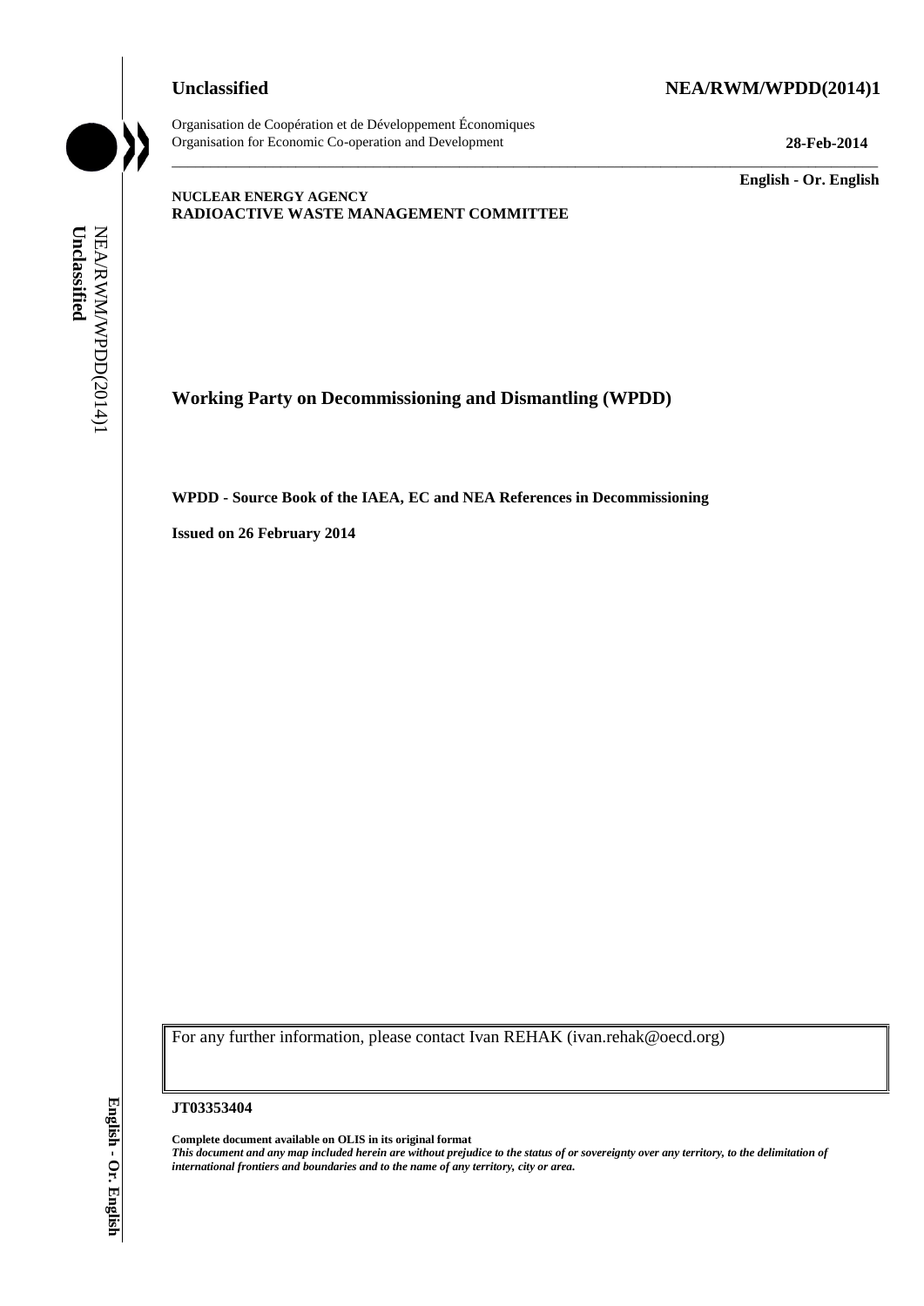**Unclassified** **NEA/RWM/WPDD(2014)1**

Organisation de Coopération et de Développement Économiques
Organisation for Economic Co-operation and Development

**28-Feb-2014**

**English - Or. English**

**NUCLEAR ENERGY AGENCY**
**RADIOACTIVE WASTE MANAGEMENT COMMITTEE**

# Working Party on Decommissioning and Dismantling (WPDD)

**WPDD - Source Book of the IAEA, EC and NEA References in Decommissioning**

**Issued on 26 February 2014**

For any further information, please contact Ivan REHAK (ivan.rehak@oecd.org)

**JT03353404**

**Complete document available on OLIS in its original format**
***This document and any map included herein are without prejudice to the status of or sovereignty over any territory, to the delimitation of international frontiers and boundaries and to the name of any territory, city or area.***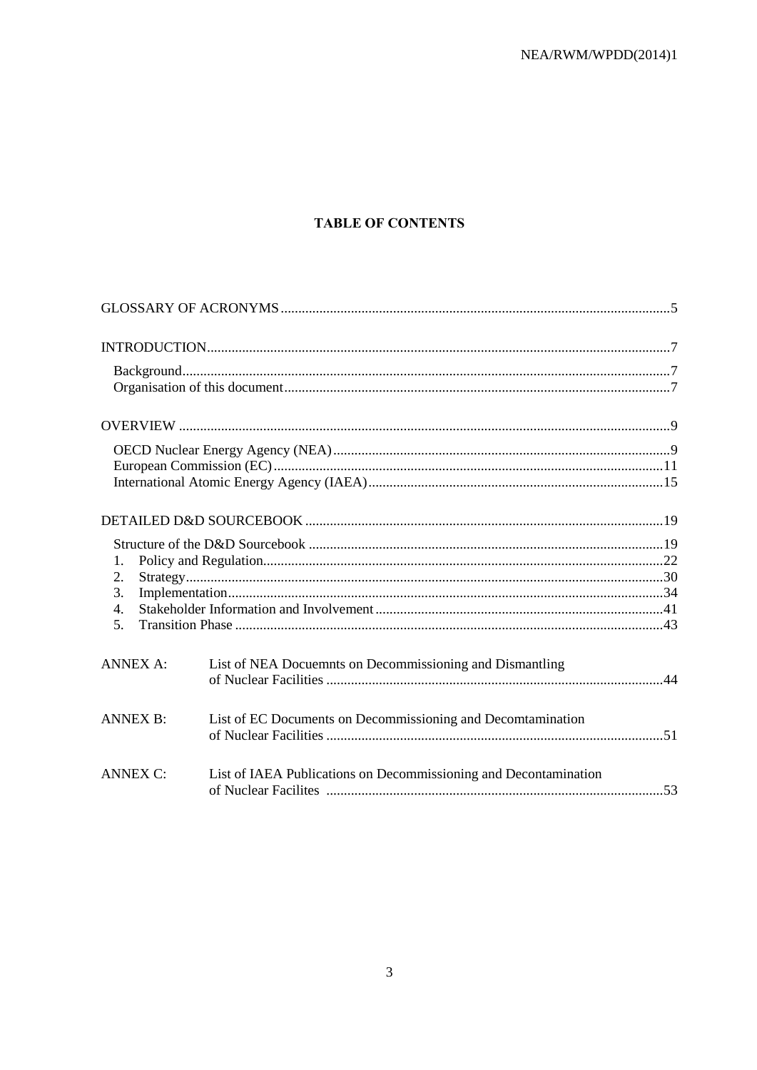# TABLE OF CONTENTS

GLOSSARY OF ACRONYMS .....5

INTRODUCTION .....7

- Background .....7
- Organisation of this document .....7

OVERVIEW .....9

- OECD Nuclear Energy Agency (NEA) .....9
- European Commission (EC) .....11
- International Atomic Energy Agency (IAEA) .....15

DETAILED D&D SOURCEBOOK .....19

- Structure of the D&D Sourcebook .....19
- 1. Policy and Regulation .....22
- 2. Strategy .....30
- 3. Implementation .....34
- 4. Stakeholder Information and Involvement .....41
- 5. Transition Phase .....43

ANNEX A: List of NEA Docuemnts on Decommissioning and Dismantling of Nuclear Facilities .....44

ANNEX B: List of EC Documents on Decommissioning and Decomtamination of Nuclear Facilities .....51

ANNEX C: List of IAEA Publications on Decommissioning and Decontamination of Nuclear Facilites .....53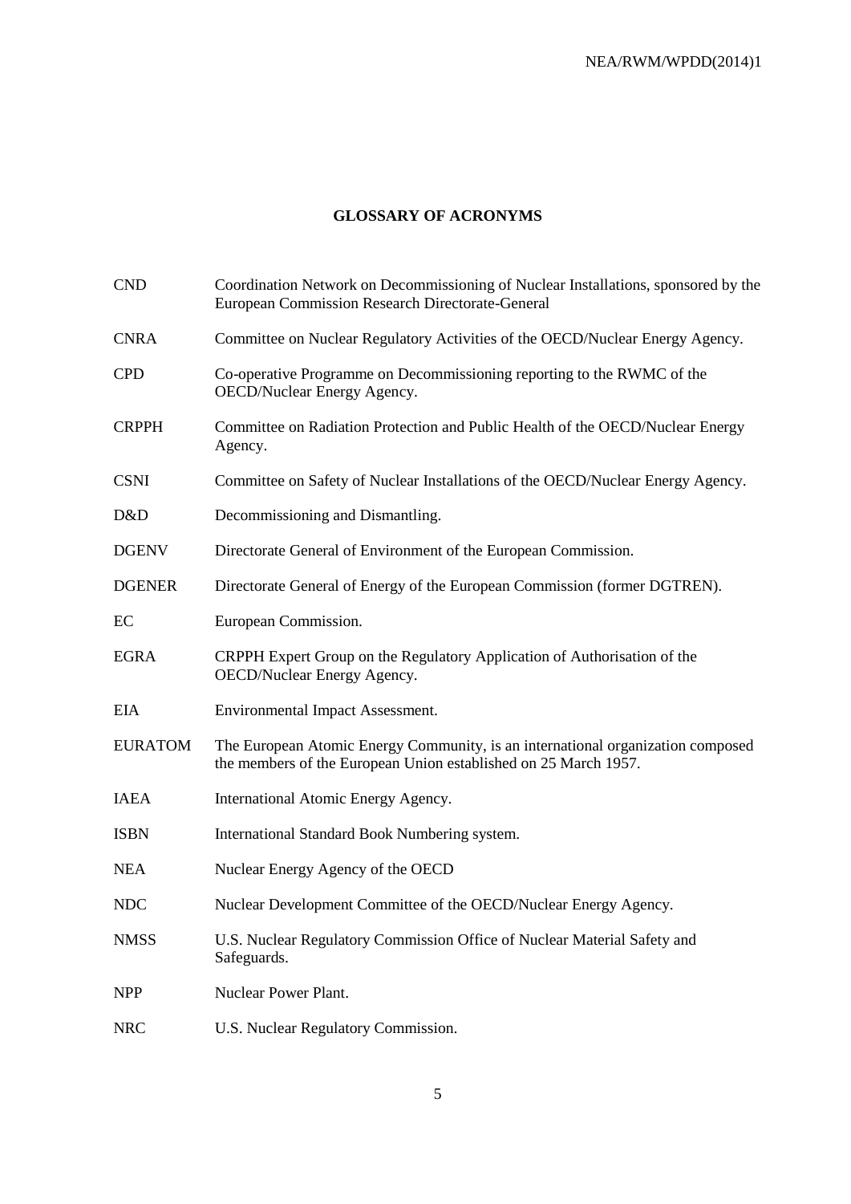## GLOSSARY OF ACRONYMS

| | |
|---|---|
| CND | Coordination Network on Decommissioning of Nuclear Installations, sponsored by the European Commission Research Directorate-General |
| CNRA | Committee on Nuclear Regulatory Activities of the OECD/Nuclear Energy Agency. |
| CPD | Co-operative Programme on Decommissioning reporting to the RWMC of the OECD/Nuclear Energy Agency. |
| CRPPH | Committee on Radiation Protection and Public Health of the OECD/Nuclear Energy Agency. |
| CSNI | Committee on Safety of Nuclear Installations of the OECD/Nuclear Energy Agency. |
| D&D | Decommissioning and Dismantling. |
| DGENV | Directorate General of Environment of the European Commission. |
| DGENER | Directorate General of Energy of the European Commission (former DGTREN). |
| EC | European Commission. |
| EGRA | CRPPH Expert Group on the Regulatory Application of Authorisation of the OECD/Nuclear Energy Agency. |
| EIA | Environmental Impact Assessment. |
| EURATOM | The European Atomic Energy Community, is an international organization composed the members of the European Union established on 25 March 1957. |
| IAEA | International Atomic Energy Agency. |
| ISBN | International Standard Book Numbering system. |
| NEA | Nuclear Energy Agency of the OECD |
| NDC | Nuclear Development Committee of the OECD/Nuclear Energy Agency. |
| NMSS | U.S. Nuclear Regulatory Commission Office of Nuclear Material Safety and Safeguards. |
| NPP | Nuclear Power Plant. |
| NRC | U.S. Nuclear Regulatory Commission. |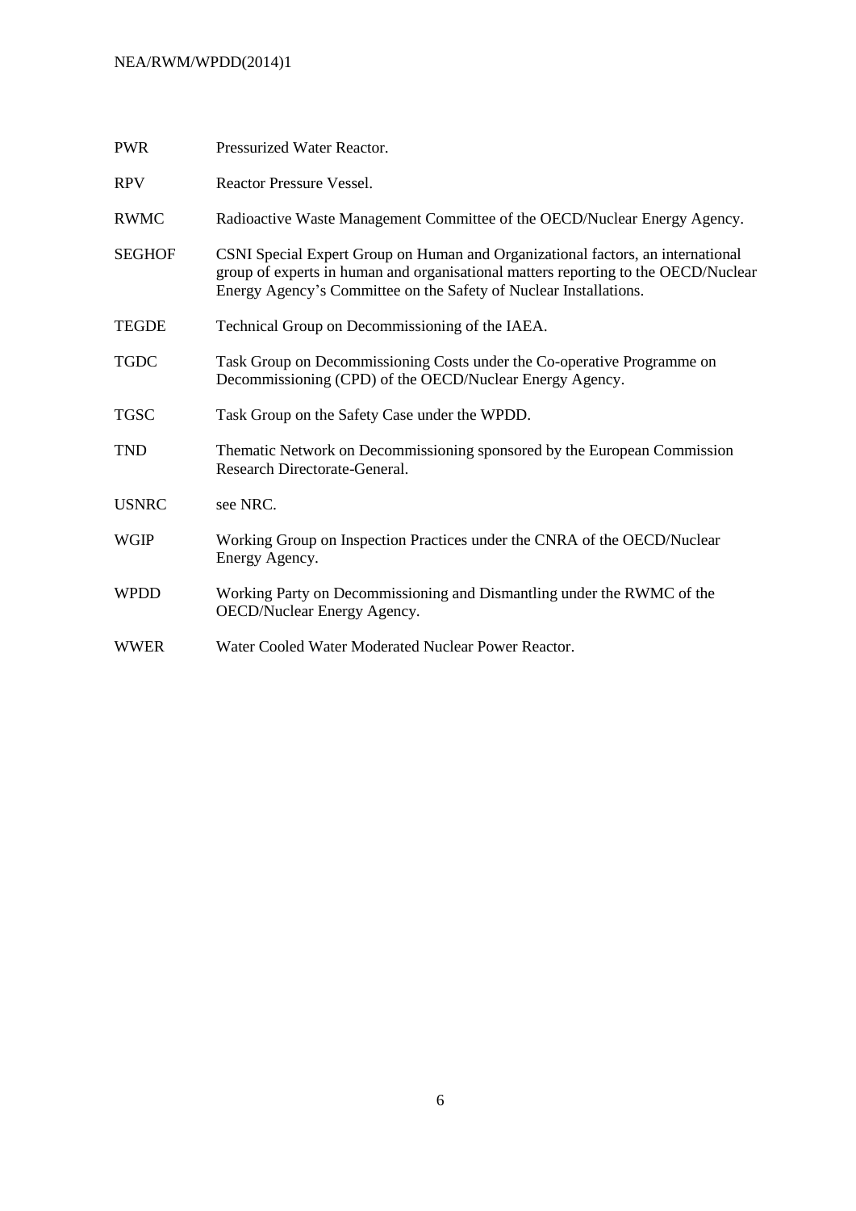| | |
|---|---|
| PWR | Pressurized Water Reactor. |
| RPV | Reactor Pressure Vessel. |
| RWMC | Radioactive Waste Management Committee of the OECD/Nuclear Energy Agency. |
| SEGHOF | CSNI Special Expert Group on Human and Organizational factors, an international group of experts in human and organisational matters reporting to the OECD/Nuclear Energy Agency's Committee on the Safety of Nuclear Installations. |
| TEGDE | Technical Group on Decommissioning of the IAEA. |
| TGDC | Task Group on Decommissioning Costs under the Co-operative Programme on Decommissioning (CPD) of the OECD/Nuclear Energy Agency. |
| TGSC | Task Group on the Safety Case under the WPDD. |
| TND | Thematic Network on Decommissioning sponsored by the European Commission Research Directorate-General. |
| USNRC | see NRC. |
| WGIP | Working Group on Inspection Practices under the CNRA of the OECD/Nuclear Energy Agency. |
| WPDD | Working Party on Decommissioning and Dismantling under the RWMC of the OECD/Nuclear Energy Agency. |
| WWER | Water Cooled Water Moderated Nuclear Power Reactor. |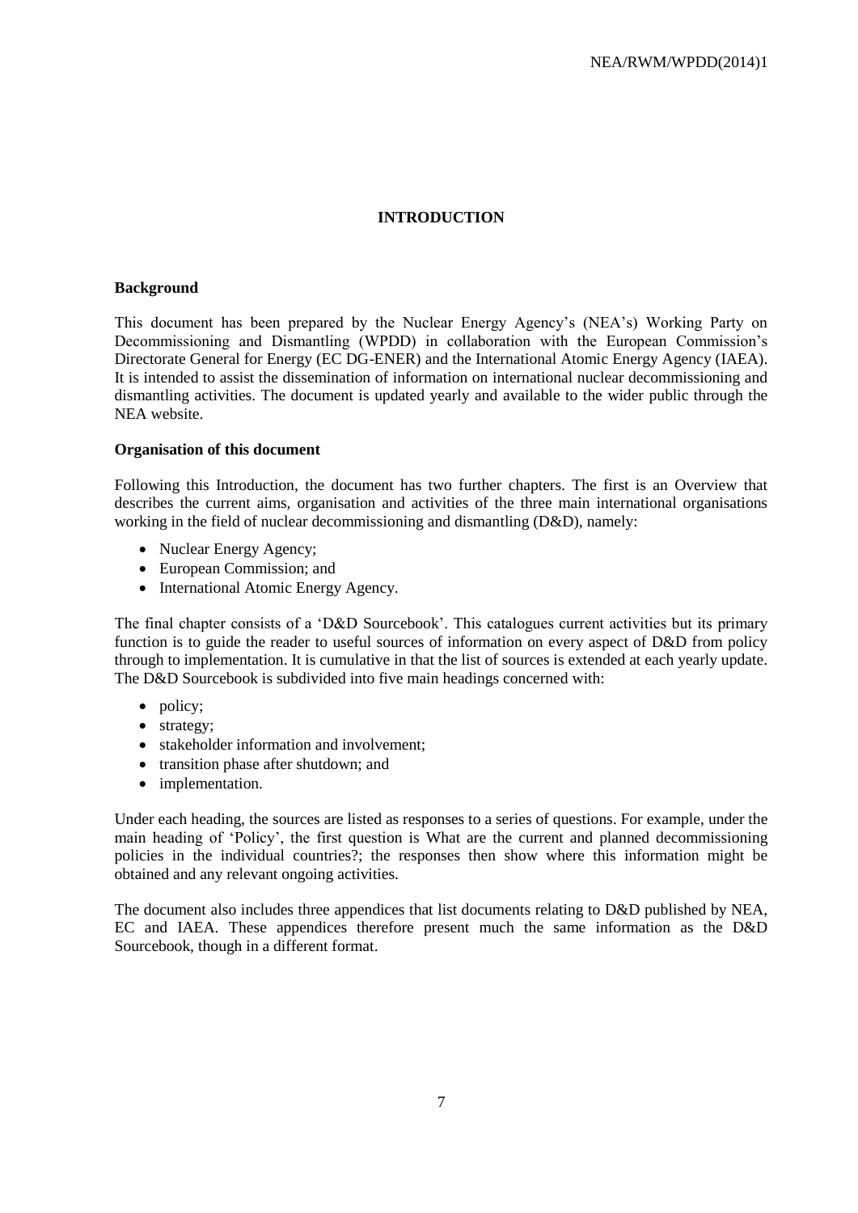# INTRODUCTION

## Background

This document has been prepared by the Nuclear Energy Agency's (NEA's) Working Party on Decommissioning and Dismantling (WPDD) in collaboration with the European Commission's Directorate General for Energy (EC DG-ENER) and the International Atomic Energy Agency (IAEA). It is intended to assist the dissemination of information on international nuclear decommissioning and dismantling activities. The document is updated yearly and available to the wider public through the NEA website.

## Organisation of this document

Following this Introduction, the document has two further chapters. The first is an Overview that describes the current aims, organisation and activities of the three main international organisations working in the field of nuclear decommissioning and dismantling (D&D), namely:

- Nuclear Energy Agency;
- European Commission; and
- International Atomic Energy Agency.

The final chapter consists of a 'D&D Sourcebook'. This catalogues current activities but its primary function is to guide the reader to useful sources of information on every aspect of D&D from policy through to implementation. It is cumulative in that the list of sources is extended at each yearly update. The D&D Sourcebook is subdivided into five main headings concerned with:

- policy;
- strategy;
- stakeholder information and involvement;
- transition phase after shutdown; and
- implementation.

Under each heading, the sources are listed as responses to a series of questions. For example, under the main heading of 'Policy', the first question is What are the current and planned decommissioning policies in the individual countries?; the responses then show where this information might be obtained and any relevant ongoing activities.

The document also includes three appendices that list documents relating to D&D published by NEA, EC and IAEA. These appendices therefore present much the same information as the D&D Sourcebook, though in a different format.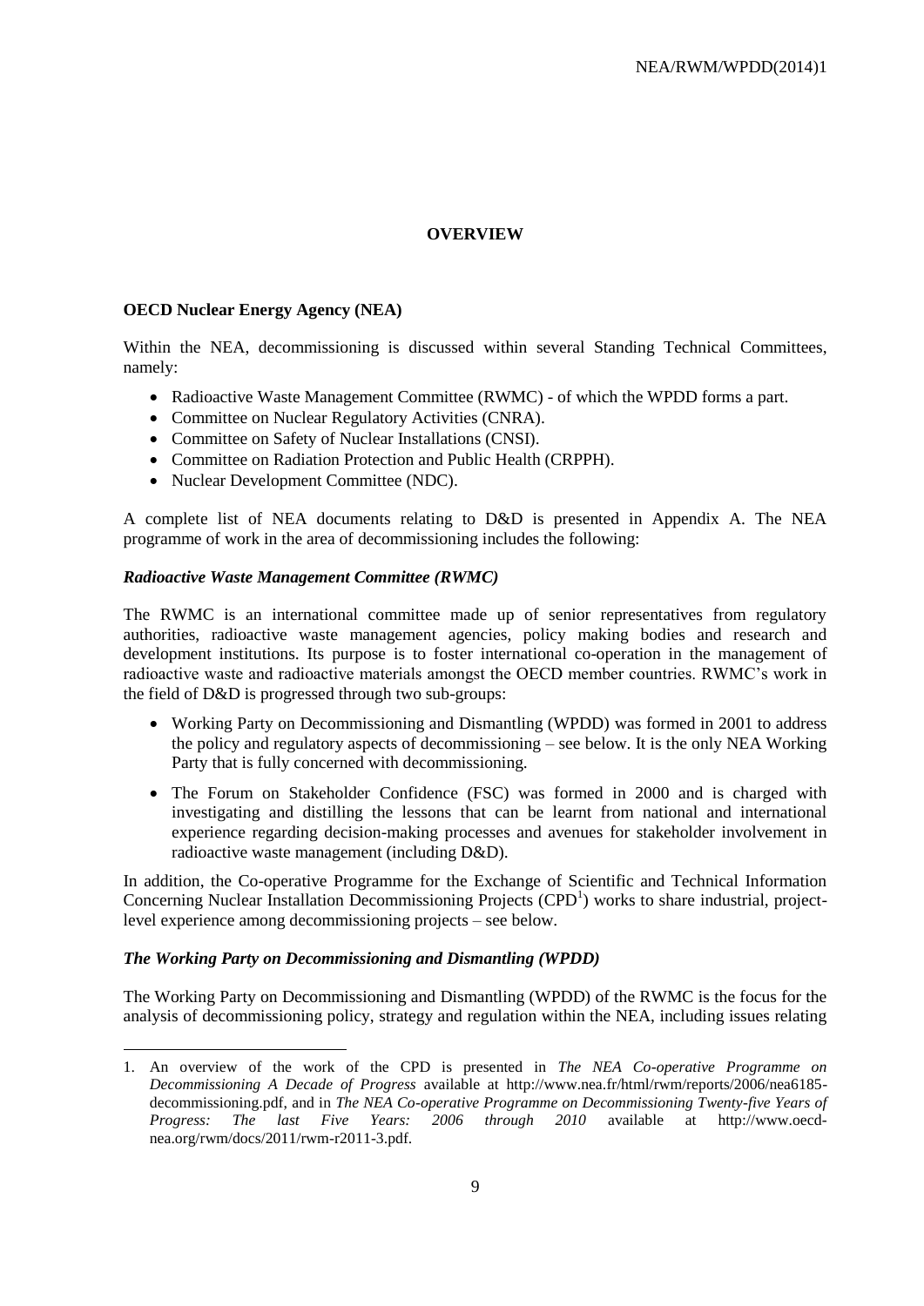## OVERVIEW

### OECD Nuclear Energy Agency (NEA)

Within the NEA, decommissioning is discussed within several Standing Technical Committees, namely:

- Radioactive Waste Management Committee (RWMC) - of which the WPDD forms a part.
- Committee on Nuclear Regulatory Activities (CNRA).
- Committee on Safety of Nuclear Installations (CNSI).
- Committee on Radiation Protection and Public Health (CRPPH).
- Nuclear Development Committee (NDC).

A complete list of NEA documents relating to D&D is presented in Appendix A. The NEA programme of work in the area of decommissioning includes the following:

#### *Radioactive Waste Management Committee (RWMC)*

The RWMC is an international committee made up of senior representatives from regulatory authorities, radioactive waste management agencies, policy making bodies and research and development institutions. Its purpose is to foster international co-operation in the management of radioactive waste and radioactive materials amongst the OECD member countries. RWMC's work in the field of D&D is progressed through two sub-groups:

- Working Party on Decommissioning and Dismantling (WPDD) was formed in 2001 to address the policy and regulatory aspects of decommissioning – see below. It is the only NEA Working Party that is fully concerned with decommissioning.
- The Forum on Stakeholder Confidence (FSC) was formed in 2000 and is charged with investigating and distilling the lessons that can be learnt from national and international experience regarding decision-making processes and avenues for stakeholder involvement in radioactive waste management (including D&D).

In addition, the Co-operative Programme for the Exchange of Scientific and Technical Information Concerning Nuclear Installation Decommissioning Projects (CPD[1]) works to share industrial, project-level experience among decommissioning projects – see below.

#### *The Working Party on Decommissioning and Dismantling (WPDD)*

The Working Party on Decommissioning and Dismantling (WPDD) of the RWMC is the focus for the analysis of decommissioning policy, strategy and regulation within the NEA, including issues relating

---

1. An overview of the work of the CPD is presented in *The NEA Co-operative Programme on Decommissioning A Decade of Progress* available at http://www.nea.fr/html/rwm/reports/2006/nea6185-decommissioning.pdf, and in *The NEA Co-operative Programme on Decommissioning Twenty-five Years of Progress: The last Five Years: 2006 through 2010* available at http://www.oecd-nea.org/rwm/docs/2011/rwm-r2011-3.pdf.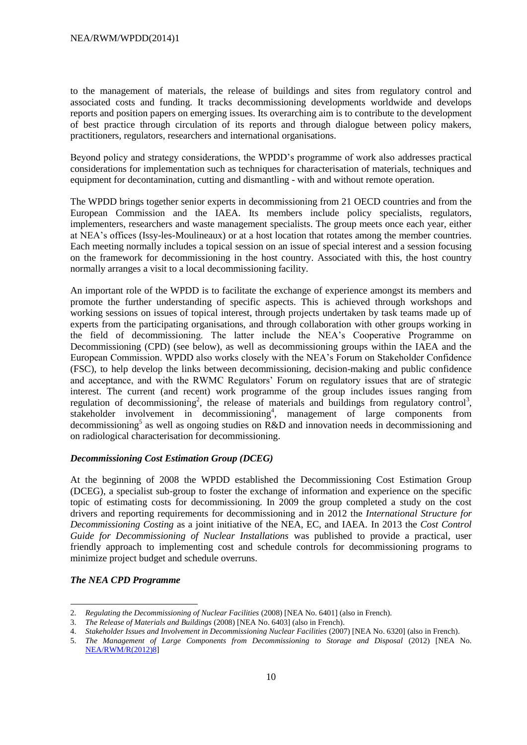to the management of materials, the release of buildings and sites from regulatory control and associated costs and funding. It tracks decommissioning developments worldwide and develops reports and position papers on emerging issues. Its overarching aim is to contribute to the development of best practice through circulation of its reports and through dialogue between policy makers, practitioners, regulators, researchers and international organisations.

Beyond policy and strategy considerations, the WPDD's programme of work also addresses practical considerations for implementation such as techniques for characterisation of materials, techniques and equipment for decontamination, cutting and dismantling - with and without remote operation.

The WPDD brings together senior experts in decommissioning from 21 OECD countries and from the European Commission and the IAEA. Its members include policy specialists, regulators, implementers, researchers and waste management specialists. The group meets once each year, either at NEA's offices (Issy-les-Moulineaux) or at a host location that rotates among the member countries. Each meeting normally includes a topical session on an issue of special interest and a session focusing on the framework for decommissioning in the host country. Associated with this, the host country normally arranges a visit to a local decommissioning facility.

An important role of the WPDD is to facilitate the exchange of experience amongst its members and promote the further understanding of specific aspects. This is achieved through workshops and working sessions on issues of topical interest, through projects undertaken by task teams made up of experts from the participating organisations, and through collaboration with other groups working in the field of decommissioning. The latter include the NEA's Cooperative Programme on Decommissioning (CPD) (see below), as well as decommissioning groups within the IAEA and the European Commission. WPDD also works closely with the NEA's Forum on Stakeholder Confidence (FSC), to help develop the links between decommissioning, decision-making and public confidence and acceptance, and with the RWMC Regulators' Forum on regulatory issues that are of strategic interest. The current (and recent) work programme of the group includes issues ranging from regulation of decommissioning[2], the release of materials and buildings from regulatory control[3], stakeholder involvement in decommissioning[4], management of large components from decommissioning[5] as well as ongoing studies on R&D and innovation needs in decommissioning and on radiological characterisation for decommissioning.

### *Decommissioning Cost Estimation Group (DCEG)*

At the beginning of 2008 the WPDD established the Decommissioning Cost Estimation Group (DCEG), a specialist sub-group to foster the exchange of information and experience on the specific topic of estimating costs for decommissioning. In 2009 the group completed a study on the cost drivers and reporting requirements for decommissioning and in 2012 the *International Structure for Decommissioning Costing* as a joint initiative of the NEA, EC, and IAEA. In 2013 the *Cost Control Guide for Decommissioning of Nuclear Installations* was published to provide a practical, user friendly approach to implementing cost and schedule controls for decommissioning programs to minimize project budget and schedule overruns.

### *The NEA CPD Programme*

---

2. *Regulating the Decommissioning of Nuclear Facilities* (2008) [NEA No. 6401] (also in French).
3. *The Release of Materials and Buildings* (2008) [NEA No. 6403] (also in French).
4. *Stakeholder Issues and Involvement in Decommissioning Nuclear Facilities* (2007) [NEA No. 6320] (also in French).
5. *The Management of Large Components from Decommissioning to Storage and Disposal* (2012) [NEA No. NEA/RWM/R(2012)8]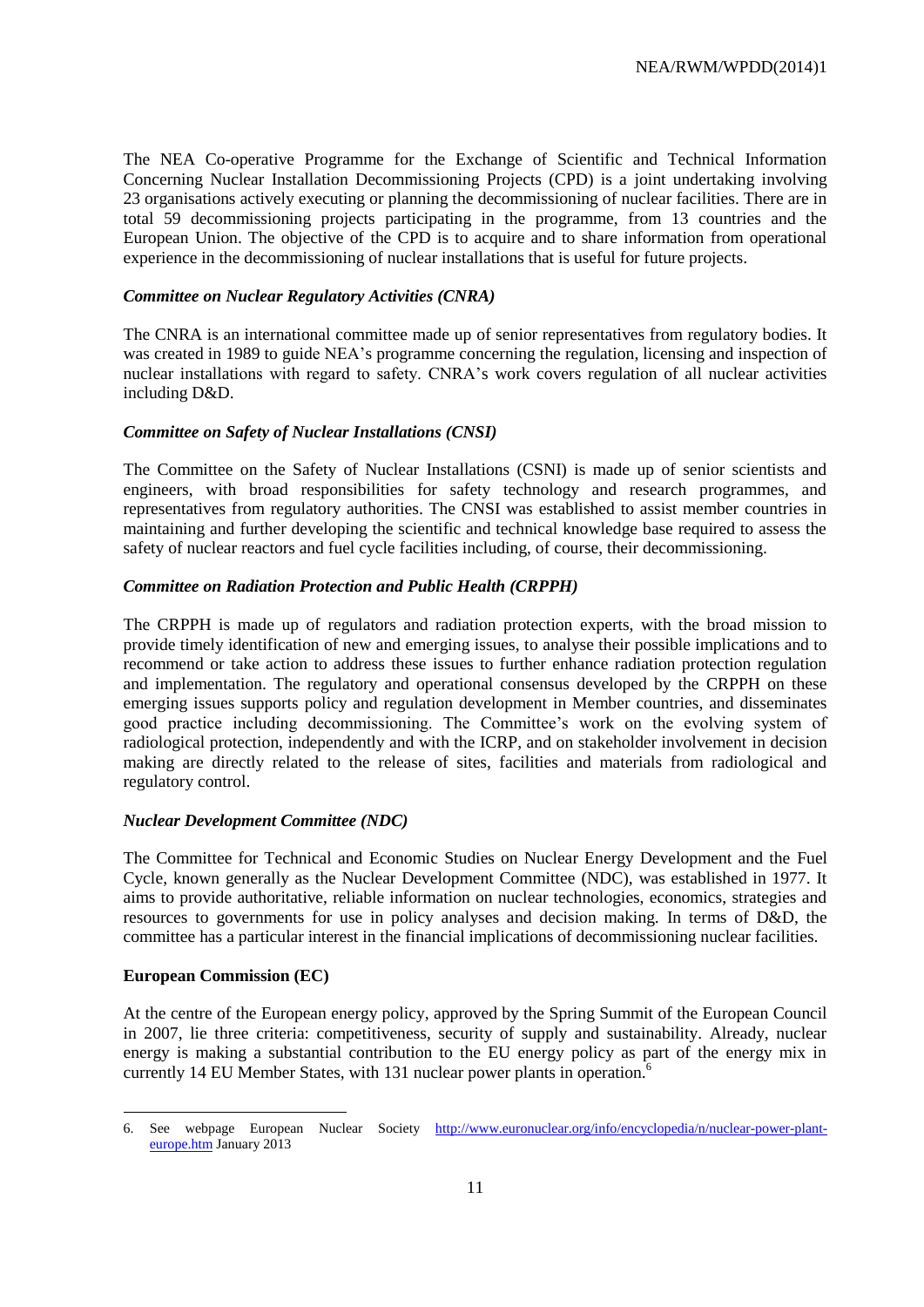The NEA Co-operative Programme for the Exchange of Scientific and Technical Information Concerning Nuclear Installation Decommissioning Projects (CPD) is a joint undertaking involving 23 organisations actively executing or planning the decommissioning of nuclear facilities. There are in total 59 decommissioning projects participating in the programme, from 13 countries and the European Union. The objective of the CPD is to acquire and to share information from operational experience in the decommissioning of nuclear installations that is useful for future projects.

***Committee on Nuclear Regulatory Activities (CNRA)***

The CNRA is an international committee made up of senior representatives from regulatory bodies. It was created in 1989 to guide NEA's programme concerning the regulation, licensing and inspection of nuclear installations with regard to safety. CNRA's work covers regulation of all nuclear activities including D&D.

***Committee on Safety of Nuclear Installations (CNSI)***

The Committee on the Safety of Nuclear Installations (CSNI) is made up of senior scientists and engineers, with broad responsibilities for safety technology and research programmes, and representatives from regulatory authorities. The CNSI was established to assist member countries in maintaining and further developing the scientific and technical knowledge base required to assess the safety of nuclear reactors and fuel cycle facilities including, of course, their decommissioning.

***Committee on Radiation Protection and Public Health (CRPPH)***

The CRPPH is made up of regulators and radiation protection experts, with the broad mission to provide timely identification of new and emerging issues, to analyse their possible implications and to recommend or take action to address these issues to further enhance radiation protection regulation and implementation. The regulatory and operational consensus developed by the CRPPH on these emerging issues supports policy and regulation development in Member countries, and disseminates good practice including decommissioning. The Committee's work on the evolving system of radiological protection, independently and with the ICRP, and on stakeholder involvement in decision making are directly related to the release of sites, facilities and materials from radiological and regulatory control.

***Nuclear Development Committee (NDC)***

The Committee for Technical and Economic Studies on Nuclear Energy Development and the Fuel Cycle, known generally as the Nuclear Development Committee (NDC), was established in 1977. It aims to provide authoritative, reliable information on nuclear technologies, economics, strategies and resources to governments for use in policy analyses and decision making. In terms of D&D, the committee has a particular interest in the financial implications of decommissioning nuclear facilities.

**European Commission (EC)**

At the centre of the European energy policy, approved by the Spring Summit of the European Council in 2007, lie three criteria: competitiveness, security of supply and sustainability. Already, nuclear energy is making a substantial contribution to the EU energy policy as part of the energy mix in currently 14 EU Member States, with 131 nuclear power plants in operation.[6]

---

6. See webpage European Nuclear Society http://www.euronuclear.org/info/encyclopedia/n/nuclear-power-plant-europe.htm January 2013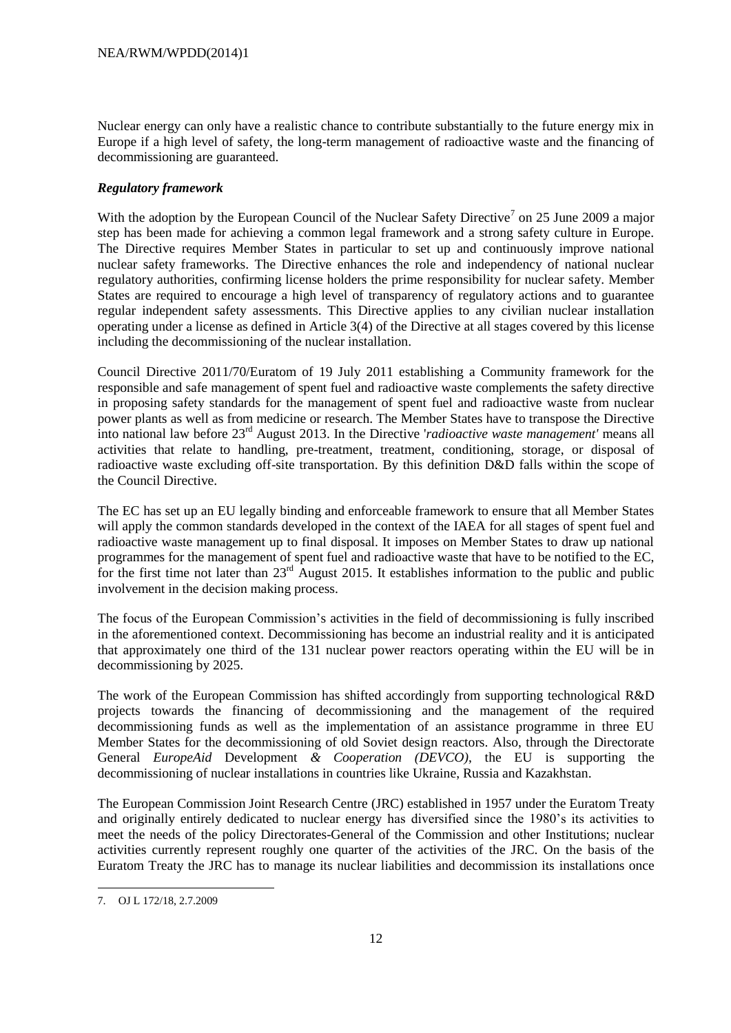Nuclear energy can only have a realistic chance to contribute substantially to the future energy mix in Europe if a high level of safety, the long-term management of radioactive waste and the financing of decommissioning are guaranteed.

***Regulatory framework***

With the adoption by the European Council of the Nuclear Safety Directive[7] on 25 June 2009 a major step has been made for achieving a common legal framework and a strong safety culture in Europe. The Directive requires Member States in particular to set up and continuously improve national nuclear safety frameworks. The Directive enhances the role and independency of national nuclear regulatory authorities, confirming license holders the prime responsibility for nuclear safety. Member States are required to encourage a high level of transparency of regulatory actions and to guarantee regular independent safety assessments. This Directive applies to any civilian nuclear installation operating under a license as defined in Article 3(4) of the Directive at all stages covered by this license including the decommissioning of the nuclear installation.

Council Directive 2011/70/Euratom of 19 July 2011 establishing a Community framework for the responsible and safe management of spent fuel and radioactive waste complements the safety directive in proposing safety standards for the management of spent fuel and radioactive waste from nuclear power plants as well as from medicine or research. The Member States have to transpose the Directive into national law before 23rd August 2013. In the Directive '*radioactive waste management*' means all activities that relate to handling, pre-treatment, treatment, conditioning, storage, or disposal of radioactive waste excluding off-site transportation. By this definition D&D falls within the scope of the Council Directive.

The EC has set up an EU legally binding and enforceable framework to ensure that all Member States will apply the common standards developed in the context of the IAEA for all stages of spent fuel and radioactive waste management up to final disposal. It imposes on Member States to draw up national programmes for the management of spent fuel and radioactive waste that have to be notified to the EC, for the first time not later than 23rd August 2015. It establishes information to the public and public involvement in the decision making process.

The focus of the European Commission's activities in the field of decommissioning is fully inscribed in the aforementioned context. Decommissioning has become an industrial reality and it is anticipated that approximately one third of the 131 nuclear power reactors operating within the EU will be in decommissioning by 2025.

The work of the European Commission has shifted accordingly from supporting technological R&D projects towards the financing of decommissioning and the management of the required decommissioning funds as well as the implementation of an assistance programme in three EU Member States for the decommissioning of old Soviet design reactors. Also, through the Directorate General *EuropeAid* Development *& Cooperation (DEVCO)*, the EU is supporting the decommissioning of nuclear installations in countries like Ukraine, Russia and Kazakhstan.

The European Commission Joint Research Centre (JRC) established in 1957 under the Euratom Treaty and originally entirely dedicated to nuclear energy has diversified since the 1980's its activities to meet the needs of the policy Directorates-General of the Commission and other Institutions; nuclear activities currently represent roughly one quarter of the activities of the JRC. On the basis of the Euratom Treaty the JRC has to manage its nuclear liabilities and decommission its installations once

---

7. OJ L 172/18, 2.7.2009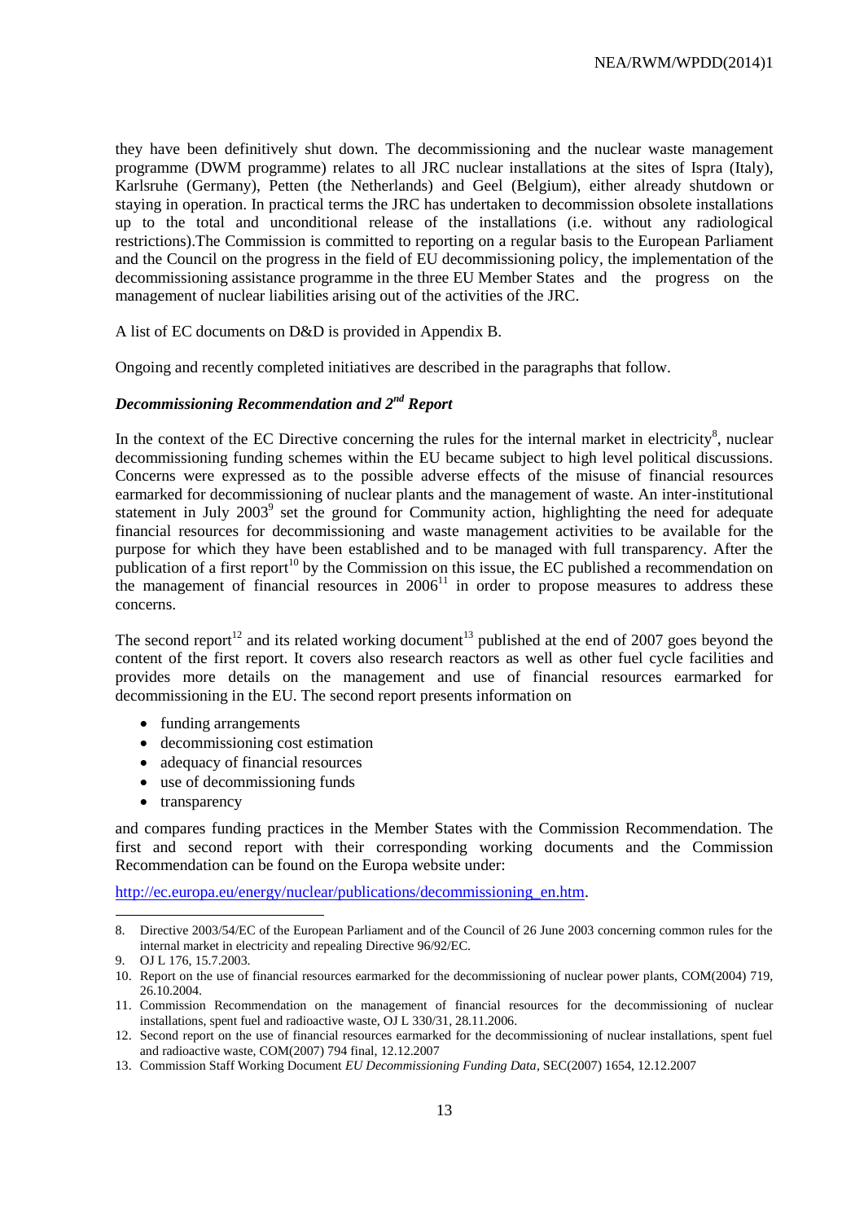they have been definitively shut down. The decommissioning and the nuclear waste management programme (DWM programme) relates to all JRC nuclear installations at the sites of Ispra (Italy), Karlsruhe (Germany), Petten (the Netherlands) and Geel (Belgium), either already shutdown or staying in operation. In practical terms the JRC has undertaken to decommission obsolete installations up to the total and unconditional release of the installations (i.e. without any radiological restrictions).The Commission is committed to reporting on a regular basis to the European Parliament and the Council on the progress in the field of EU decommissioning policy, the implementation of the decommissioning assistance programme in the three EU Member States and the progress on the management of nuclear liabilities arising out of the activities of the JRC.

A list of EC documents on D&D is provided in Appendix B.

Ongoing and recently completed initiatives are described in the paragraphs that follow.

### *Decommissioning Recommendation and 2nd Report*

In the context of the EC Directive concerning the rules for the internal market in electricity[8], nuclear decommissioning funding schemes within the EU became subject to high level political discussions. Concerns were expressed as to the possible adverse effects of the misuse of financial resources earmarked for decommissioning of nuclear plants and the management of waste. An inter-institutional statement in July 2003[9] set the ground for Community action, highlighting the need for adequate financial resources for decommissioning and waste management activities to be available for the purpose for which they have been established and to be managed with full transparency. After the publication of a first report[10] by the Commission on this issue, the EC published a recommendation on the management of financial resources in 2006[11] in order to propose measures to address these concerns.

The second report[12] and its related working document[13] published at the end of 2007 goes beyond the content of the first report. It covers also research reactors as well as other fuel cycle facilities and provides more details on the management and use of financial resources earmarked for decommissioning in the EU. The second report presents information on

- funding arrangements
- decommissioning cost estimation
- adequacy of financial resources
- use of decommissioning funds
- transparency

and compares funding practices in the Member States with the Commission Recommendation. The first and second report with their corresponding working documents and the Commission Recommendation can be found on the Europa website under:

http://ec.europa.eu/energy/nuclear/publications/decommissioning_en.htm.

---

8. Directive 2003/54/EC of the European Parliament and of the Council of 26 June 2003 concerning common rules for the internal market in electricity and repealing Directive 96/92/EC.
9. OJ L 176, 15.7.2003.
10. Report on the use of financial resources earmarked for the decommissioning of nuclear power plants, COM(2004) 719, 26.10.2004.
11. Commission Recommendation on the management of financial resources for the decommissioning of nuclear installations, spent fuel and radioactive waste, OJ L 330/31, 28.11.2006.
12. Second report on the use of financial resources earmarked for the decommissioning of nuclear installations, spent fuel and radioactive waste, COM(2007) 794 final, 12.12.2007
13. Commission Staff Working Document *EU Decommissioning Funding Data*, SEC(2007) 1654, 12.12.2007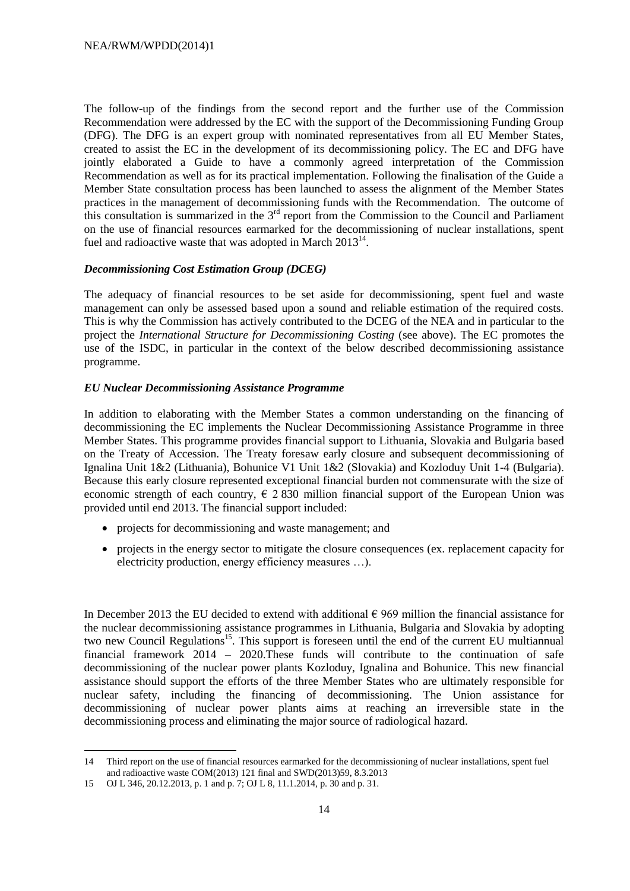The follow-up of the findings from the second report and the further use of the Commission Recommendation were addressed by the EC with the support of the Decommissioning Funding Group (DFG). The DFG is an expert group with nominated representatives from all EU Member States, created to assist the EC in the development of its decommissioning policy. The EC and DFG have jointly elaborated a Guide to have a commonly agreed interpretation of the Commission Recommendation as well as for its practical implementation. Following the finalisation of the Guide a Member State consultation process has been launched to assess the alignment of the Member States practices in the management of decommissioning funds with the Recommendation. The outcome of this consultation is summarized in the 3rd report from the Commission to the Council and Parliament on the use of financial resources earmarked for the decommissioning of nuclear installations, spent fuel and radioactive waste that was adopted in March 2013[14].

***Decommissioning Cost Estimation Group (DCEG)***

The adequacy of financial resources to be set aside for decommissioning, spent fuel and waste management can only be assessed based upon a sound and reliable estimation of the required costs. This is why the Commission has actively contributed to the DCEG of the NEA and in particular to the project the *International Structure for Decommissioning Costing* (see above). The EC promotes the use of the ISDC, in particular in the context of the below described decommissioning assistance programme.

***EU Nuclear Decommissioning Assistance Programme***

In addition to elaborating with the Member States a common understanding on the financing of decommissioning the EC implements the Nuclear Decommissioning Assistance Programme in three Member States. This programme provides financial support to Lithuania, Slovakia and Bulgaria based on the Treaty of Accession. The Treaty foresaw early closure and subsequent decommissioning of Ignalina Unit 1&2 (Lithuania), Bohunice V1 Unit 1&2 (Slovakia) and Kozloduy Unit 1-4 (Bulgaria). Because this early closure represented exceptional financial burden not commensurate with the size of economic strength of each country, € 2 830 million financial support of the European Union was provided until end 2013. The financial support included:

- projects for decommissioning and waste management; and
- projects in the energy sector to mitigate the closure consequences (ex. replacement capacity for electricity production, energy efficiency measures …).

In December 2013 the EU decided to extend with additional € 969 million the financial assistance for the nuclear decommissioning assistance programmes in Lithuania, Bulgaria and Slovakia by adopting two new Council Regulations[15]. This support is foreseen until the end of the current EU multiannual financial framework 2014 – 2020.These funds will contribute to the continuation of safe decommissioning of the nuclear power plants Kozloduy, Ignalina and Bohunice. This new financial assistance should support the efforts of the three Member States who are ultimately responsible for nuclear safety, including the financing of decommissioning. The Union assistance for decommissioning of nuclear power plants aims at reaching an irreversible state in the decommissioning process and eliminating the major source of radiological hazard.

---

14 Third report on the use of financial resources earmarked for the decommissioning of nuclear installations, spent fuel and radioactive waste COM(2013) 121 final and SWD(2013)59, 8.3.2013

15 OJ L 346, 20.12.2013, p. 1 and p. 7; OJ L 8, 11.1.2014, p. 30 and p. 31.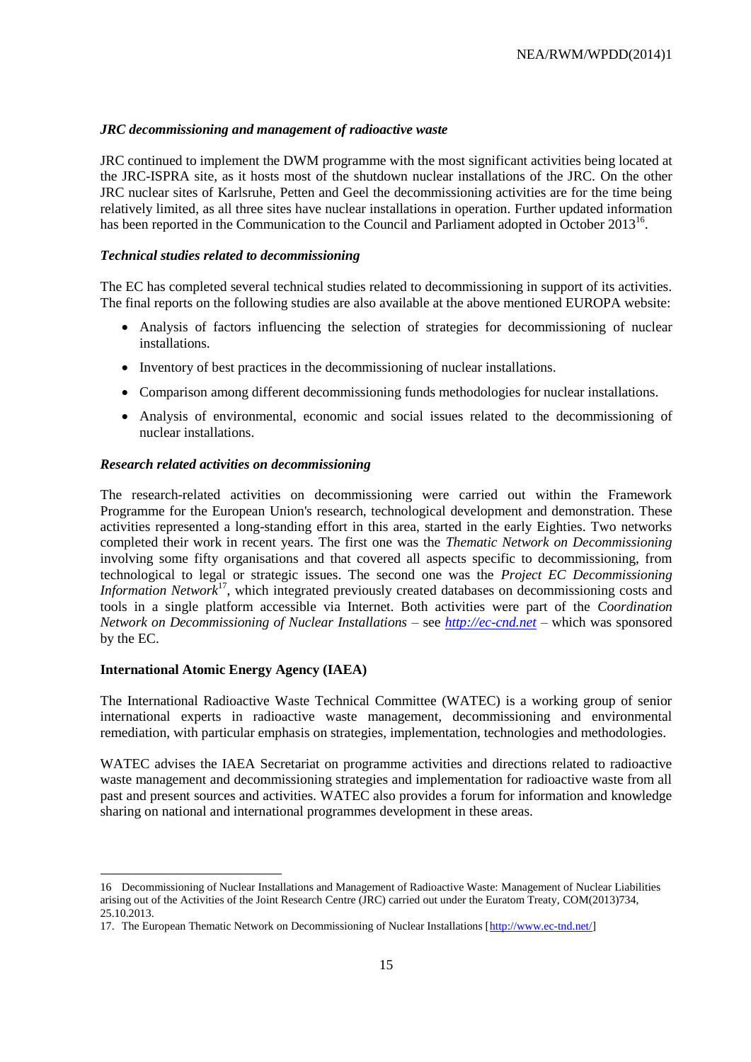### *JRC decommissioning and management of radioactive waste*

JRC continued to implement the DWM programme with the most significant activities being located at the JRC-ISPRA site, as it hosts most of the shutdown nuclear installations of the JRC. On the other JRC nuclear sites of Karlsruhe, Petten and Geel the decommissioning activities are for the time being relatively limited, as all three sites have nuclear installations in operation. Further updated information has been reported in the Communication to the Council and Parliament adopted in October 2013[16].

### *Technical studies related to decommissioning*

The EC has completed several technical studies related to decommissioning in support of its activities. The final reports on the following studies are also available at the above mentioned EUROPA website:

- Analysis of factors influencing the selection of strategies for decommissioning of nuclear installations.
- Inventory of best practices in the decommissioning of nuclear installations.
- Comparison among different decommissioning funds methodologies for nuclear installations.
- Analysis of environmental, economic and social issues related to the decommissioning of nuclear installations.

### *Research related activities on decommissioning*

The research-related activities on decommissioning were carried out within the Framework Programme for the European Union's research, technological development and demonstration. These activities represented a long-standing effort in this area, started in the early Eighties. Two networks completed their work in recent years. The first one was the *Thematic Network on Decommissioning* involving some fifty organisations and that covered all aspects specific to decommissioning, from technological to legal or strategic issues. The second one was the *Project EC Decommissioning Information Network*[17], which integrated previously created databases on decommissioning costs and tools in a single platform accessible via Internet. Both activities were part of the *Coordination Network on Decommissioning of Nuclear Installations* – see [http://ec-cnd.net](http://ec-cnd.net) – which was sponsored by the EC.

### **International Atomic Energy Agency (IAEA)**

The International Radioactive Waste Technical Committee (WATEC) is a working group of senior international experts in radioactive waste management, decommissioning and environmental remediation, with particular emphasis on strategies, implementation, technologies and methodologies.

WATEC advises the IAEA Secretariat on programme activities and directions related to radioactive waste management and decommissioning strategies and implementation for radioactive waste from all past and present sources and activities. WATEC also provides a forum for information and knowledge sharing on national and international programmes development in these areas.

---

16 Decommissioning of Nuclear Installations and Management of Radioactive Waste: Management of Nuclear Liabilities arising out of the Activities of the Joint Research Centre (JRC) carried out under the Euratom Treaty, COM(2013)734, 25.10.2013.

17. The European Thematic Network on Decommissioning of Nuclear Installations [[http://www.ec-tnd.net/](http://www.ec-tnd.net/)]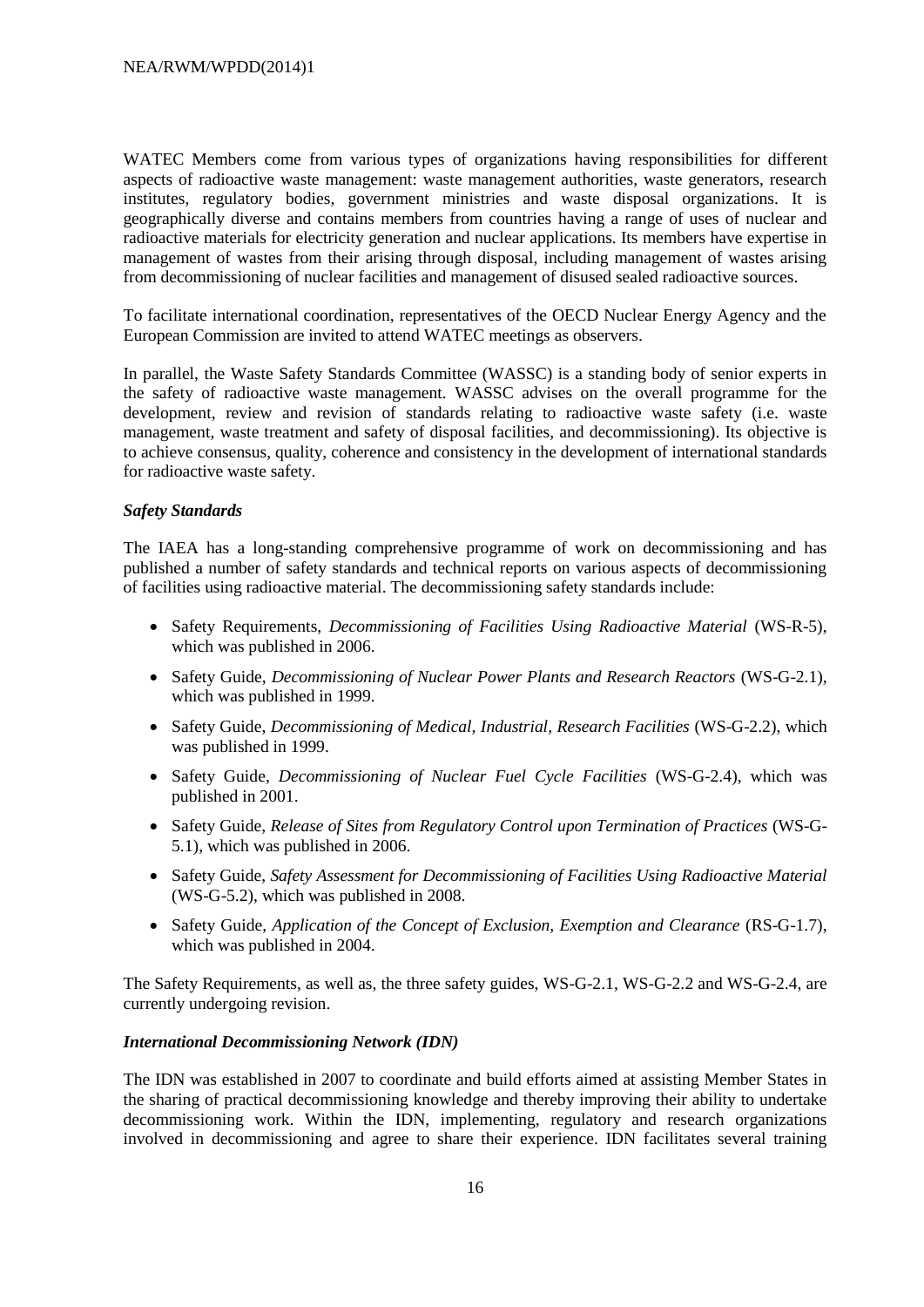WATEC Members come from various types of organizations having responsibilities for different aspects of radioactive waste management: waste management authorities, waste generators, research institutes, regulatory bodies, government ministries and waste disposal organizations. It is geographically diverse and contains members from countries having a range of uses of nuclear and radioactive materials for electricity generation and nuclear applications. Its members have expertise in management of wastes from their arising through disposal, including management of wastes arising from decommissioning of nuclear facilities and management of disused sealed radioactive sources.

To facilitate international coordination, representatives of the OECD Nuclear Energy Agency and the European Commission are invited to attend WATEC meetings as observers.

In parallel, the Waste Safety Standards Committee (WASSC) is a standing body of senior experts in the safety of radioactive waste management. WASSC advises on the overall programme for the development, review and revision of standards relating to radioactive waste safety (i.e. waste management, waste treatment and safety of disposal facilities, and decommissioning). Its objective is to achieve consensus, quality, coherence and consistency in the development of international standards for radioactive waste safety.

***Safety Standards***

The IAEA has a long-standing comprehensive programme of work on decommissioning and has published a number of safety standards and technical reports on various aspects of decommissioning of facilities using radioactive material. The decommissioning safety standards include:

- Safety Requirements, *Decommissioning of Facilities Using Radioactive Material* (WS-R-5), which was published in 2006.
- Safety Guide, *Decommissioning of Nuclear Power Plants and Research Reactors* (WS-G-2.1), which was published in 1999.
- Safety Guide, *Decommissioning of Medical, Industrial, Research Facilities* (WS-G-2.2), which was published in 1999.
- Safety Guide, *Decommissioning of Nuclear Fuel Cycle Facilities* (WS-G-2.4), which was published in 2001.
- Safety Guide, *Release of Sites from Regulatory Control upon Termination of Practices* (WS-G-5.1), which was published in 2006.
- Safety Guide, *Safety Assessment for Decommissioning of Facilities Using Radioactive Material* (WS-G-5.2), which was published in 2008.
- Safety Guide, *Application of the Concept of Exclusion, Exemption and Clearance* (RS-G-1.7), which was published in 2004.

The Safety Requirements, as well as, the three safety guides, WS-G-2.1, WS-G-2.2 and WS-G-2.4, are currently undergoing revision.

***International Decommissioning Network (IDN)***

The IDN was established in 2007 to coordinate and build efforts aimed at assisting Member States in the sharing of practical decommissioning knowledge and thereby improving their ability to undertake decommissioning work. Within the IDN, implementing, regulatory and research organizations involved in decommissioning and agree to share their experience. IDN facilitates several training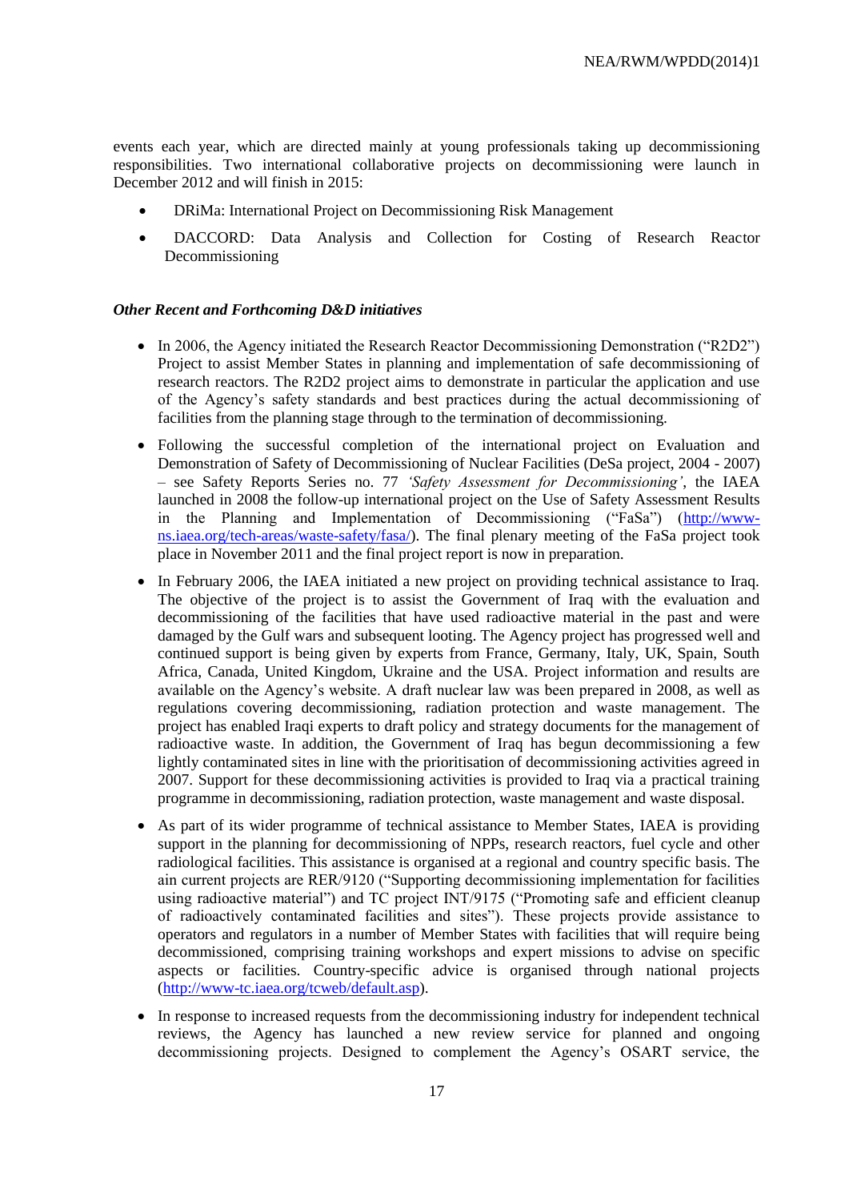events each year, which are directed mainly at young professionals taking up decommissioning responsibilities. Two international collaborative projects on decommissioning were launch in December 2012 and will finish in 2015:

- DRiMa: International Project on Decommissioning Risk Management
- DACCORD: Data Analysis and Collection for Costing of Research Reactor Decommissioning

***Other Recent and Forthcoming D&D initiatives***

- In 2006, the Agency initiated the Research Reactor Decommissioning Demonstration ("R2D2") Project to assist Member States in planning and implementation of safe decommissioning of research reactors. The R2D2 project aims to demonstrate in particular the application and use of the Agency's safety standards and best practices during the actual decommissioning of facilities from the planning stage through to the termination of decommissioning.
- Following the successful completion of the international project on Evaluation and Demonstration of Safety of Decommissioning of Nuclear Facilities (DeSa project, 2004 - 2007) – see Safety Reports Series no. 77 *'Safety Assessment for Decommissioning'*, the IAEA launched in 2008 the follow-up international project on the Use of Safety Assessment Results in the Planning and Implementation of Decommissioning ("FaSa") (http://www-ns.iaea.org/tech-areas/waste-safety/fasa/). The final plenary meeting of the FaSa project took place in November 2011 and the final project report is now in preparation.
- In February 2006, the IAEA initiated a new project on providing technical assistance to Iraq. The objective of the project is to assist the Government of Iraq with the evaluation and decommissioning of the facilities that have used radioactive material in the past and were damaged by the Gulf wars and subsequent looting. The Agency project has progressed well and continued support is being given by experts from France, Germany, Italy, UK, Spain, South Africa, Canada, United Kingdom, Ukraine and the USA. Project information and results are available on the Agency's website. A draft nuclear law was been prepared in 2008, as well as regulations covering decommissioning, radiation protection and waste management. The project has enabled Iraqi experts to draft policy and strategy documents for the management of radioactive waste. In addition, the Government of Iraq has begun decommissioning a few lightly contaminated sites in line with the prioritisation of decommissioning activities agreed in 2007. Support for these decommissioning activities is provided to Iraq via a practical training programme in decommissioning, radiation protection, waste management and waste disposal.
- As part of its wider programme of technical assistance to Member States, IAEA is providing support in the planning for decommissioning of NPPs, research reactors, fuel cycle and other radiological facilities. This assistance is organised at a regional and country specific basis. The ain current projects are RER/9120 ("Supporting decommissioning implementation for facilities using radioactive material") and TC project INT/9175 ("Promoting safe and efficient cleanup of radioactively contaminated facilities and sites"). These projects provide assistance to operators and regulators in a number of Member States with facilities that will require being decommissioned, comprising training workshops and expert missions to advise on specific aspects or facilities. Country-specific advice is organised through national projects (http://www-tc.iaea.org/tcweb/default.asp).
- In response to increased requests from the decommissioning industry for independent technical reviews, the Agency has launched a new review service for planned and ongoing decommissioning projects. Designed to complement the Agency's OSART service, the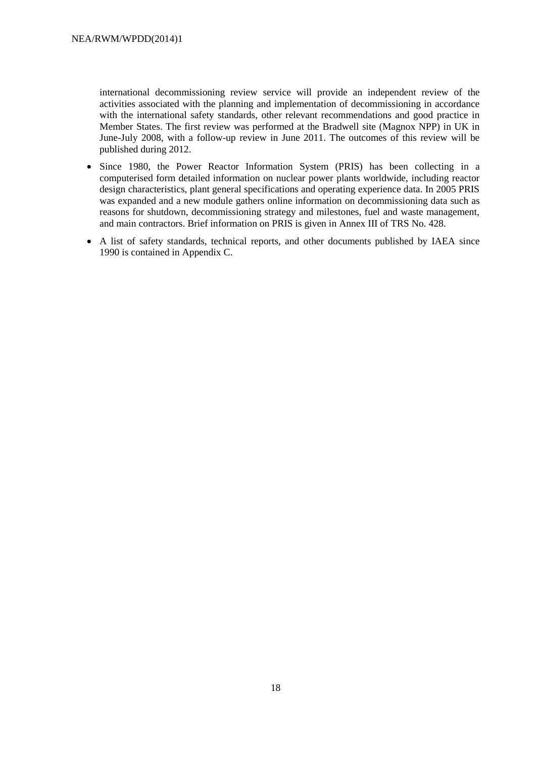international decommissioning review service will provide an independent review of the activities associated with the planning and implementation of decommissioning in accordance with the international safety standards, other relevant recommendations and good practice in Member States. The first review was performed at the Bradwell site (Magnox NPP) in UK in June-July 2008, with a follow-up review in June 2011. The outcomes of this review will be published during 2012.

- Since 1980, the Power Reactor Information System (PRIS) has been collecting in a computerised form detailed information on nuclear power plants worldwide, including reactor design characteristics, plant general specifications and operating experience data. In 2005 PRIS was expanded and a new module gathers online information on decommissioning data such as reasons for shutdown, decommissioning strategy and milestones, fuel and waste management, and main contractors. Brief information on PRIS is given in Annex III of TRS No. 428.
- A list of safety standards, technical reports, and other documents published by IAEA since 1990 is contained in Appendix C.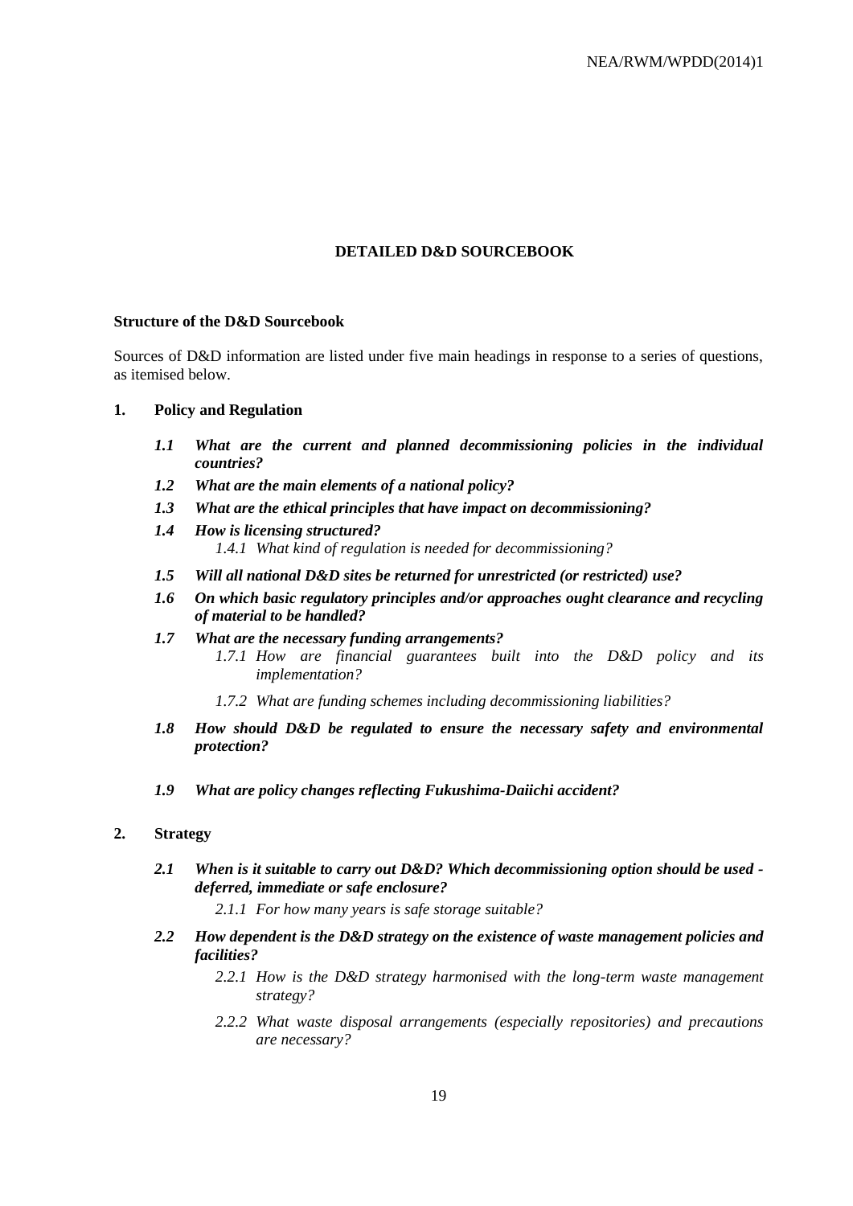## DETAILED D&D SOURCEBOOK

### Structure of the D&D Sourcebook

Sources of D&D information are listed under five main headings in response to a series of questions, as itemised below.

### 1. Policy and Regulation

- ***1.1 What are the current and planned decommissioning policies in the individual countries?***
- ***1.2 What are the main elements of a national policy?***
- ***1.3 What are the ethical principles that have impact on decommissioning?***
- ***1.4 How is licensing structured?***
  - *1.4.1 What kind of regulation is needed for decommissioning?*
- ***1.5 Will all national D&D sites be returned for unrestricted (or restricted) use?***
- ***1.6 On which basic regulatory principles and/or approaches ought clearance and recycling of material to be handled?***
- ***1.7 What are the necessary funding arrangements?***
  - *1.7.1 How are financial guarantees built into the D&D policy and its implementation?*
  - *1.7.2 What are funding schemes including decommissioning liabilities?*
- ***1.8 How should D&D be regulated to ensure the necessary safety and environmental protection?***
- ***1.9 What are policy changes reflecting Fukushima-Daiichi accident?***

### 2. Strategy

- ***2.1 When is it suitable to carry out D&D? Which decommissioning option should be used - deferred, immediate or safe enclosure?***
  - *2.1.1 For how many years is safe storage suitable?*
- ***2.2 How dependent is the D&D strategy on the existence of waste management policies and facilities?***
  - *2.2.1 How is the D&D strategy harmonised with the long-term waste management strategy?*
  - *2.2.2 What waste disposal arrangements (especially repositories) and precautions are necessary?*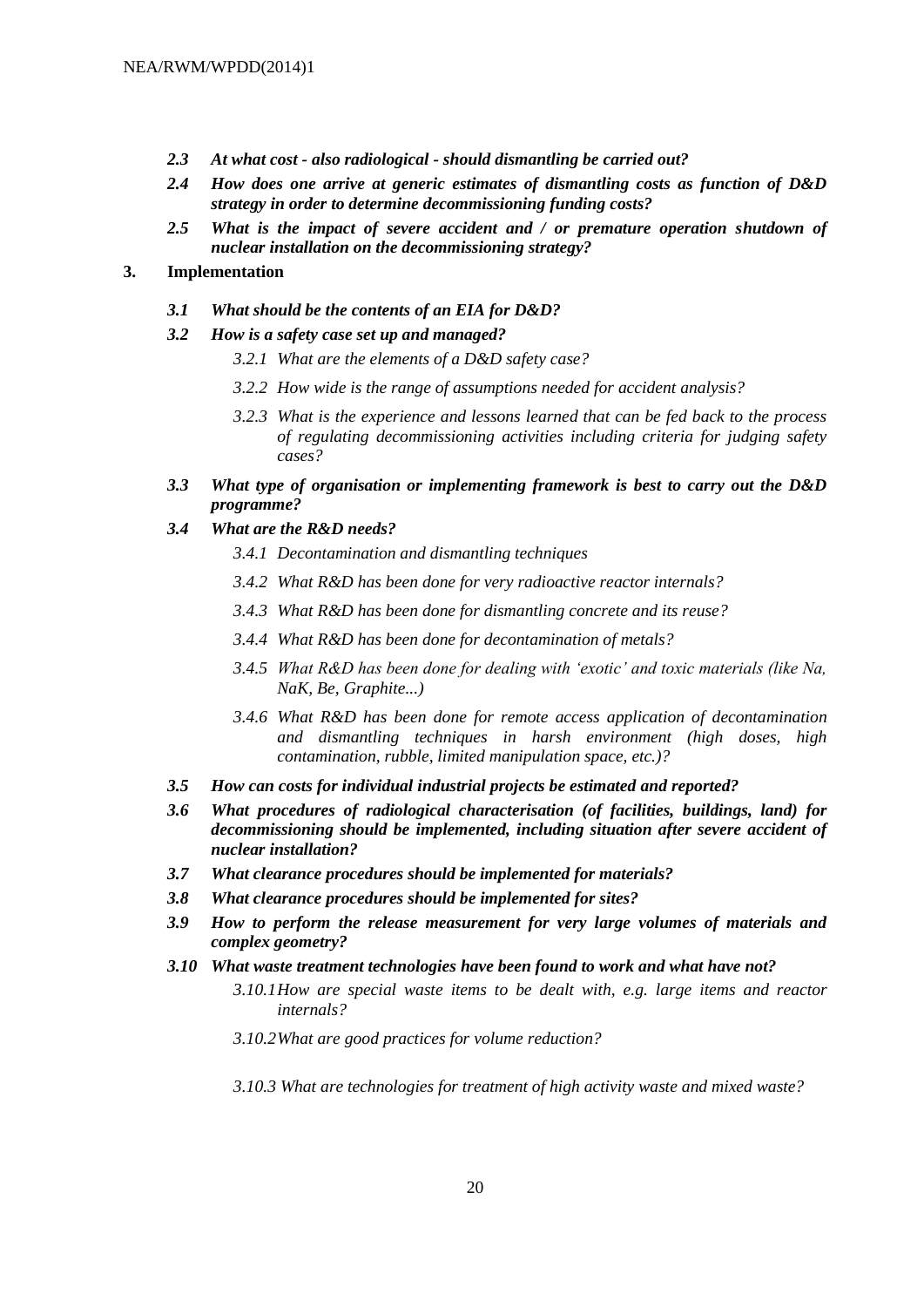***2.3 At what cost - also radiological - should dismantling be carried out?***

***2.4 How does one arrive at generic estimates of dismantling costs as function of D&D strategy in order to determine decommissioning funding costs?***

***2.5 What is the impact of severe accident and / or premature operation shutdown of nuclear installation on the decommissioning strategy?***

**3. Implementation**

***3.1 What should be the contents of an EIA for D&D?***

***3.2 How is a safety case set up and managed?***

*3.2.1 What are the elements of a D&D safety case?*

*3.2.2 How wide is the range of assumptions needed for accident analysis?*

*3.2.3 What is the experience and lessons learned that can be fed back to the process of regulating decommissioning activities including criteria for judging safety cases?*

***3.3 What type of organisation or implementing framework is best to carry out the D&D programme?***

***3.4 What are the R&D needs?***

*3.4.1 Decontamination and dismantling techniques*

*3.4.2 What R&D has been done for very radioactive reactor internals?*

*3.4.3 What R&D has been done for dismantling concrete and its reuse?*

*3.4.4 What R&D has been done for decontamination of metals?*

*3.4.5 What R&D has been done for dealing with 'exotic' and toxic materials (like Na, NaK, Be, Graphite...)*

*3.4.6 What R&D has been done for remote access application of decontamination and dismantling techniques in harsh environment (high doses, high contamination, rubble, limited manipulation space, etc.)?*

***3.5 How can costs for individual industrial projects be estimated and reported?***

***3.6 What procedures of radiological characterisation (of facilities, buildings, land) for decommissioning should be implemented, including situation after severe accident of nuclear installation?***

***3.7 What clearance procedures should be implemented for materials?***

***3.8 What clearance procedures should be implemented for sites?***

***3.9 How to perform the release measurement for very large volumes of materials and complex geometry?***

***3.10 What waste treatment technologies have been found to work and what have not?***

*3.10.1 How are special waste items to be dealt with, e.g. large items and reactor internals?*

*3.10.2 What are good practices for volume reduction?*

*3.10.3 What are technologies for treatment of high activity waste and mixed waste?*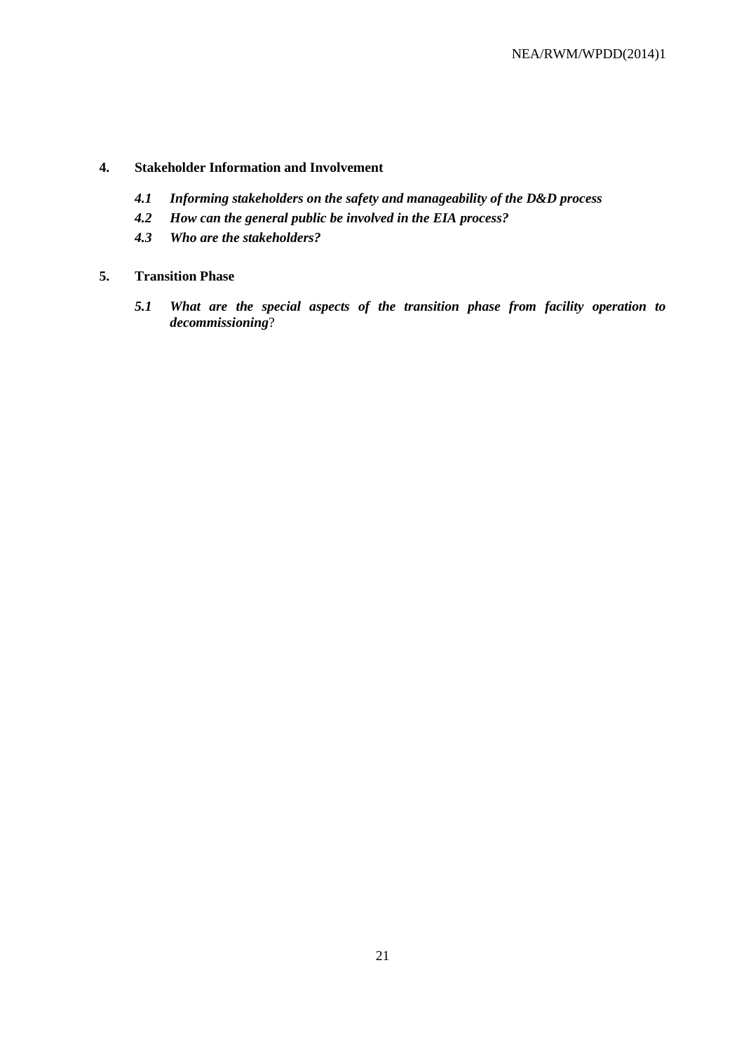## 4. Stakeholder Information and Involvement

***4.1 Informing stakeholders on the safety and manageability of the D&D process***

***4.2 How can the general public be involved in the EIA process?***

***4.3 Who are the stakeholders?***

## 5. Transition Phase

***5.1 What are the special aspects of the transition phase from facility operation to decommissioning***?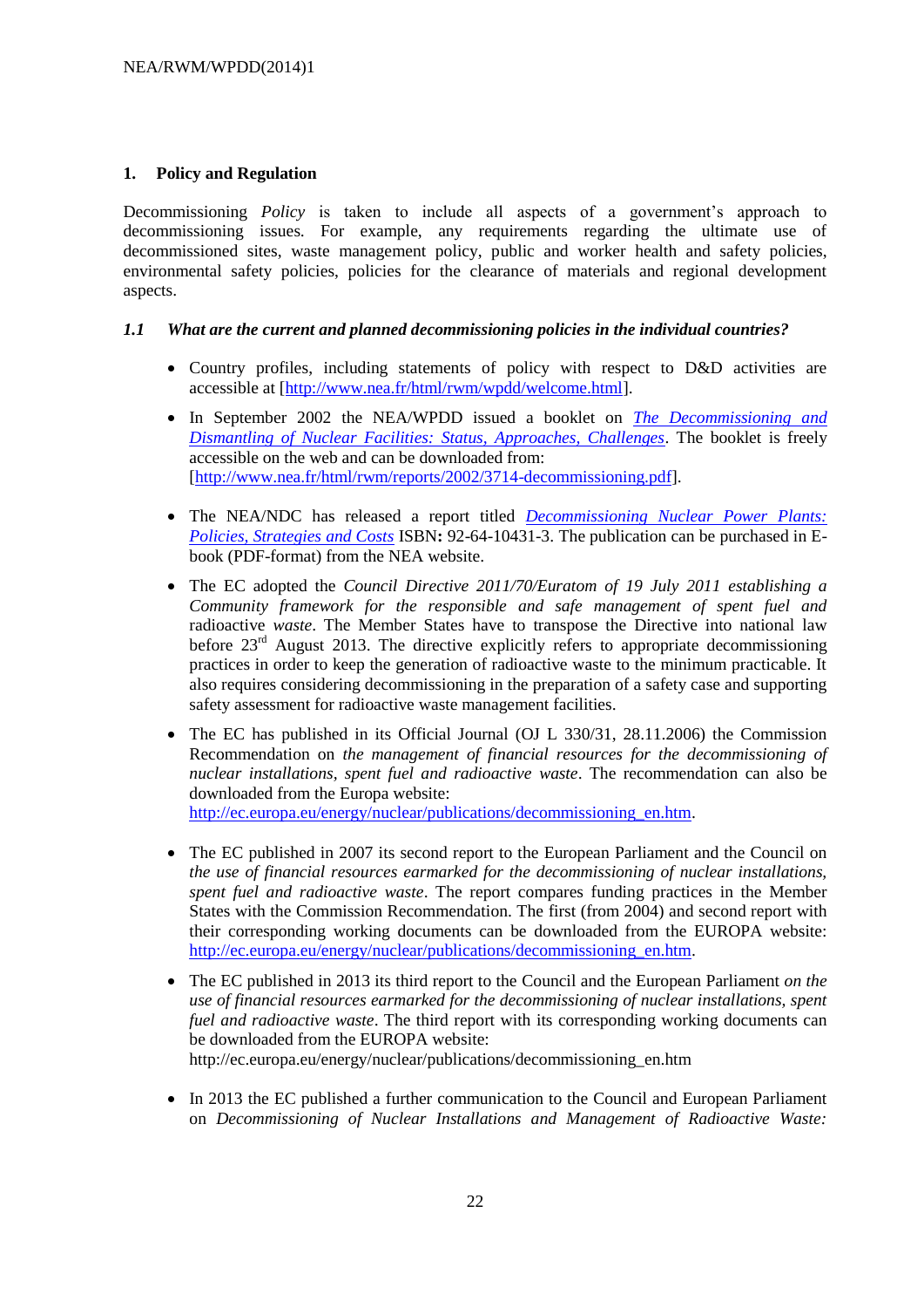## 1. Policy and Regulation

Decommissioning *Policy* is taken to include all aspects of a government's approach to decommissioning issues. For example, any requirements regarding the ultimate use of decommissioned sites, waste management policy, public and worker health and safety policies, environmental safety policies, policies for the clearance of materials and regional development aspects.

### *1.1 What are the current and planned decommissioning policies in the individual countries?*

- Country profiles, including statements of policy with respect to D&D activities are accessible at [http://www.nea.fr/html/rwm/wpdd/welcome.html].
- In September 2002 the NEA/WPDD issued a booklet on *The Decommissioning and Dismantling of Nuclear Facilities: Status, Approaches, Challenges*. The booklet is freely accessible on the web and can be downloaded from: [http://www.nea.fr/html/rwm/reports/2002/3714-decommissioning.pdf].
- The NEA/NDC has released a report titled *Decommissioning Nuclear Power Plants: Policies, Strategies and Costs* ISBN**:** 92-64-10431-3. The publication can be purchased in E-book (PDF-format) from the NEA website.
- The EC adopted the *Council Directive 2011/70/Euratom of 19 July 2011 establishing a Community framework for the responsible and safe management of spent fuel and* radioactive *waste*. The Member States have to transpose the Directive into national law before 23rd August 2013. The directive explicitly refers to appropriate decommissioning practices in order to keep the generation of radioactive waste to the minimum practicable. It also requires considering decommissioning in the preparation of a safety case and supporting safety assessment for radioactive waste management facilities.
- The EC has published in its Official Journal (OJ L 330/31, 28.11.2006) the Commission Recommendation on *the management of financial resources for the decommissioning of nuclear installations, spent fuel and radioactive waste*. The recommendation can also be downloaded from the Europa website: http://ec.europa.eu/energy/nuclear/publications/decommissioning_en.htm.
- The EC published in 2007 its second report to the European Parliament and the Council on *the use of financial resources earmarked for the decommissioning of nuclear installations, spent fuel and radioactive waste*. The report compares funding practices in the Member States with the Commission Recommendation. The first (from 2004) and second report with their corresponding working documents can be downloaded from the EUROPA website: http://ec.europa.eu/energy/nuclear/publications/decommissioning_en.htm.
- The EC published in 2013 its third report to the Council and the European Parliament *on the use of financial resources earmarked for the decommissioning of nuclear installations, spent fuel and radioactive waste*. The third report with its corresponding working documents can be downloaded from the EUROPA website: http://ec.europa.eu/energy/nuclear/publications/decommissioning_en.htm
- In 2013 the EC published a further communication to the Council and European Parliament on *Decommissioning of Nuclear Installations and Management of Radioactive Waste:*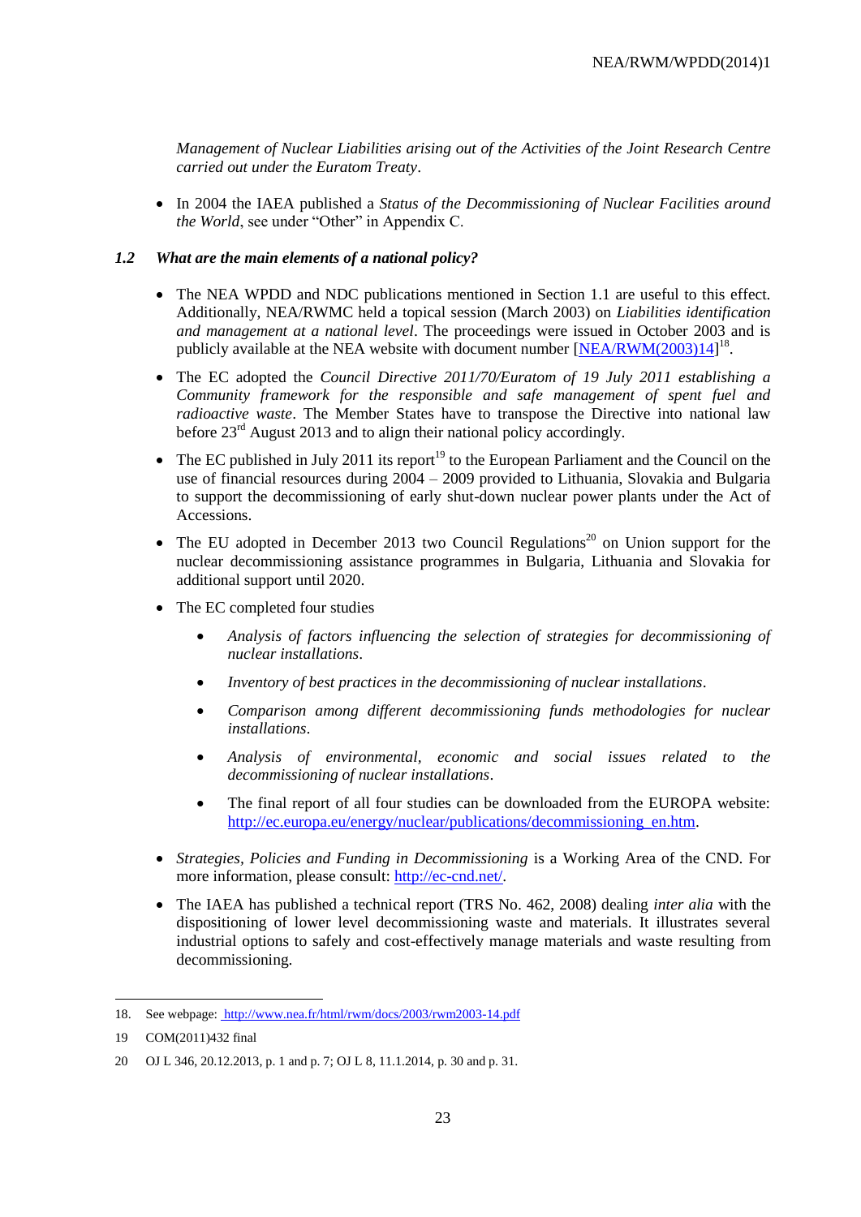*Management of Nuclear Liabilities arising out of the Activities of the Joint Research Centre carried out under the Euratom Treaty*.

- In 2004 the IAEA published a *Status of the Decommissioning of Nuclear Facilities around the World*, see under "Other" in Appendix C.

### 1.2 *What are the main elements of a national policy?*

- The NEA WPDD and NDC publications mentioned in Section 1.1 are useful to this effect. Additionally, NEA/RWMC held a topical session (March 2003) on *Liabilities identification and management at a national level*. The proceedings were issued in October 2003 and is publicly available at the NEA website with document number [NEA/RWM(2003)14][18].

- The EC adopted the *Council Directive 2011/70/Euratom of 19 July 2011 establishing a Community framework for the responsible and safe management of spent fuel and radioactive waste*. The Member States have to transpose the Directive into national law before 23rd August 2013 and to align their national policy accordingly.

- The EC published in July 2011 its report[19] to the European Parliament and the Council on the use of financial resources during 2004 – 2009 provided to Lithuania, Slovakia and Bulgaria to support the decommissioning of early shut-down nuclear power plants under the Act of Accessions.

- The EU adopted in December 2013 two Council Regulations[20] on Union support for the nuclear decommissioning assistance programmes in Bulgaria, Lithuania and Slovakia for additional support until 2020.

- The EC completed four studies
  - *Analysis of factors influencing the selection of strategies for decommissioning of nuclear installations*.
  - *Inventory of best practices in the decommissioning of nuclear installations*.
  - *Comparison among different decommissioning funds methodologies for nuclear installations*.
  - *Analysis of environmental, economic and social issues related to the decommissioning of nuclear installations*.
  - The final report of all four studies can be downloaded from the EUROPA website: http://ec.europa.eu/energy/nuclear/publications/decommissioning_en.htm.

- *Strategies, Policies and Funding in Decommissioning* is a Working Area of the CND. For more information, please consult: http://ec-cnd.net/.

- The IAEA has published a technical report (TRS No. 462, 2008) dealing *inter alia* with the dispositioning of lower level decommissioning waste and materials. It illustrates several industrial options to safely and cost-effectively manage materials and waste resulting from decommissioning.

---

18. See webpage: http://www.nea.fr/html/rwm/docs/2003/rwm2003-14.pdf

19 COM(2011)432 final

20 OJ L 346, 20.12.2013, p. 1 and p. 7; OJ L 8, 11.1.2014, p. 30 and p. 31.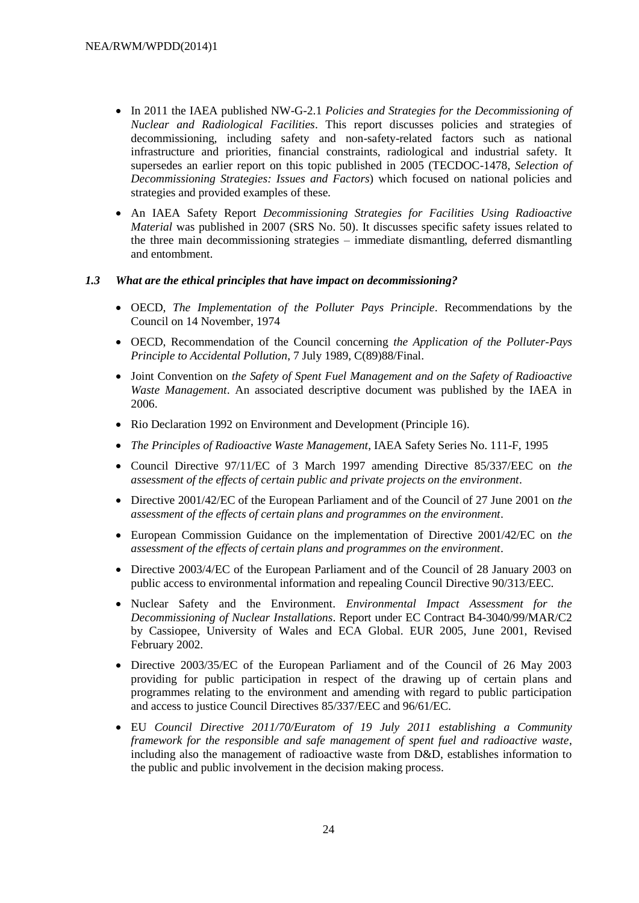- In 2011 the IAEA published NW-G-2.1 *Policies and Strategies for the Decommissioning of Nuclear and Radiological Facilities*. This report discusses policies and strategies of decommissioning, including safety and non-safety-related factors such as national infrastructure and priorities, financial constraints, radiological and industrial safety. It supersedes an earlier report on this topic published in 2005 (TECDOC-1478, *Selection of Decommissioning Strategies: Issues and Factors*) which focused on national policies and strategies and provided examples of these.

- An IAEA Safety Report *Decommissioning Strategies for Facilities Using Radioactive Material* was published in 2007 (SRS No. 50). It discusses specific safety issues related to the three main decommissioning strategies – immediate dismantling, deferred dismantling and entombment.

### *1.3 What are the ethical principles that have impact on decommissioning?*

- OECD, *The Implementation of the Polluter Pays Principle*. Recommendations by the Council on 14 November, 1974

- OECD, Recommendation of the Council concerning *the Application of the Polluter-Pays Principle to Accidental Pollution*, 7 July 1989, C(89)88/Final.

- Joint Convention on *the Safety of Spent Fuel Management and on the Safety of Radioactive Waste Management*. An associated descriptive document was published by the IAEA in 2006.

- Rio Declaration 1992 on Environment and Development (Principle 16).

- *The Principles of Radioactive Waste Management*, IAEA Safety Series No. 111-F, 1995

- Council Directive 97/11/EC of 3 March 1997 amending Directive 85/337/EEC on *the assessment of the effects of certain public and private projects on the environment*.

- Directive 2001/42/EC of the European Parliament and of the Council of 27 June 2001 on *the assessment of the effects of certain plans and programmes on the environment*.

- European Commission Guidance on the implementation of Directive 2001/42/EC on *the assessment of the effects of certain plans and programmes on the environment*.

- Directive 2003/4/EC of the European Parliament and of the Council of 28 January 2003 on public access to environmental information and repealing Council Directive 90/313/EEC.

- Nuclear Safety and the Environment. *Environmental Impact Assessment for the Decommissioning of Nuclear Installations*. Report under EC Contract B4-3040/99/MAR/C2 by Cassiopee, University of Wales and ECA Global. EUR 2005, June 2001, Revised February 2002.

- Directive 2003/35/EC of the European Parliament and of the Council of 26 May 2003 providing for public participation in respect of the drawing up of certain plans and programmes relating to the environment and amending with regard to public participation and access to justice Council Directives 85/337/EEC and 96/61/EC.

- EU *Council Directive 2011/70/Euratom of 19 July 2011 establishing a Community framework for the responsible and safe management of spent fuel and radioactive waste*, including also the management of radioactive waste from D&D, establishes information to the public and public involvement in the decision making process.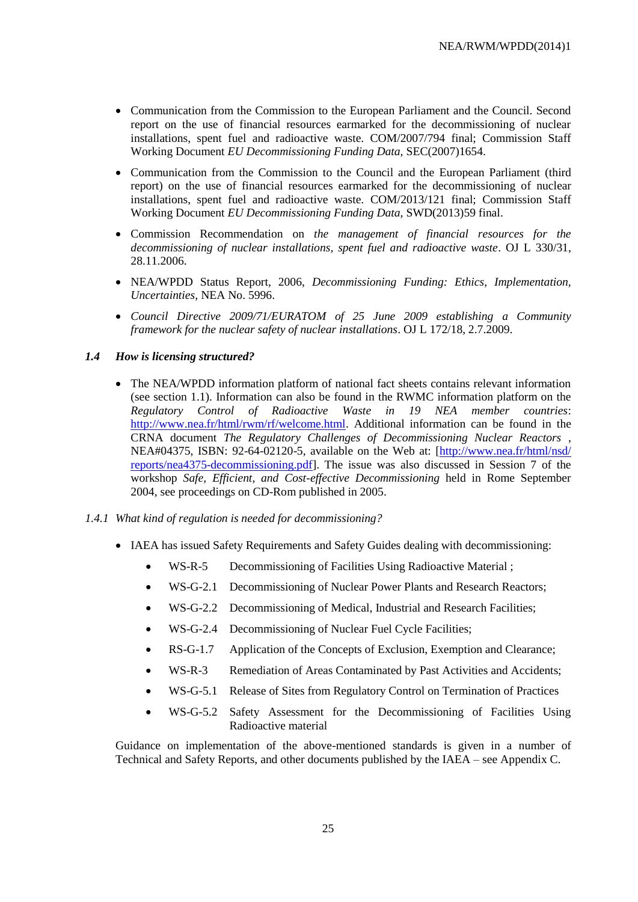- Communication from the Commission to the European Parliament and the Council. Second report on the use of financial resources earmarked for the decommissioning of nuclear installations, spent fuel and radioactive waste. COM/2007/794 final; Commission Staff Working Document *EU Decommissioning Funding Data,* SEC(2007)1654.
- Communication from the Commission to the Council and the European Parliament (third report) on the use of financial resources earmarked for the decommissioning of nuclear installations, spent fuel and radioactive waste. COM/2013/121 final; Commission Staff Working Document *EU Decommissioning Funding Data,* SWD(2013)59 final.
- Commission Recommendation on *the management of financial resources for the decommissioning of nuclear installations, spent fuel and radioactive waste*. OJ L 330/31, 28.11.2006.
- NEA/WPDD Status Report, 2006, *Decommissioning Funding: Ethics, Implementation, Uncertainties*, NEA No. 5996.
- *Council Directive 2009/71/EURATOM of 25 June 2009 establishing a Community framework for the nuclear safety of nuclear installations*. OJ L 172/18, 2.7.2009.

### *1.4 How is licensing structured?*

- The NEA/WPDD information platform of national fact sheets contains relevant information (see section 1.1). Information can also be found in the RWMC information platform on the *Regulatory Control of Radioactive Waste in 19 NEA member countries*: http://www.nea.fr/html/rwm/rf/welcome.html. Additional information can be found in the CRNA document *The Regulatory Challenges of Decommissioning Nuclear Reactors* , NEA#04375, ISBN: 92-64-02120-5, available on the Web at: [http://www.nea.fr/html/nsd/reports/nea4375-decommissioning.pdf]. The issue was also discussed in Session 7 of the workshop *Safe, Efficient, and Cost-effective Decommissioning* held in Rome September 2004, see proceedings on CD-Rom published in 2005.

#### *1.4.1 What kind of regulation is needed for decommissioning?*

- IAEA has issued Safety Requirements and Safety Guides dealing with decommissioning:
  - WS-R-5 Decommissioning of Facilities Using Radioactive Material ;
  - WS-G-2.1 Decommissioning of Nuclear Power Plants and Research Reactors;
  - WS-G-2.2 Decommissioning of Medical, Industrial and Research Facilities;
  - WS-G-2.4 Decommissioning of Nuclear Fuel Cycle Facilities;
  - RS-G-1.7 Application of the Concepts of Exclusion, Exemption and Clearance;
  - WS-R-3 Remediation of Areas Contaminated by Past Activities and Accidents;
  - WS-G-5.1 Release of Sites from Regulatory Control on Termination of Practices
  - WS-G-5.2 Safety Assessment for the Decommissioning of Facilities Using Radioactive material

Guidance on implementation of the above-mentioned standards is given in a number of Technical and Safety Reports, and other documents published by the IAEA – see Appendix C.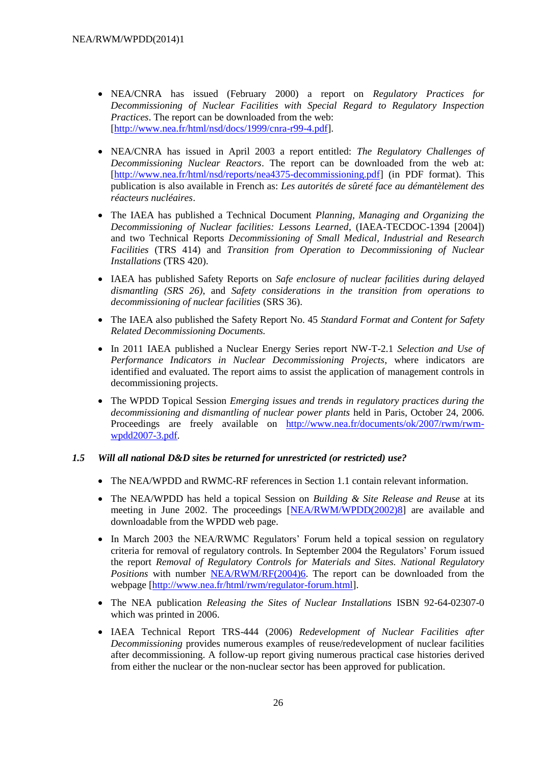- NEA/CNRA has issued (February 2000) a report on *Regulatory Practices for Decommissioning of Nuclear Facilities with Special Regard to Regulatory Inspection Practices*. The report can be downloaded from the web: [http://www.nea.fr/html/nsd/docs/1999/cnra-r99-4.pdf].

- NEA/CNRA has issued in April 2003 a report entitled: *The Regulatory Challenges of Decommissioning Nuclear Reactors*. The report can be downloaded from the web at: [http://www.nea.fr/html/nsd/reports/nea4375-decommissioning.pdf] (in PDF format). This publication is also available in French as: *Les autorités de sûreté face au démantèlement des réacteurs nucléaires*.

- The IAEA has published a Technical Document *Planning, Managing and Organizing the Decommissioning of Nuclear facilities: Lessons Learned*, (IAEA-TECDOC-1394 [2004]) and two Technical Reports *Decommissioning of Small Medical, Industrial and Research Facilities* (TRS 414) and *Transition from Operation to Decommissioning of Nuclear Installations* (TRS 420).

- IAEA has published Safety Reports on *Safe enclosure of nuclear facilities during delayed dismantling (SRS 26)*, and *Safety considerations in the transition from operations to decommissioning of nuclear facilities* (SRS 36).

- The IAEA also published the Safety Report No. 45 *Standard Format and Content for Safety Related Decommissioning Documents.*

- In 2011 IAEA published a Nuclear Energy Series report NW-T-2.1 *Selection and Use of Performance Indicators in Nuclear Decommissioning Projects*, where indicators are identified and evaluated. The report aims to assist the application of management controls in decommissioning projects.

- The WPDD Topical Session *Emerging issues and trends in regulatory practices during the decommissioning and dismantling of nuclear power plants* held in Paris, October 24, 2006. Proceedings are freely available on http://www.nea.fr/documents/ok/2007/rwm/rwm-wpdd2007-3.pdf.

### *1.5 Will all national D&D sites be returned for unrestricted (or restricted) use?*

- The NEA/WPDD and RWMC-RF references in Section 1.1 contain relevant information.

- The NEA/WPDD has held a topical Session on *Building & Site Release and Reuse* at its meeting in June 2002. The proceedings [NEA/RWM/WPDD(2002)8] are available and downloadable from the WPDD web page.

- In March 2003 the NEA/RWMC Regulators' Forum held a topical session on regulatory criteria for removal of regulatory controls. In September 2004 the Regulators' Forum issued the report *Removal of Regulatory Controls for Materials and Sites. National Regulatory Positions* with number NEA/RWM/RF(2004)6. The report can be downloaded from the webpage [http://www.nea.fr/html/rwm/regulator-forum.html].

- The NEA publication *Releasing the Sites of Nuclear Installations* ISBN 92-64-02307-0 which was printed in 2006.

- IAEA Technical Report TRS-444 (2006) *Redevelopment of Nuclear Facilities after Decommissioning* provides numerous examples of reuse/redevelopment of nuclear facilities after decommissioning. A follow-up report giving numerous practical case histories derived from either the nuclear or the non-nuclear sector has been approved for publication.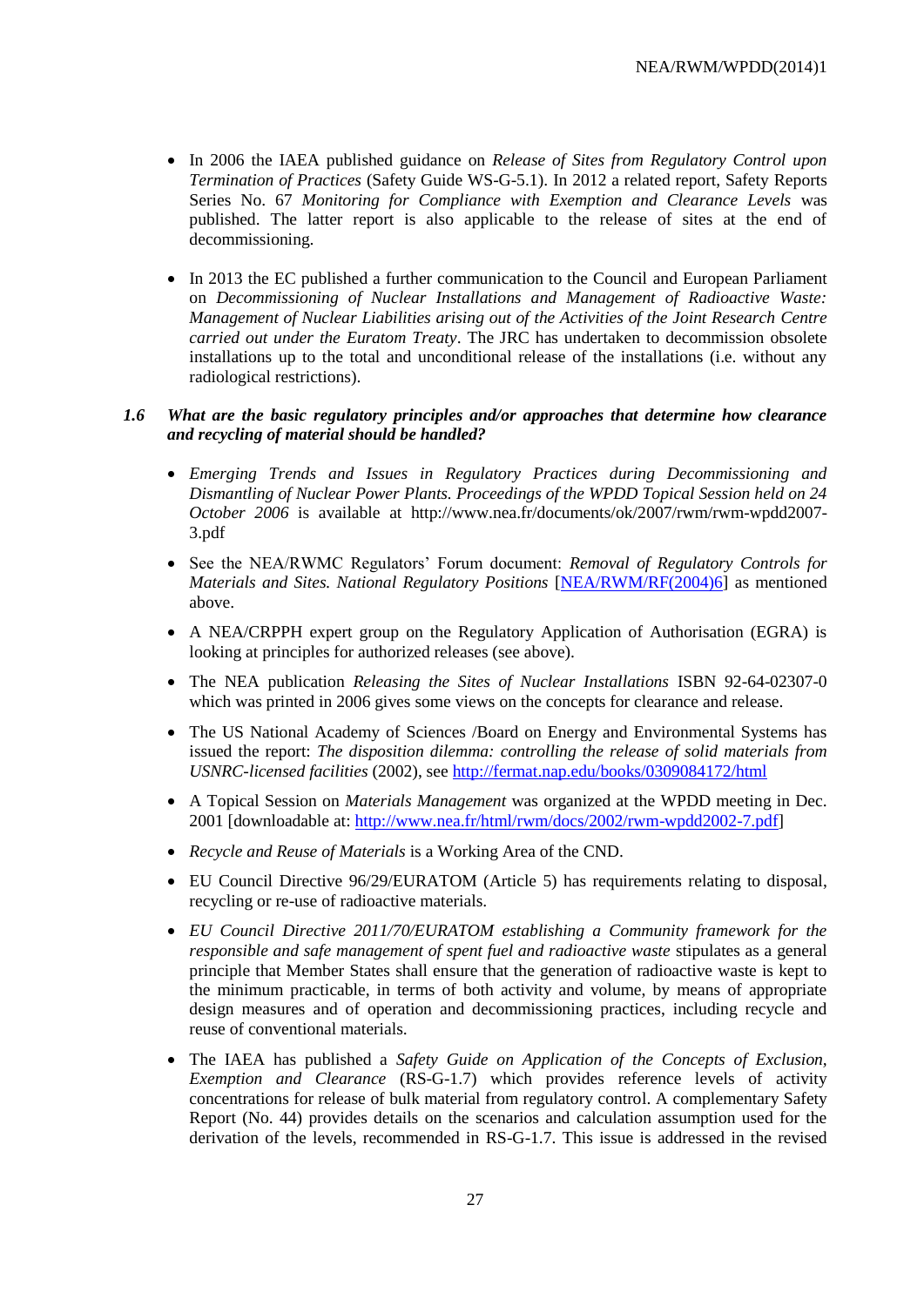- In 2006 the IAEA published guidance on *Release of Sites from Regulatory Control upon Termination of Practices* (Safety Guide WS-G-5.1). In 2012 a related report, Safety Reports Series No. 67 *Monitoring for Compliance with Exemption and Clearance Levels* was published. The latter report is also applicable to the release of sites at the end of decommissioning.

- In 2013 the EC published a further communication to the Council and European Parliament on *Decommissioning of Nuclear Installations and Management of Radioactive Waste: Management of Nuclear Liabilities arising out of the Activities of the Joint Research Centre carried out under the Euratom Treaty*. The JRC has undertaken to decommission obsolete installations up to the total and unconditional release of the installations (i.e. without any radiological restrictions).

### *1.6 What are the basic regulatory principles and/or approaches that determine how clearance and recycling of material should be handled?*

- *Emerging Trends and Issues in Regulatory Practices during Decommissioning and Dismantling of Nuclear Power Plants. Proceedings of the WPDD Topical Session held on 24 October 2006* is available at http://www.nea.fr/documents/ok/2007/rwm/rwm-wpdd2007-3.pdf

- See the NEA/RWMC Regulators' Forum document: *Removal of Regulatory Controls for Materials and Sites. National Regulatory Positions* [NEA/RWM/RF(2004)6] as mentioned above.

- A NEA/CRPPH expert group on the Regulatory Application of Authorisation (EGRA) is looking at principles for authorized releases (see above).

- The NEA publication *Releasing the Sites of Nuclear Installations* ISBN 92-64-02307-0 which was printed in 2006 gives some views on the concepts for clearance and release.

- The US National Academy of Sciences /Board on Energy and Environmental Systems has issued the report: *The disposition dilemma: controlling the release of solid materials from USNRC-licensed facilities* (2002), see http://fermat.nap.edu/books/0309084172/html

- A Topical Session on *Materials Management* was organized at the WPDD meeting in Dec. 2001 [downloadable at: http://www.nea.fr/html/rwm/docs/2002/rwm-wpdd2002-7.pdf]

- *Recycle and Reuse of Materials* is a Working Area of the CND.

- EU Council Directive 96/29/EURATOM (Article 5) has requirements relating to disposal, recycling or re-use of radioactive materials.

- *EU Council Directive 2011/70/EURATOM establishing a Community framework for the responsible and safe management of spent fuel and radioactive waste* stipulates as a general principle that Member States shall ensure that the generation of radioactive waste is kept to the minimum practicable, in terms of both activity and volume, by means of appropriate design measures and of operation and decommissioning practices, including recycle and reuse of conventional materials.

- The IAEA has published a *Safety Guide on Application of the Concepts of Exclusion, Exemption and Clearance* (RS-G-1.7) which provides reference levels of activity concentrations for release of bulk material from regulatory control. A complementary Safety Report (No. 44) provides details on the scenarios and calculation assumption used for the derivation of the levels, recommended in RS-G-1.7. This issue is addressed in the revised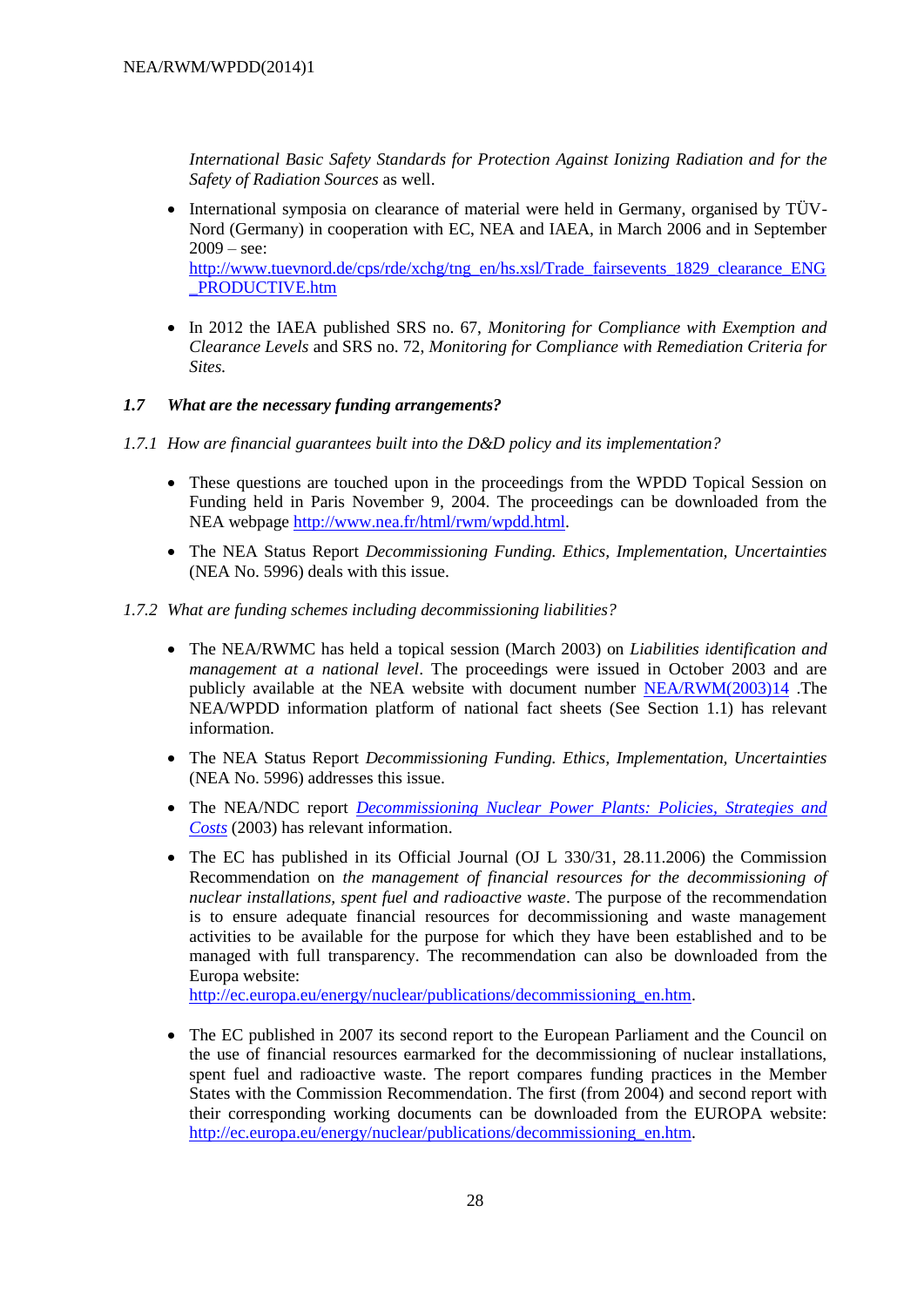*International Basic Safety Standards for Protection Against Ionizing Radiation and for the Safety of Radiation Sources* as well.

- International symposia on clearance of material were held in Germany, organised by TÜV-Nord (Germany) in cooperation with EC, NEA and IAEA, in March 2006 and in September 2009 – see: http://www.tuevnord.de/cps/rde/xchg/tng_en/hs.xsl/Trade_fairsevents_1829_clearance_ENG_PRODUCTIVE.htm

- In 2012 the IAEA published SRS no. 67, *Monitoring for Compliance with Exemption and Clearance Levels* and SRS no. 72, *Monitoring for Compliance with Remediation Criteria for Sites.*

### *1.7 What are the necessary funding arrangements?*

#### *1.7.1 How are financial guarantees built into the D&D policy and its implementation?*

- These questions are touched upon in the proceedings from the WPDD Topical Session on Funding held in Paris November 9, 2004. The proceedings can be downloaded from the NEA webpage http://www.nea.fr/html/rwm/wpdd.html.

- The NEA Status Report *Decommissioning Funding. Ethics, Implementation, Uncertainties* (NEA No. 5996) deals with this issue.

#### *1.7.2 What are funding schemes including decommissioning liabilities?*

- The NEA/RWMC has held a topical session (March 2003) on *Liabilities identification and management at a national level*. The proceedings were issued in October 2003 and are publicly available at the NEA website with document number NEA/RWM(2003)14 .The NEA/WPDD information platform of national fact sheets (See Section 1.1) has relevant information.

- The NEA Status Report *Decommissioning Funding. Ethics, Implementation, Uncertainties* (NEA No. 5996) addresses this issue.

- The NEA/NDC report *Decommissioning Nuclear Power Plants: Policies, Strategies and Costs* (2003) has relevant information.

- The EC has published in its Official Journal (OJ L 330/31, 28.11.2006) the Commission Recommendation on *the management of financial resources for the decommissioning of nuclear installations, spent fuel and radioactive waste*. The purpose of the recommendation is to ensure adequate financial resources for decommissioning and waste management activities to be available for the purpose for which they have been established and to be managed with full transparency. The recommendation can also be downloaded from the Europa website: http://ec.europa.eu/energy/nuclear/publications/decommissioning_en.htm.

- The EC published in 2007 its second report to the European Parliament and the Council on the use of financial resources earmarked for the decommissioning of nuclear installations, spent fuel and radioactive waste. The report compares funding practices in the Member States with the Commission Recommendation. The first (from 2004) and second report with their corresponding working documents can be downloaded from the EUROPA website: http://ec.europa.eu/energy/nuclear/publications/decommissioning_en.htm.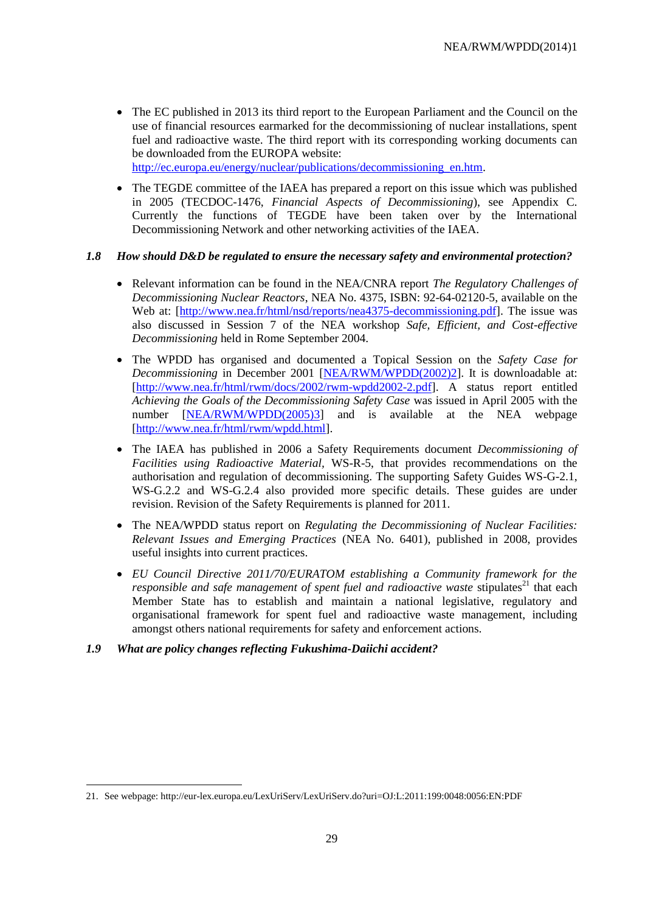- The EC published in 2013 its third report to the European Parliament and the Council on the use of financial resources earmarked for the decommissioning of nuclear installations, spent fuel and radioactive waste. The third report with its corresponding working documents can be downloaded from the EUROPA website: http://ec.europa.eu/energy/nuclear/publications/decommissioning_en.htm.
- The TEGDE committee of the IAEA has prepared a report on this issue which was published in 2005 (TECDOC-1476, *Financial Aspects of Decommissioning*), see Appendix C. Currently the functions of TEGDE have been taken over by the International Decommissioning Network and other networking activities of the IAEA.

### 1.8 How should D&D be regulated to ensure the necessary safety and environmental protection?

- Relevant information can be found in the NEA/CNRA report *The Regulatory Challenges of Decommissioning Nuclear Reactors*, NEA No. 4375, ISBN: 92-64-02120-5, available on the Web at: [http://www.nea.fr/html/nsd/reports/nea4375-decommissioning.pdf]. The issue was also discussed in Session 7 of the NEA workshop *Safe, Efficient, and Cost-effective Decommissioning* held in Rome September 2004.
- The WPDD has organised and documented a Topical Session on the *Safety Case for Decommissioning* in December 2001 [NEA/RWM/WPDD(2002)2]. It is downloadable at: [http://www.nea.fr/html/rwm/docs/2002/rwm-wpdd2002-2.pdf]. A status report entitled *Achieving the Goals of the Decommissioning Safety Case* was issued in April 2005 with the number [NEA/RWM/WPDD(2005)3] and is available at the NEA webpage [http://www.nea.fr/html/rwm/wpdd.html].
- The IAEA has published in 2006 a Safety Requirements document *Decommissioning of Facilities using Radioactive Material*, WS-R-5, that provides recommendations on the authorisation and regulation of decommissioning. The supporting Safety Guides WS-G-2.1, WS-G.2.2 and WS-G.2.4 also provided more specific details. These guides are under revision. Revision of the Safety Requirements is planned for 2011.
- The NEA/WPDD status report on *Regulating the Decommissioning of Nuclear Facilities: Relevant Issues and Emerging Practices* (NEA No. 6401), published in 2008, provides useful insights into current practices.
- *EU Council Directive 2011/70/EURATOM establishing a Community framework for the responsible and safe management of spent fuel and radioactive waste* stipulates[21] that each Member State has to establish and maintain a national legislative, regulatory and organisational framework for spent fuel and radioactive waste management, including amongst others national requirements for safety and enforcement actions.

### 1.9 What are policy changes reflecting Fukushima-Daiichi accident?

21. See webpage: http://eur-lex.europa.eu/LexUriServ/LexUriServ.do?uri=OJ:L:2011:199:0048:0056:EN:PDF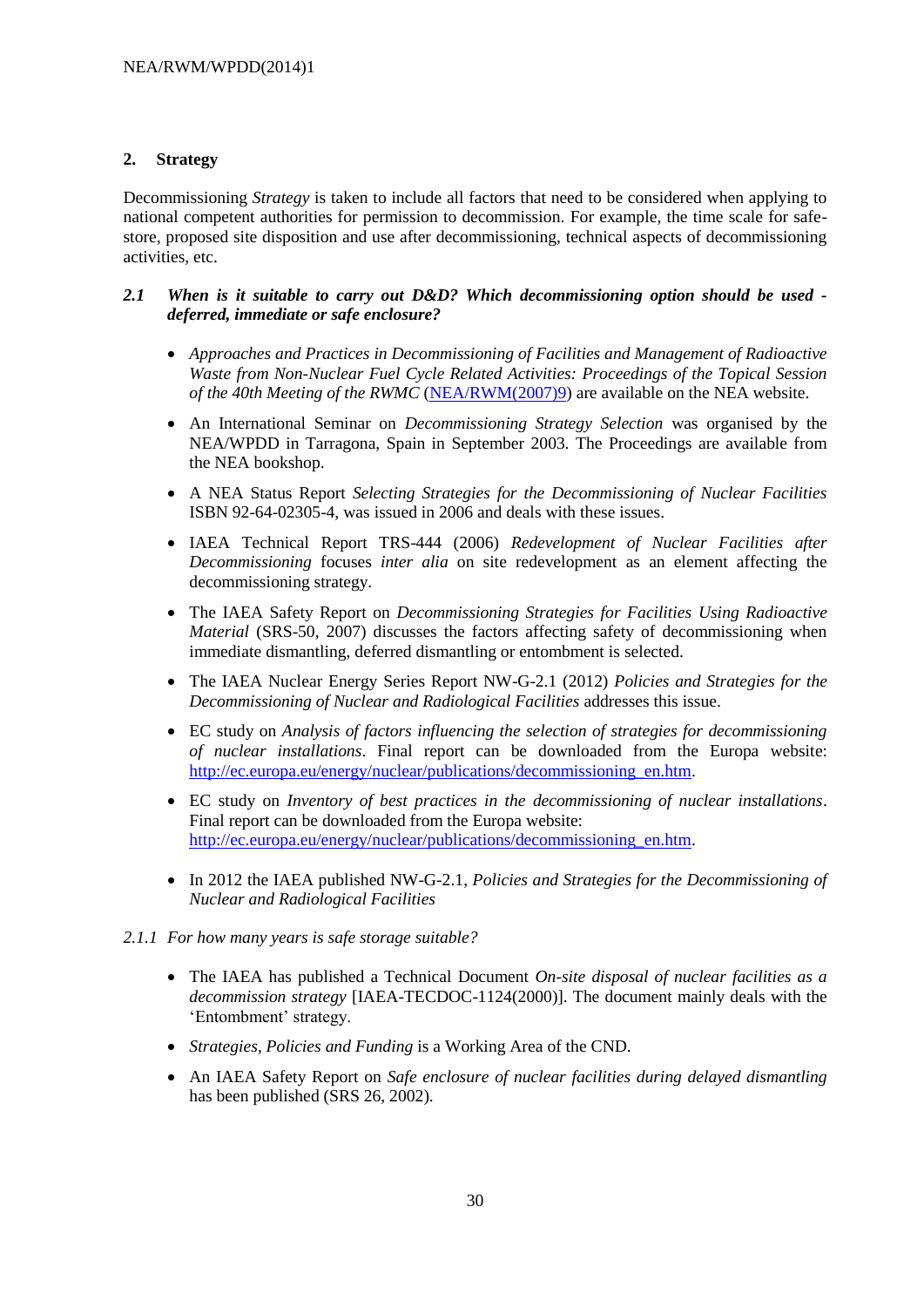## 2. Strategy

Decommissioning *Strategy* is taken to include all factors that need to be considered when applying to national competent authorities for permission to decommission. For example, the time scale for safe-store, proposed site disposition and use after decommissioning, technical aspects of decommissioning activities, etc.

### *2.1 When is it suitable to carry out D&D? Which decommissioning option should be used - deferred, immediate or safe enclosure?*

- *Approaches and Practices in Decommissioning of Facilities and Management of Radioactive Waste from Non-Nuclear Fuel Cycle Related Activities: Proceedings of the Topical Session of the 40th Meeting of the RWMC* (NEA/RWM(2007)9) are available on the NEA website.
- An International Seminar on *Decommissioning Strategy Selection* was organised by the NEA/WPDD in Tarragona, Spain in September 2003. The Proceedings are available from the NEA bookshop.
- A NEA Status Report *Selecting Strategies for the Decommissioning of Nuclear Facilities* ISBN 92-64-02305-4, was issued in 2006 and deals with these issues.
- IAEA Technical Report TRS-444 (2006) *Redevelopment of Nuclear Facilities after Decommissioning* focuses *inter alia* on site redevelopment as an element affecting the decommissioning strategy.
- The IAEA Safety Report on *Decommissioning Strategies for Facilities Using Radioactive Material* (SRS-50, 2007) discusses the factors affecting safety of decommissioning when immediate dismantling, deferred dismantling or entombment is selected.
- The IAEA Nuclear Energy Series Report NW-G-2.1 (2012) *Policies and Strategies for the Decommissioning of Nuclear and Radiological Facilities* addresses this issue.
- EC study on *Analysis of factors influencing the selection of strategies for decommissioning of nuclear installations*. Final report can be downloaded from the Europa website: http://ec.europa.eu/energy/nuclear/publications/decommissioning_en.htm.
- EC study on *Inventory of best practices in the decommissioning of nuclear installations*. Final report can be downloaded from the Europa website: http://ec.europa.eu/energy/nuclear/publications/decommissioning_en.htm.
- In 2012 the IAEA published NW-G-2.1, *Policies and Strategies for the Decommissioning of Nuclear and Radiological Facilities*

#### *2.1.1 For how many years is safe storage suitable?*

- The IAEA has published a Technical Document *On-site disposal of nuclear facilities as a decommission strategy* [IAEA-TECDOC-1124(2000)]. The document mainly deals with the 'Entombment' strategy.
- *Strategies, Policies and Funding* is a Working Area of the CND.
- An IAEA Safety Report on *Safe enclosure of nuclear facilities during delayed dismantling* has been published (SRS 26, 2002).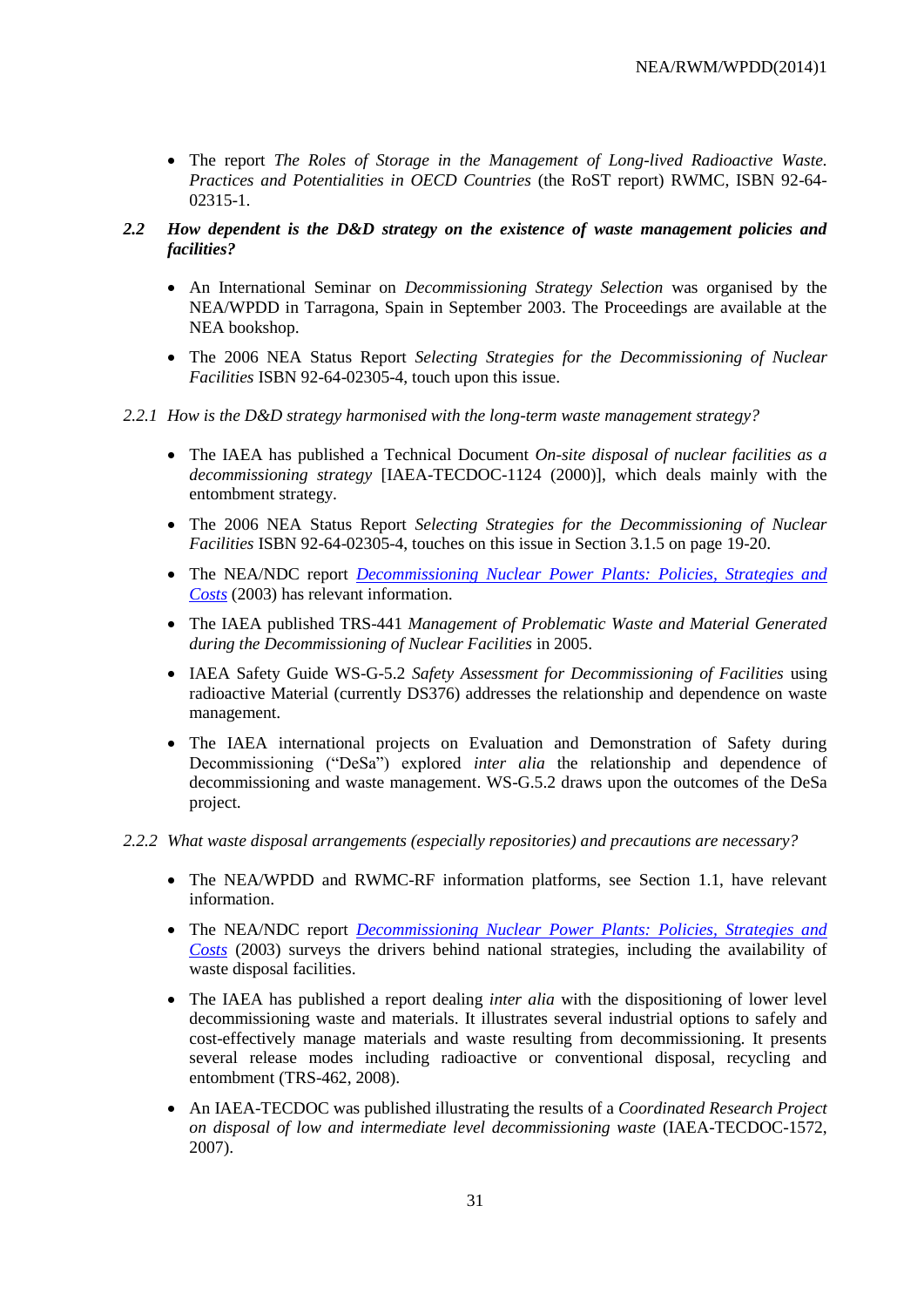- The report *The Roles of Storage in the Management of Long-lived Radioactive Waste. Practices and Potentialities in OECD Countries* (the RoST report) RWMC, ISBN 92-64-02315-1.

### *2.2 How dependent is the D&D strategy on the existence of waste management policies and facilities?*

- An International Seminar on *Decommissioning Strategy Selection* was organised by the NEA/WPDD in Tarragona, Spain in September 2003. The Proceedings are available at the NEA bookshop.
- The 2006 NEA Status Report *Selecting Strategies for the Decommissioning of Nuclear Facilities* ISBN 92-64-02305-4, touch upon this issue.

#### *2.2.1 How is the D&D strategy harmonised with the long-term waste management strategy?*

- The IAEA has published a Technical Document *On-site disposal of nuclear facilities as a decommissioning strategy* [IAEA-TECDOC-1124 (2000)], which deals mainly with the entombment strategy.
- The 2006 NEA Status Report *Selecting Strategies for the Decommissioning of Nuclear Facilities* ISBN 92-64-02305-4, touches on this issue in Section 3.1.5 on page 19-20.
- The NEA/NDC report *Decommissioning Nuclear Power Plants: Policies, Strategies and Costs* (2003) has relevant information.
- The IAEA published TRS-441 *Management of Problematic Waste and Material Generated during the Decommissioning of Nuclear Facilities* in 2005.
- IAEA Safety Guide WS-G-5.2 *Safety Assessment for Decommissioning of Facilities* using radioactive Material (currently DS376) addresses the relationship and dependence on waste management.
- The IAEA international projects on Evaluation and Demonstration of Safety during Decommissioning ("DeSa") explored *inter alia* the relationship and dependence of decommissioning and waste management. WS-G.5.2 draws upon the outcomes of the DeSa project.

#### *2.2.2 What waste disposal arrangements (especially repositories) and precautions are necessary?*

- The NEA/WPDD and RWMC-RF information platforms, see Section 1.1, have relevant information.
- The NEA/NDC report *Decommissioning Nuclear Power Plants: Policies, Strategies and Costs* (2003) surveys the drivers behind national strategies, including the availability of waste disposal facilities.
- The IAEA has published a report dealing *inter alia* with the dispositioning of lower level decommissioning waste and materials. It illustrates several industrial options to safely and cost-effectively manage materials and waste resulting from decommissioning. It presents several release modes including radioactive or conventional disposal, recycling and entombment (TRS-462, 2008).
- An IAEA-TECDOC was published illustrating the results of a *Coordinated Research Project on disposal of low and intermediate level decommissioning waste* (IAEA-TECDOC-1572, 2007).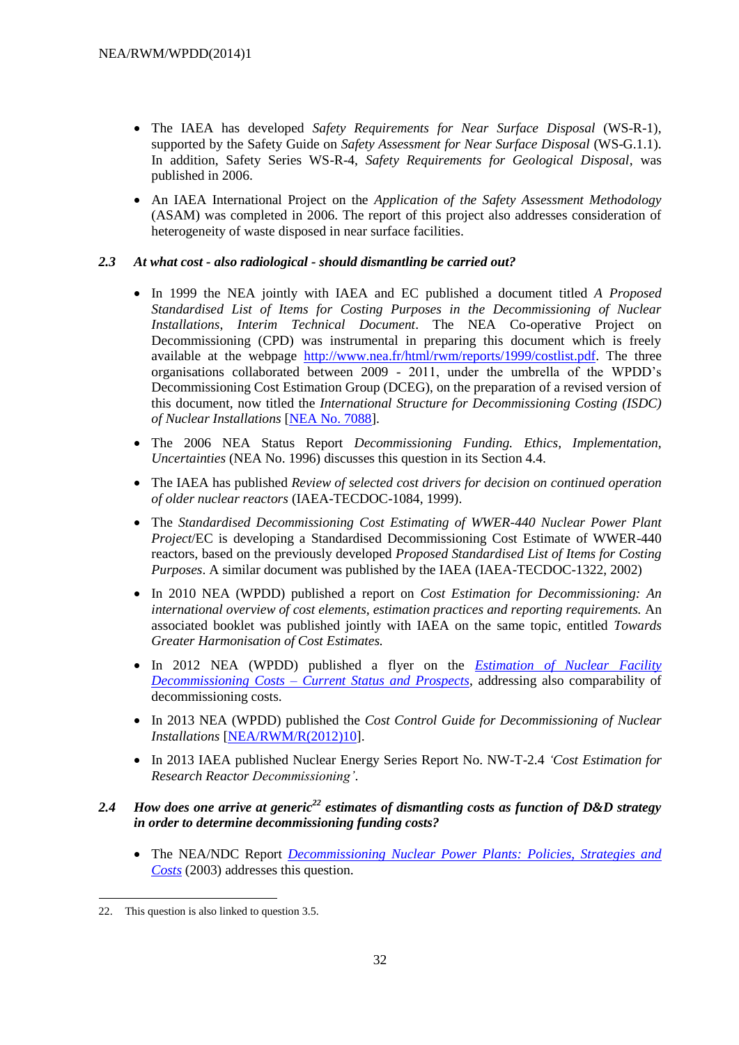- The IAEA has developed *Safety Requirements for Near Surface Disposal* (WS-R-1), supported by the Safety Guide on *Safety Assessment for Near Surface Disposal* (WS-G.1.1). In addition, Safety Series WS-R-4, *Safety Requirements for Geological Disposal*, was published in 2006.
- An IAEA International Project on the *Application of the Safety Assessment Methodology* (ASAM) was completed in 2006. The report of this project also addresses consideration of heterogeneity of waste disposed in near surface facilities.

### 2.3 At what cost - also radiological - should dismantling be carried out?

- In 1999 the NEA jointly with IAEA and EC published a document titled *A Proposed Standardised List of Items for Costing Purposes in the Decommissioning of Nuclear Installations, Interim Technical Document*. The NEA Co-operative Project on Decommissioning (CPD) was instrumental in preparing this document which is freely available at the webpage http://www.nea.fr/html/rwm/reports/1999/costlist.pdf. The three organisations collaborated between 2009 - 2011, under the umbrella of the WPDD's Decommissioning Cost Estimation Group (DCEG), on the preparation of a revised version of this document, now titled the *International Structure for Decommissioning Costing (ISDC) of Nuclear Installations* [NEA No. 7088].
- The 2006 NEA Status Report *Decommissioning Funding. Ethics, Implementation, Uncertainties* (NEA No. 1996) discusses this question in its Section 4.4.
- The IAEA has published *Review of selected cost drivers for decision on continued operation of older nuclear reactors* (IAEA-TECDOC-1084, 1999).
- The *Standardised Decommissioning Cost Estimating of WWER-440 Nuclear Power Plant Project*/EC is developing a Standardised Decommissioning Cost Estimate of WWER-440 reactors, based on the previously developed *Proposed Standardised List of Items for Costing Purposes*. A similar document was published by the IAEA (IAEA-TECDOC-1322, 2002)
- In 2010 NEA (WPDD) published a report on *Cost Estimation for Decommissioning: An international overview of cost elements, estimation practices and reporting requirements.* An associated booklet was published jointly with IAEA on the same topic, entitled *Towards Greater Harmonisation of Cost Estimates.*
- In 2012 NEA (WPDD) published a flyer on the *Estimation of Nuclear Facility Decommissioning Costs – Current Status and Prospects*, addressing also comparability of decommissioning costs.
- In 2013 NEA (WPDD) published the *Cost Control Guide for Decommissioning of Nuclear Installations* [NEA/RWM/R(2012)10].
- In 2013 IAEA published Nuclear Energy Series Report No. NW-T-2.4 *'Cost Estimation for Research Reactor Decommissioning'*.

### 2.4 How does one arrive at generic[22] estimates of dismantling costs as function of D&D strategy in order to determine decommissioning funding costs?

- The NEA/NDC Report *Decommissioning Nuclear Power Plants: Policies, Strategies and Costs* (2003) addresses this question.

---

22. This question is also linked to question 3.5.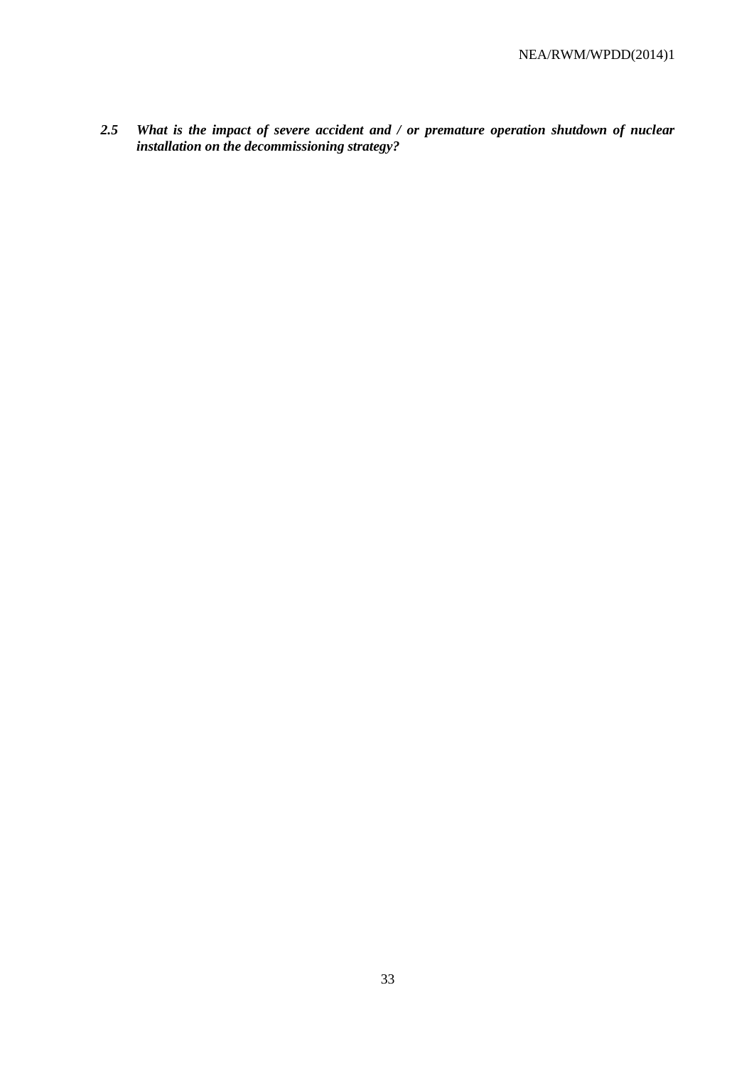### *2.5 What is the impact of severe accident and / or premature operation shutdown of nuclear installation on the decommissioning strategy?*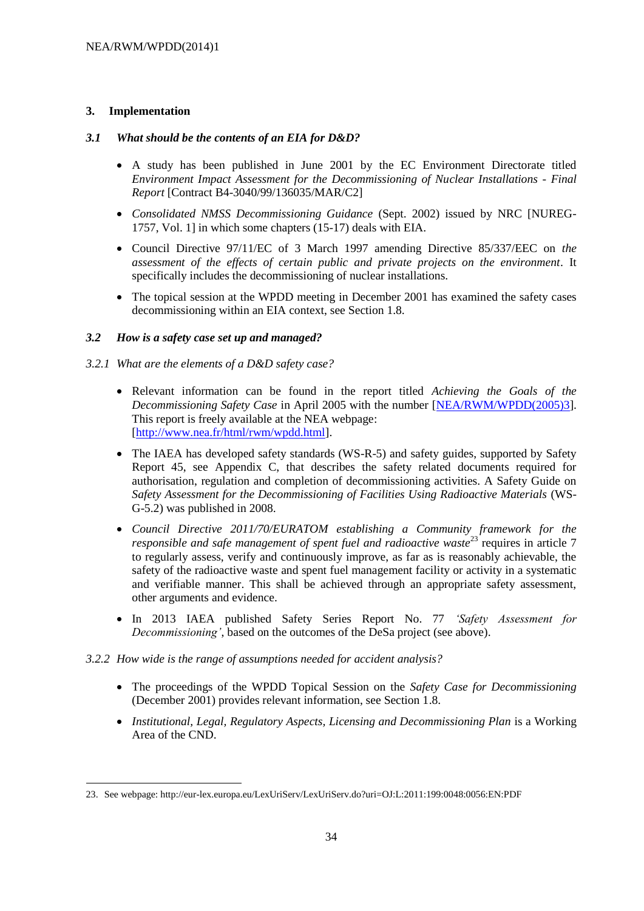## 3. Implementation

### *3.1 What should be the contents of an EIA for D&D?*

- A study has been published in June 2001 by the EC Environment Directorate titled *Environment Impact Assessment for the Decommissioning of Nuclear Installations - Final Report* [Contract B4-3040/99/136035/MAR/C2]
- *Consolidated NMSS Decommissioning Guidance* (Sept. 2002) issued by NRC [NUREG-1757, Vol. 1] in which some chapters (15-17) deals with EIA.
- Council Directive 97/11/EC of 3 March 1997 amending Directive 85/337/EEC on *the assessment of the effects of certain public and private projects on the environment*. It specifically includes the decommissioning of nuclear installations.
- The topical session at the WPDD meeting in December 2001 has examined the safety cases decommissioning within an EIA context, see Section 1.8.

### *3.2 How is a safety case set up and managed?*

#### *3.2.1 What are the elements of a D&D safety case?*

- Relevant information can be found in the report titled *Achieving the Goals of the Decommissioning Safety Case* in April 2005 with the number [NEA/RWM/WPDD(2005)3]. This report is freely available at the NEA webpage: [http://www.nea.fr/html/rwm/wpdd.html].
- The IAEA has developed safety standards (WS-R-5) and safety guides, supported by Safety Report 45, see Appendix C, that describes the safety related documents required for authorisation, regulation and completion of decommissioning activities. A Safety Guide on *Safety Assessment for the Decommissioning of Facilities Using Radioactive Materials* (WS-G-5.2) was published in 2008.
- *Council Directive 2011/70/EURATOM establishing a Community framework for the responsible and safe management of spent fuel and radioactive waste*[23] requires in article 7 to regularly assess, verify and continuously improve, as far as is reasonably achievable, the safety of the radioactive waste and spent fuel management facility or activity in a systematic and verifiable manner. This shall be achieved through an appropriate safety assessment, other arguments and evidence.
- In 2013 IAEA published Safety Series Report No. 77 *'Safety Assessment for Decommissioning'*, based on the outcomes of the DeSa project (see above).

#### *3.2.2 How wide is the range of assumptions needed for accident analysis?*

- The proceedings of the WPDD Topical Session on the *Safety Case for Decommissioning* (December 2001) provides relevant information, see Section 1.8.
- *Institutional, Legal, Regulatory Aspects, Licensing and Decommissioning Plan* is a Working Area of the CND.

---

23. See webpage: http://eur-lex.europa.eu/LexUriServ/LexUriServ.do?uri=OJ:L:2011:199:0048:0056:EN:PDF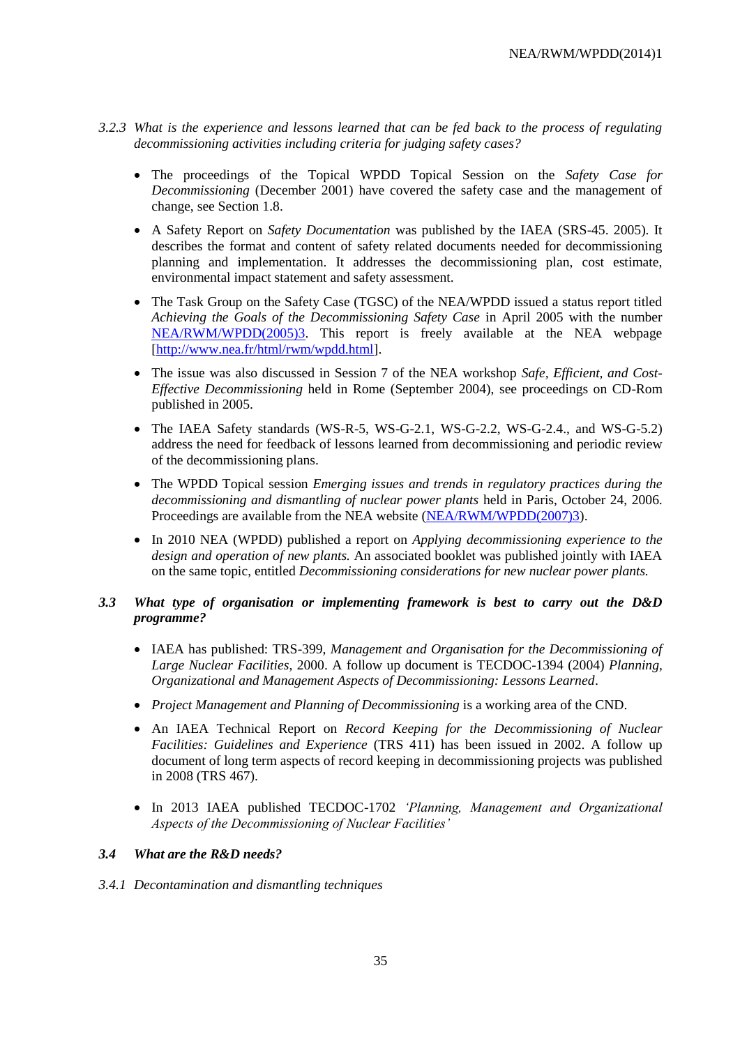*3.2.3 What is the experience and lessons learned that can be fed back to the process of regulating decommissioning activities including criteria for judging safety cases?*

- The proceedings of the Topical WPDD Topical Session on the *Safety Case for Decommissioning* (December 2001) have covered the safety case and the management of change, see Section 1.8.
- A Safety Report on *Safety Documentation* was published by the IAEA (SRS-45. 2005). It describes the format and content of safety related documents needed for decommissioning planning and implementation. It addresses the decommissioning plan, cost estimate, environmental impact statement and safety assessment.
- The Task Group on the Safety Case (TGSC) of the NEA/WPDD issued a status report titled *Achieving the Goals of the Decommissioning Safety Case* in April 2005 with the number NEA/RWM/WPDD(2005)3. This report is freely available at the NEA webpage [http://www.nea.fr/html/rwm/wpdd.html].
- The issue was also discussed in Session 7 of the NEA workshop *Safe, Efficient, and Cost-Effective Decommissioning* held in Rome (September 2004), see proceedings on CD-Rom published in 2005.
- The IAEA Safety standards (WS-R-5, WS-G-2.1, WS-G-2.2, WS-G-2.4., and WS-G-5.2) address the need for feedback of lessons learned from decommissioning and periodic review of the decommissioning plans.
- The WPDD Topical session *Emerging issues and trends in regulatory practices during the decommissioning and dismantling of nuclear power plants* held in Paris, October 24, 2006. Proceedings are available from the NEA website (NEA/RWM/WPDD(2007)3).
- In 2010 NEA (WPDD) published a report on *Applying decommissioning experience to the design and operation of new plants.* An associated booklet was published jointly with IAEA on the same topic, entitled *Decommissioning considerations for new nuclear power plants.*

### *3.3 What type of organisation or implementing framework is best to carry out the D&D programme?*

- IAEA has published: TRS-399, *Management and Organisation for the Decommissioning of Large Nuclear Facilities*, 2000. A follow up document is TECDOC-1394 (2004) *Planning, Organizational and Management Aspects of Decommissioning: Lessons Learned*.
- *Project Management and Planning of Decommissioning* is a working area of the CND.
- An IAEA Technical Report on *Record Keeping for the Decommissioning of Nuclear Facilities: Guidelines and Experience* (TRS 411) has been issued in 2002. A follow up document of long term aspects of record keeping in decommissioning projects was published in 2008 (TRS 467).
- In 2013 IAEA published TECDOC-1702 *'Planning, Management and Organizational Aspects of the Decommissioning of Nuclear Facilities'*

### *3.4 What are the R&D needs?*

*3.4.1 Decontamination and dismantling techniques*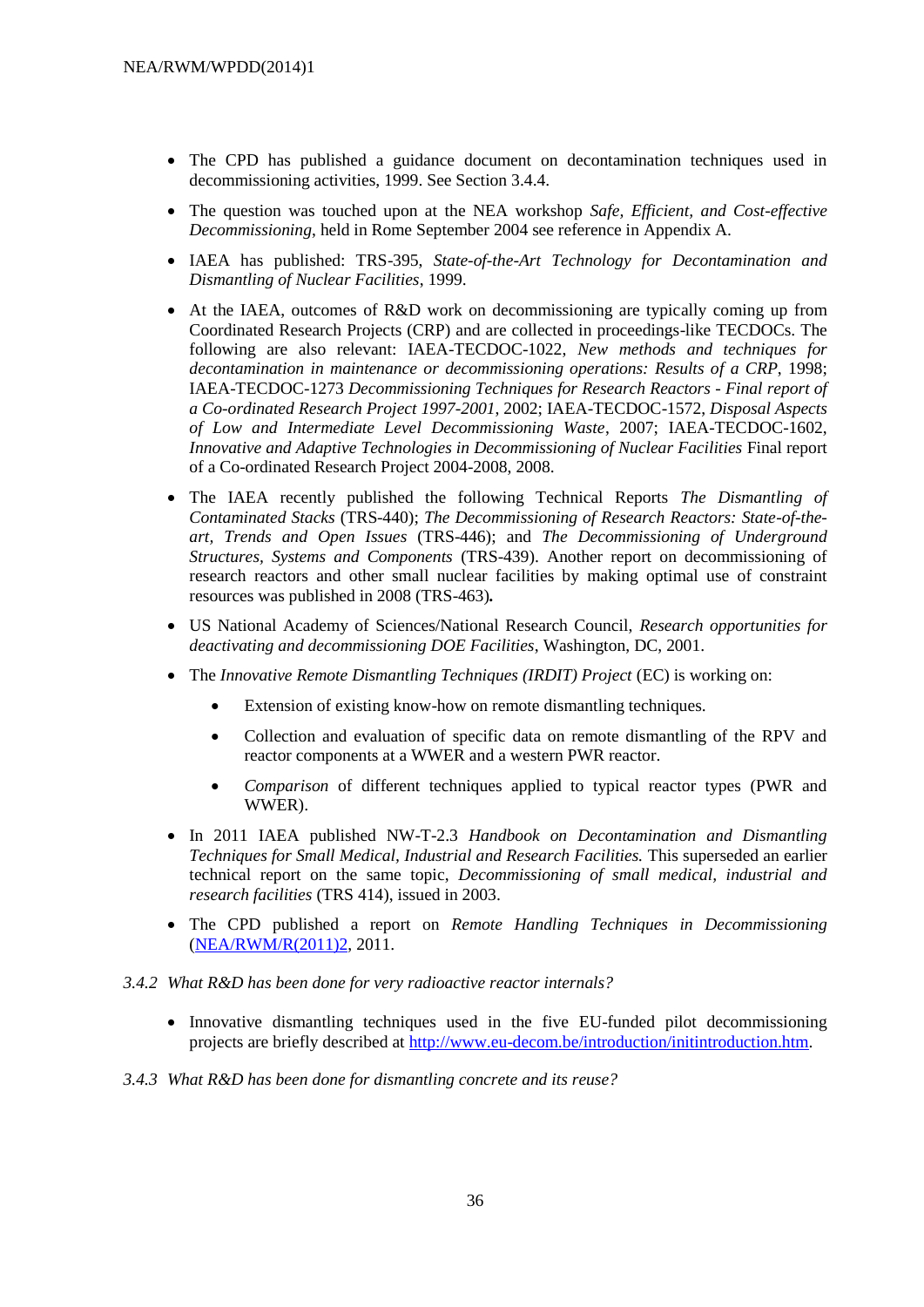- The CPD has published a guidance document on decontamination techniques used in decommissioning activities, 1999. See Section 3.4.4.
- The question was touched upon at the NEA workshop *Safe, Efficient, and Cost-effective Decommissioning*, held in Rome September 2004 see reference in Appendix A.
- IAEA has published: TRS-395, *State-of-the-Art Technology for Decontamination and Dismantling of Nuclear Facilities*, 1999.
- At the IAEA, outcomes of R&D work on decommissioning are typically coming up from Coordinated Research Projects (CRP) and are collected in proceedings-like TECDOCs. The following are also relevant: IAEA-TECDOC-1022, *New methods and techniques for decontamination in maintenance or decommissioning operations: Results of a CRP*, 1998; IAEA-TECDOC-1273 *Decommissioning Techniques for Research Reactors - Final report of a Co-ordinated Research Project 1997-2001*, 2002; IAEA-TECDOC-1572, *Disposal Aspects of Low and Intermediate Level Decommissioning Waste*, 2007; IAEA-TECDOC-1602, *Innovative and Adaptive Technologies in Decommissioning of Nuclear Facilities* Final report of a Co-ordinated Research Project 2004-2008, 2008.
- The IAEA recently published the following Technical Reports *The Dismantling of Contaminated Stacks* (TRS-440); *The Decommissioning of Research Reactors: State-of-the-art, Trends and Open Issues* (TRS-446); and *The Decommissioning of Underground Structures, Systems and Components* (TRS-439). Another report on decommissioning of research reactors and other small nuclear facilities by making optimal use of constraint resources was published in 2008 (TRS-463)**.**
- US National Academy of Sciences/National Research Council, *Research opportunities for deactivating and decommissioning DOE Facilities*, Washington, DC, 2001.
- The *Innovative Remote Dismantling Techniques (IRDIT) Project* (EC) is working on:
  - Extension of existing know-how on remote dismantling techniques.
  - Collection and evaluation of specific data on remote dismantling of the RPV and reactor components at a WWER and a western PWR reactor.
  - *Comparison* of different techniques applied to typical reactor types (PWR and WWER).
- In 2011 IAEA published NW-T-2.3 *Handbook on Decontamination and Dismantling Techniques for Small Medical, Industrial and Research Facilities.* This superseded an earlier technical report on the same topic, *Decommissioning of small medical, industrial and research facilities* (TRS 414), issued in 2003.
- The CPD published a report on *Remote Handling Techniques in Decommissioning* (NEA/RWM/R(2011)2, 2011.

### 3.4.2 *What R&D has been done for very radioactive reactor internals?*

- Innovative dismantling techniques used in the five EU-funded pilot decommissioning projects are briefly described at http://www.eu-decom.be/introduction/initintroduction.htm.

### 3.4.3 *What R&D has been done for dismantling concrete and its reuse?*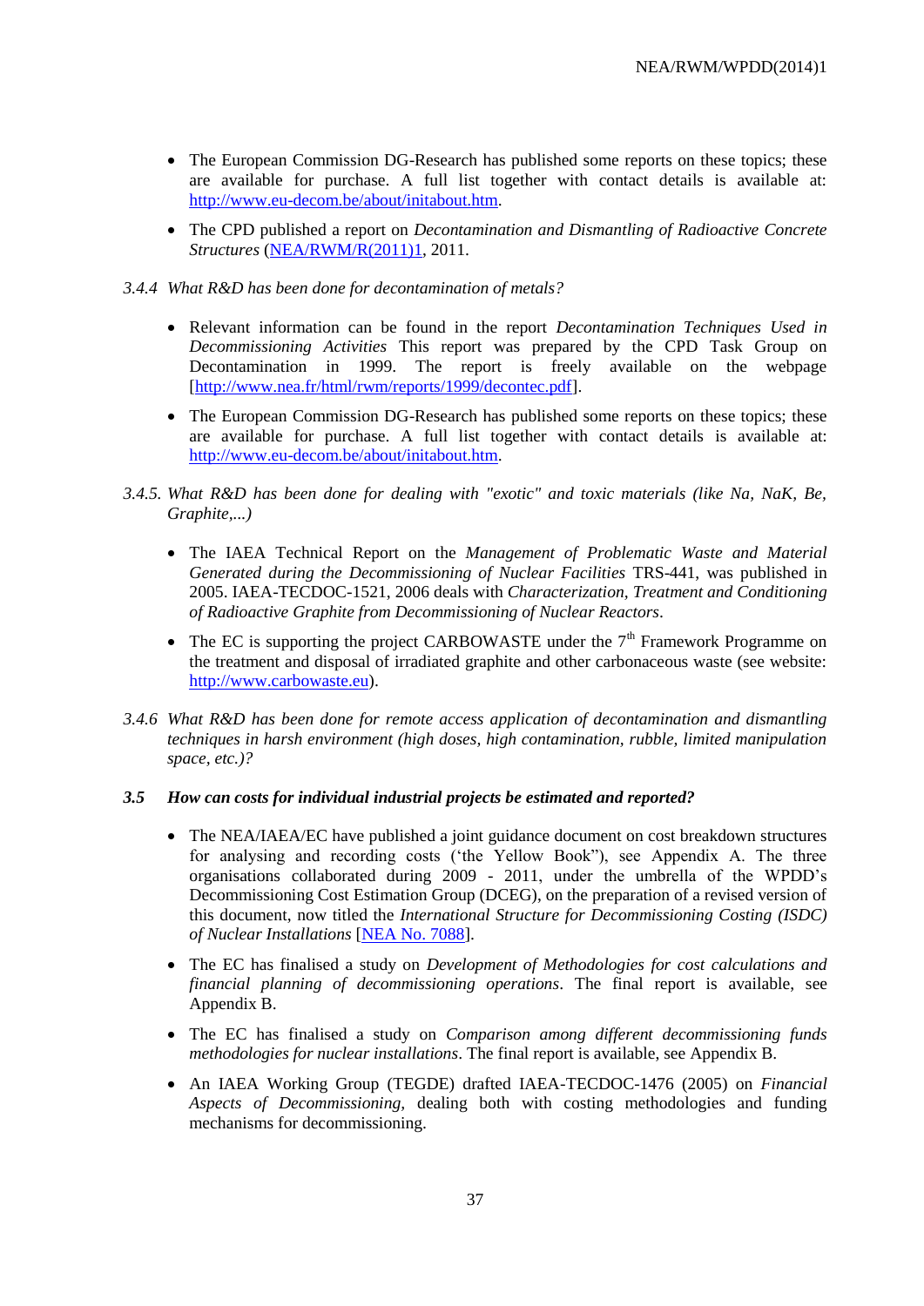- The European Commission DG-Research has published some reports on these topics; these are available for purchase. A full list together with contact details is available at: http://www.eu-decom.be/about/initabout.htm.
- The CPD published a report on *Decontamination and Dismantling of Radioactive Concrete Structures* (NEA/RWM/R(2011)1, 2011.

*3.4.4 What R&D has been done for decontamination of metals?*

- Relevant information can be found in the report *Decontamination Techniques Used in Decommissioning Activities* This report was prepared by the CPD Task Group on Decontamination in 1999. The report is freely available on the webpage [http://www.nea.fr/html/rwm/reports/1999/decontec.pdf].
- The European Commission DG-Research has published some reports on these topics; these are available for purchase. A full list together with contact details is available at: http://www.eu-decom.be/about/initabout.htm.

*3.4.5. What R&D has been done for dealing with "exotic" and toxic materials (like Na, NaK, Be, Graphite,...)*

- The IAEA Technical Report on the *Management of Problematic Waste and Material Generated during the Decommissioning of Nuclear Facilities* TRS-441, was published in 2005. IAEA-TECDOC-1521, 2006 deals with *Characterization, Treatment and Conditioning of Radioactive Graphite from Decommissioning of Nuclear Reactors*.
- The EC is supporting the project CARBOWASTE under the 7th Framework Programme on the treatment and disposal of irradiated graphite and other carbonaceous waste (see website: http://www.carbowaste.eu).

*3.4.6 What R&D has been done for remote access application of decontamination and dismantling techniques in harsh environment (high doses, high contamination, rubble, limited manipulation space, etc.)?*

### *3.5 How can costs for individual industrial projects be estimated and reported?*

- The NEA/IAEA/EC have published a joint guidance document on cost breakdown structures for analysing and recording costs ('the Yellow Book"), see Appendix A. The three organisations collaborated during 2009 - 2011, under the umbrella of the WPDD's Decommissioning Cost Estimation Group (DCEG), on the preparation of a revised version of this document, now titled the *International Structure for Decommissioning Costing (ISDC) of Nuclear Installations* [NEA No. 7088].
- The EC has finalised a study on *Development of Methodologies for cost calculations and financial planning of decommissioning operations*. The final report is available, see Appendix B.
- The EC has finalised a study on *Comparison among different decommissioning funds methodologies for nuclear installations*. The final report is available, see Appendix B.
- An IAEA Working Group (TEGDE) drafted IAEA-TECDOC-1476 (2005) on *Financial Aspects of Decommissioning*, dealing both with costing methodologies and funding mechanisms for decommissioning.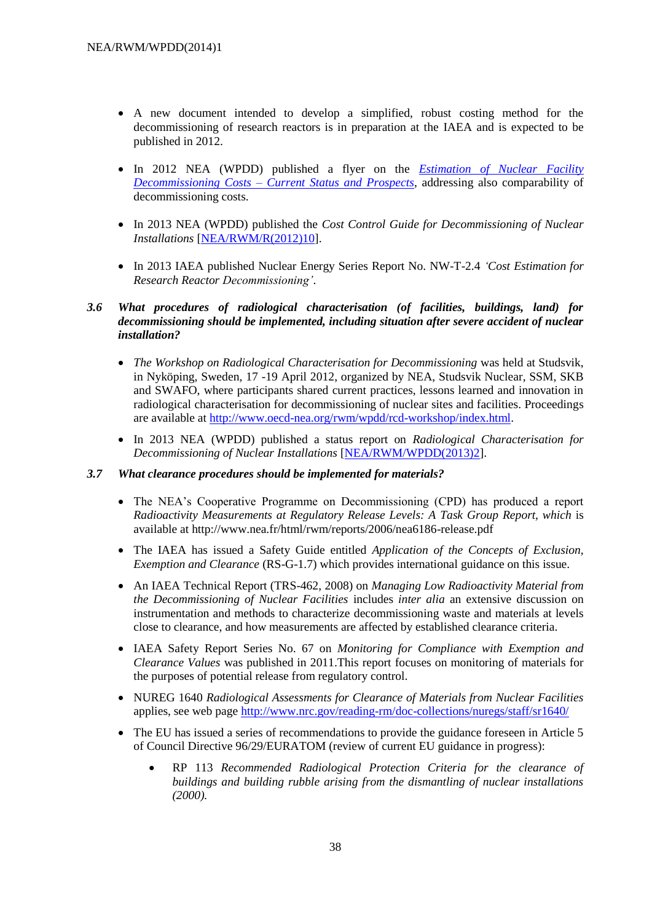- A new document intended to develop a simplified, robust costing method for the decommissioning of research reactors is in preparation at the IAEA and is expected to be published in 2012.

- In 2012 NEA (WPDD) published a flyer on the *Estimation of Nuclear Facility Decommissioning Costs – Current Status and Prospects*, addressing also comparability of decommissioning costs.

- In 2013 NEA (WPDD) published the *Cost Control Guide for Decommissioning of Nuclear Installations* [NEA/RWM/R(2012)10].

- In 2013 IAEA published Nuclear Energy Series Report No. NW-T-2.4 *'Cost Estimation for Research Reactor Decommissioning'*.

### *3.6 What procedures of radiological characterisation (of facilities, buildings, land) for decommissioning should be implemented, including situation after severe accident of nuclear installation?*

- *The Workshop on Radiological Characterisation for Decommissioning* was held at Studsvik, in Nyköping, Sweden, 17 -19 April 2012, organized by NEA, Studsvik Nuclear, SSM, SKB and SWAFO, where participants shared current practices, lessons learned and innovation in radiological characterisation for decommissioning of nuclear sites and facilities. Proceedings are available at http://www.oecd-nea.org/rwm/wpdd/rcd-workshop/index.html.

- In 2013 NEA (WPDD) published a status report on *Radiological Characterisation for Decommissioning of Nuclear Installations* [NEA/RWM/WPDD(2013)2].

### *3.7 What clearance procedures should be implemented for materials?*

- The NEA's Cooperative Programme on Decommissioning (CPD) has produced a report *Radioactivity Measurements at Regulatory Release Levels: A Task Group Report, which* is available at http://www.nea.fr/html/rwm/reports/2006/nea6186-release.pdf

- The IAEA has issued a Safety Guide entitled *Application of the Concepts of Exclusion, Exemption and Clearance* (RS-G-1.7) which provides international guidance on this issue.

- An IAEA Technical Report (TRS-462, 2008) on *Managing Low Radioactivity Material from the Decommissioning of Nuclear Facilities* includes *inter alia* an extensive discussion on instrumentation and methods to characterize decommissioning waste and materials at levels close to clearance, and how measurements are affected by established clearance criteria.

- IAEA Safety Report Series No. 67 on *Monitoring for Compliance with Exemption and Clearance Values* was published in 2011.This report focuses on monitoring of materials for the purposes of potential release from regulatory control.

- NUREG 1640 *Radiological Assessments for Clearance of Materials from Nuclear Facilities* applies, see web page http://www.nrc.gov/reading-rm/doc-collections/nuregs/staff/sr1640/

- The EU has issued a series of recommendations to provide the guidance foreseen in Article 5 of Council Directive 96/29/EURATOM (review of current EU guidance in progress):

  - RP 113 *Recommended Radiological Protection Criteria for the clearance of buildings and building rubble arising from the dismantling of nuclear installations (2000).*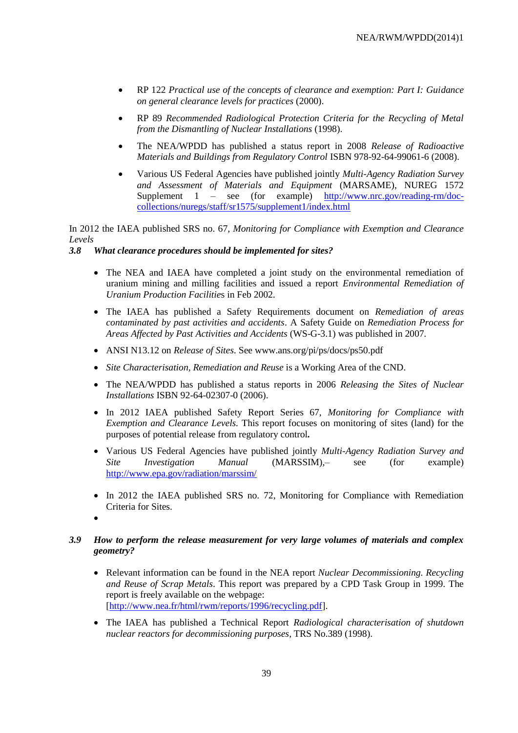- RP 122 *Practical use of the concepts of clearance and exemption: Part I: Guidance on general clearance levels for practices* (2000).
- RP 89 *Recommended Radiological Protection Criteria for the Recycling of Metal from the Dismantling of Nuclear Installations* (1998).
- The NEA/WPDD has published a status report in 2008 *Release of Radioactive Materials and Buildings from Regulatory Control* ISBN 978-92-64-99061-6 (2008).
- Various US Federal Agencies have published jointly *Multi-Agency Radiation Survey and Assessment of Materials and Equipment* (MARSAME), NUREG 1572 Supplement 1 – see (for example) [http://www.nrc.gov/reading-rm/doc-collections/nuregs/staff/sr1575/supplement1/index.html](http://www.nrc.gov/reading-rm/doc-collections/nuregs/staff/sr1575/supplement1/index.html)

In 2012 the IAEA published SRS no. 67, *Monitoring for Compliance with Exemption and Clearance Levels*

### 3.8 *What clearance procedures should be implemented for sites?*

- The NEA and IAEA have completed a joint study on the environmental remediation of uranium mining and milling facilities and issued a report *Environmental Remediation of Uranium Production Facilitie*s in Feb 2002.
- The IAEA has published a Safety Requirements document on *Remediation of areas contaminated by past activities and accidents*. A Safety Guide on *Remediation Process for Areas Affected by Past Activities and Accidents* (WS-G-3.1) was published in 2007.
- ANSI N13.12 on *Release of Sites.* See www.ans.org/pi/ps/docs/ps50.pdf
- *Site Characterisation, Remediation and Reuse* is a Working Area of the CND.
- The NEA/WPDD has published a status reports in 2006 *Releasing the Sites of Nuclear Installations* ISBN 92-64-02307-0 (2006).
- In 2012 IAEA published Safety Report Series 67, *Monitoring for Compliance with Exemption and Clearance Levels.* This report focuses on monitoring of sites (land) for the purposes of potential release from regulatory control**.**
- Various US Federal Agencies have published jointly *Multi-Agency Radiation Survey and Site Investigation Manual* (MARSSIM),– see (for example) [http://www.epa.gov/radiation/marssim/](http://www.epa.gov/radiation/marssim/)
- In 2012 the IAEA published SRS no. 72, Monitoring for Compliance with Remediation Criteria for Sites.
-

### 3.9 *How to perform the release measurement for very large volumes of materials and complex geometry?*

- Relevant information can be found in the NEA report *Nuclear Decommissioning. Recycling and Reuse of Scrap Metals*. This report was prepared by a CPD Task Group in 1999. The report is freely available on the webpage: [[http://www.nea.fr/html/rwm/reports/1996/recycling.pdf](http://www.nea.fr/html/rwm/reports/1996/recycling.pdf)].
- The IAEA has published a Technical Report *Radiological characterisation of shutdown nuclear reactors for decommissioning purposes*, TRS No.389 (1998).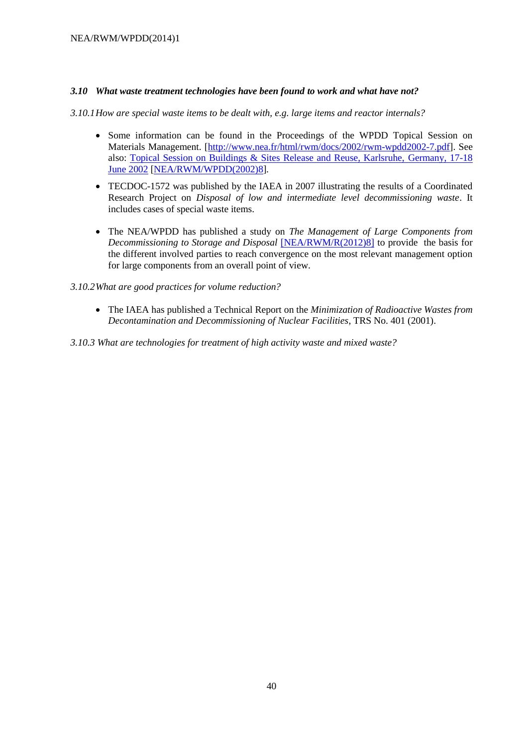### *3.10 What waste treatment technologies have been found to work and what have not?*

*3.10.1 How are special waste items to be dealt with, e.g. large items and reactor internals?*

- Some information can be found in the Proceedings of the WPDD Topical Session on Materials Management. [http://www.nea.fr/html/rwm/docs/2002/rwm-wpdd2002-7.pdf]. See also: Topical Session on Buildings & Sites Release and Reuse, Karlsruhe, Germany, 17-18 June 2002 [NEA/RWM/WPDD(2002)8].

- TECDOC-1572 was published by the IAEA in 2007 illustrating the results of a Coordinated Research Project on *Disposal of low and intermediate level decommissioning waste*. It includes cases of special waste items.

- The NEA/WPDD has published a study on *The Management of Large Components from Decommissioning to Storage and Disposal* [NEA/RWM/R(2012)8] to provide the basis for the different involved parties to reach convergence on the most relevant management option for large components from an overall point of view.

*3.10.2 What are good practices for volume reduction?*

- The IAEA has published a Technical Report on the *Minimization of Radioactive Wastes from Decontamination and Decommissioning of Nuclear Facilities*, TRS No. 401 (2001).

*3.10.3 What are technologies for treatment of high activity waste and mixed waste?*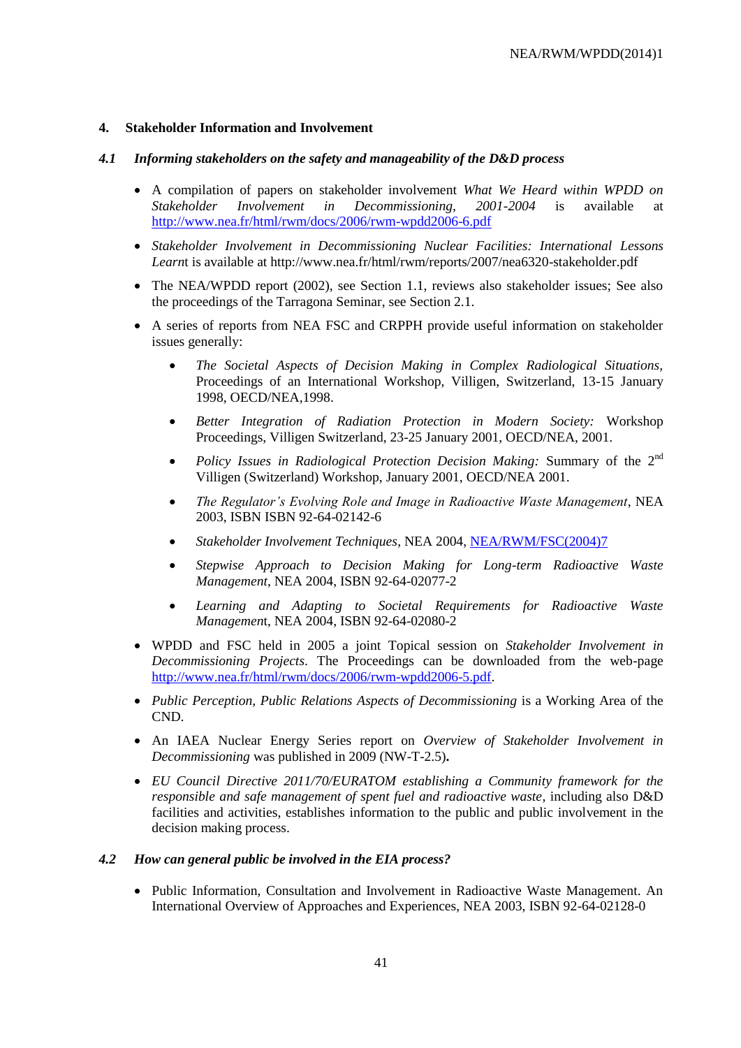## 4. Stakeholder Information and Involvement

### *4.1 Informing stakeholders on the safety and manageability of the D&D process*

- A compilation of papers on stakeholder involvement *What We Heard within WPDD on Stakeholder Involvement in Decommissioning, 2001-2004* is available at http://www.nea.fr/html/rwm/docs/2006/rwm-wpdd2006-6.pdf
- *Stakeholder Involvement in Decommissioning Nuclear Facilities: International Lessons Learnt* is available at http://www.nea.fr/html/rwm/reports/2007/nea6320-stakeholder.pdf
- The NEA/WPDD report (2002), see Section 1.1, reviews also stakeholder issues; See also the proceedings of the Tarragona Seminar, see Section 2.1.
- A series of reports from NEA FSC and CRPPH provide useful information on stakeholder issues generally:
  - *The Societal Aspects of Decision Making in Complex Radiological Situations*, Proceedings of an International Workshop, Villigen, Switzerland, 13-15 January 1998, OECD/NEA,1998.
  - *Better Integration of Radiation Protection in Modern Society:* Workshop Proceedings, Villigen Switzerland, 23-25 January 2001, OECD/NEA, 2001.
  - *Policy Issues in Radiological Protection Decision Making:* Summary of the 2nd Villigen (Switzerland) Workshop, January 2001, OECD/NEA 2001.
  - *The Regulator's Evolving Role and Image in Radioactive Waste Management*, NEA 2003, ISBN ISBN 92-64-02142-6
  - *Stakeholder Involvement Techniques*, NEA 2004, NEA/RWM/FSC(2004)7
  - *Stepwise Approach to Decision Making for Long-term Radioactive Waste Management*, NEA 2004, ISBN 92-64-02077-2
  - *Learning and Adapting to Societal Requirements for Radioactive Waste Management*, NEA 2004, ISBN 92-64-02080-2
- WPDD and FSC held in 2005 a joint Topical session on *Stakeholder Involvement in Decommissioning Projects*. The Proceedings can be downloaded from the web-page http://www.nea.fr/html/rwm/docs/2006/rwm-wpdd2006-5.pdf.
- *Public Perception, Public Relations Aspects of Decommissioning* is a Working Area of the CND.
- An IAEA Nuclear Energy Series report on *Overview of Stakeholder Involvement in Decommissioning* was published in 2009 (NW-T-2.5)**.**
- *EU Council Directive 2011/70/EURATOM establishing a Community framework for the responsible and safe management of spent fuel and radioactive waste*, including also D&D facilities and activities, establishes information to the public and public involvement in the decision making process.

### *4.2 How can general public be involved in the EIA process?*

- Public Information, Consultation and Involvement in Radioactive Waste Management. An International Overview of Approaches and Experiences, NEA 2003, ISBN 92-64-02128-0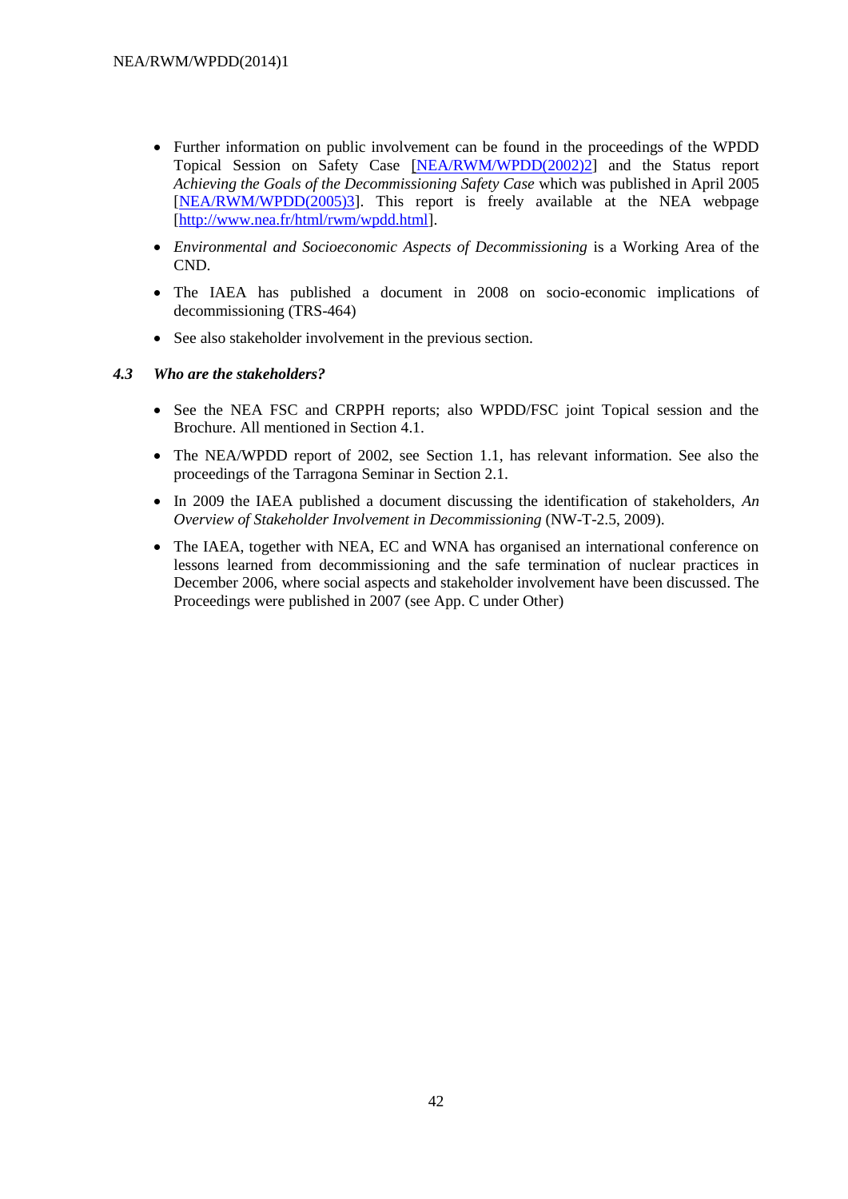- Further information on public involvement can be found in the proceedings of the WPDD Topical Session on Safety Case [NEA/RWM/WPDD(2002)2] and the Status report *Achieving the Goals of the Decommissioning Safety Case* which was published in April 2005 [NEA/RWM/WPDD(2005)3]. This report is freely available at the NEA webpage [http://www.nea.fr/html/rwm/wpdd.html].
- *Environmental and Socioeconomic Aspects of Decommissioning* is a Working Area of the CND.
- The IAEA has published a document in 2008 on socio-economic implications of decommissioning (TRS-464)
- See also stakeholder involvement in the previous section.

### *4.3 Who are the stakeholders?*

- See the NEA FSC and CRPPH reports; also WPDD/FSC joint Topical session and the Brochure. All mentioned in Section 4.1.
- The NEA/WPDD report of 2002, see Section 1.1, has relevant information. See also the proceedings of the Tarragona Seminar in Section 2.1.
- In 2009 the IAEA published a document discussing the identification of stakeholders, *An Overview of Stakeholder Involvement in Decommissioning* (NW-T-2.5, 2009).
- The IAEA, together with NEA, EC and WNA has organised an international conference on lessons learned from decommissioning and the safe termination of nuclear practices in December 2006, where social aspects and stakeholder involvement have been discussed. The Proceedings were published in 2007 (see App. C under Other)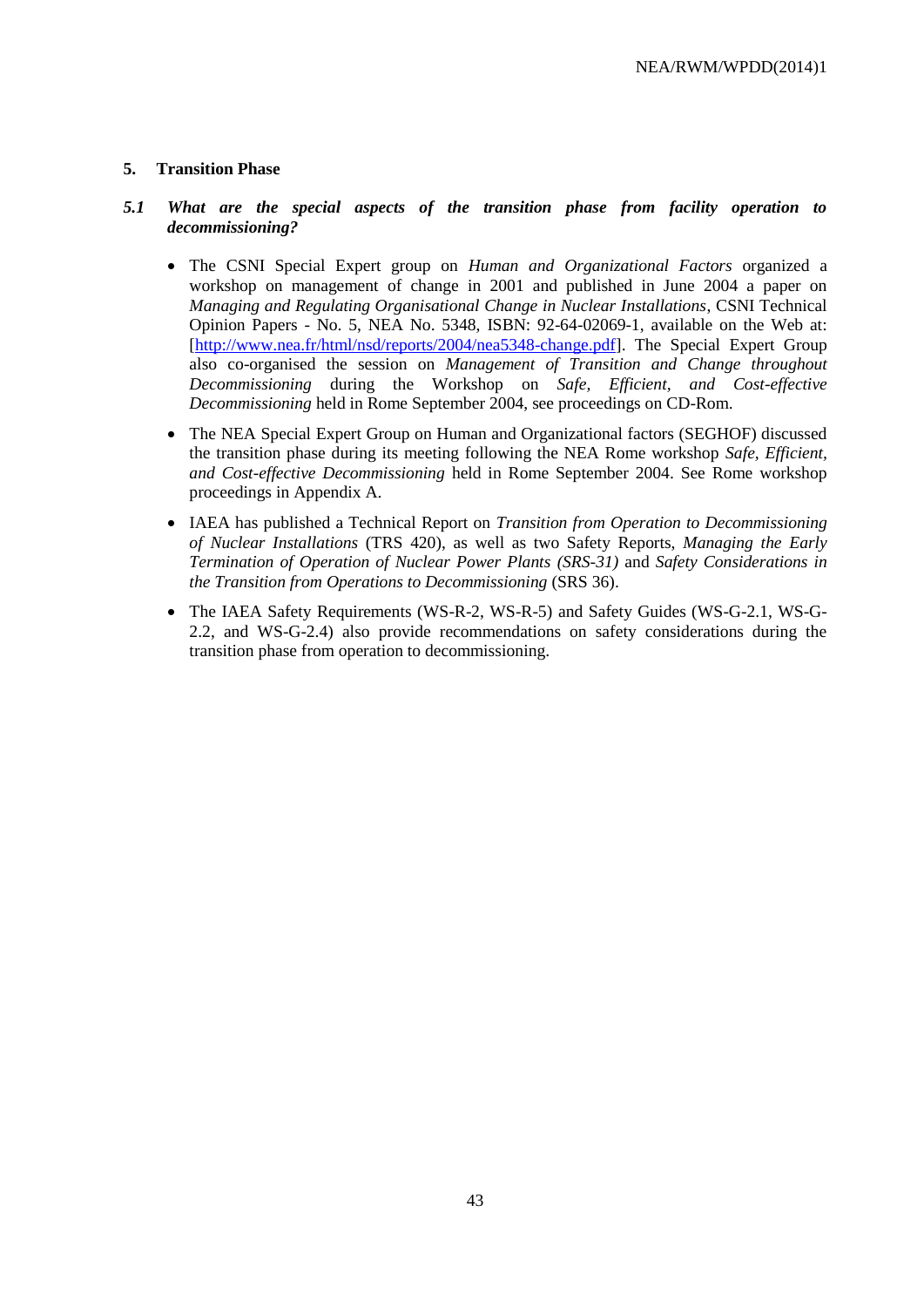## 5. Transition Phase

### *5.1 What are the special aspects of the transition phase from facility operation to decommissioning?*

- The CSNI Special Expert group on *Human and Organizational Factors* organized a workshop on management of change in 2001 and published in June 2004 a paper on *Managing and Regulating Organisational Change in Nuclear Installations*, CSNI Technical Opinion Papers - No. 5, NEA No. 5348, ISBN: 92-64-02069-1, available on the Web at: [http://www.nea.fr/html/nsd/reports/2004/nea5348-change.pdf]. The Special Expert Group also co-organised the session on *Management of Transition and Change throughout Decommissioning* during the Workshop on *Safe, Efficient, and Cost-effective Decommissioning* held in Rome September 2004, see proceedings on CD-Rom.

- The NEA Special Expert Group on Human and Organizational factors (SEGHOF) discussed the transition phase during its meeting following the NEA Rome workshop *Safe, Efficient, and Cost-effective Decommissioning* held in Rome September 2004. See Rome workshop proceedings in Appendix A.

- IAEA has published a Technical Report on *Transition from Operation to Decommissioning of Nuclear Installations* (TRS 420), as well as two Safety Reports, *Managing the Early Termination of Operation of Nuclear Power Plants (SRS-31)* and *Safety Considerations in the Transition from Operations to Decommissioning* (SRS 36).

- The IAEA Safety Requirements (WS-R-2, WS-R-5) and Safety Guides (WS-G-2.1, WS-G-2.2, and WS-G-2.4) also provide recommendations on safety considerations during the transition phase from operation to decommissioning.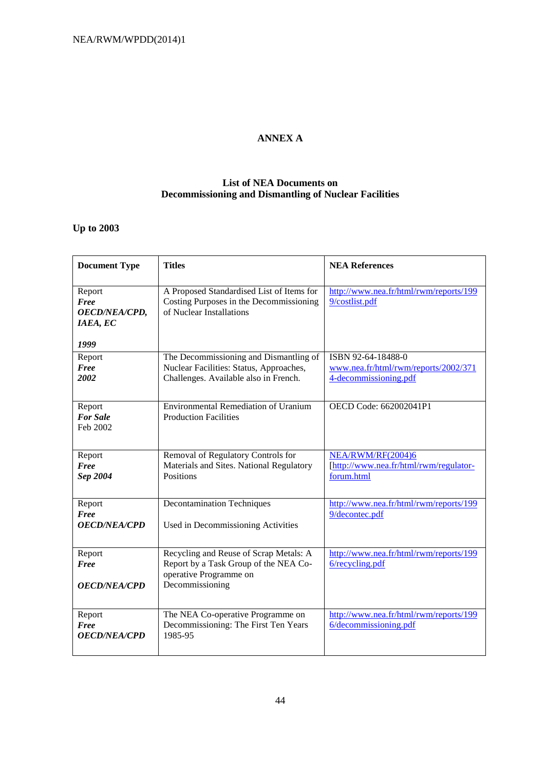# ANNEX A

## List of NEA Documents on Decommissioning and Dismantling of Nuclear Facilities

### Up to 2003

| Document Type | Titles | NEA References |
|---|---|---|
| Report<br>***Free***<br>***OECD/NEA/CPD, IAEA, EC***<br><br>***1999*** | A Proposed Standardised List of Items for Costing Purposes in the Decommissioning of Nuclear Installations | http://www.nea.fr/html/rwm/reports/1999/costlist.pdf |
| Report<br>***Free***<br>***2002*** | The Decommissioning and Dismantling of Nuclear Facilities: Status, Approaches, Challenges. Available also in French. | ISBN 92-64-18488-0<br>www.nea.fr/html/rwm/reports/2002/3714-decommissioning.pdf |
| Report<br>***For Sale***<br>Feb 2002 | Environmental Remediation of Uranium Production Facilities | OECD Code: 662002041P1 |
| Report<br>***Free***<br>***Sep 2004*** | Removal of Regulatory Controls for Materials and Sites. National Regulatory Positions | NEA/RWM/RF(2004)6<br>[http://www.nea.fr/html/rwm/regulator-forum.html |
| Report<br>***Free***<br>***OECD/NEA/CPD*** | Decontamination Techniques<br><br>Used in Decommissioning Activities | http://www.nea.fr/html/rwm/reports/1999/decontec.pdf |
| Report<br>***Free***<br><br>***OECD/NEA/CPD*** | Recycling and Reuse of Scrap Metals: A Report by a Task Group of the NEA Co-operative Programme on Decommissioning | http://www.nea.fr/html/rwm/reports/1996/recycling.pdf |
| Report<br>***Free***<br>***OECD/NEA/CPD*** | The NEA Co-operative Programme on Decommissioning: The First Ten Years 1985-95 | http://www.nea.fr/html/rwm/reports/1996/decommissioning.pdf |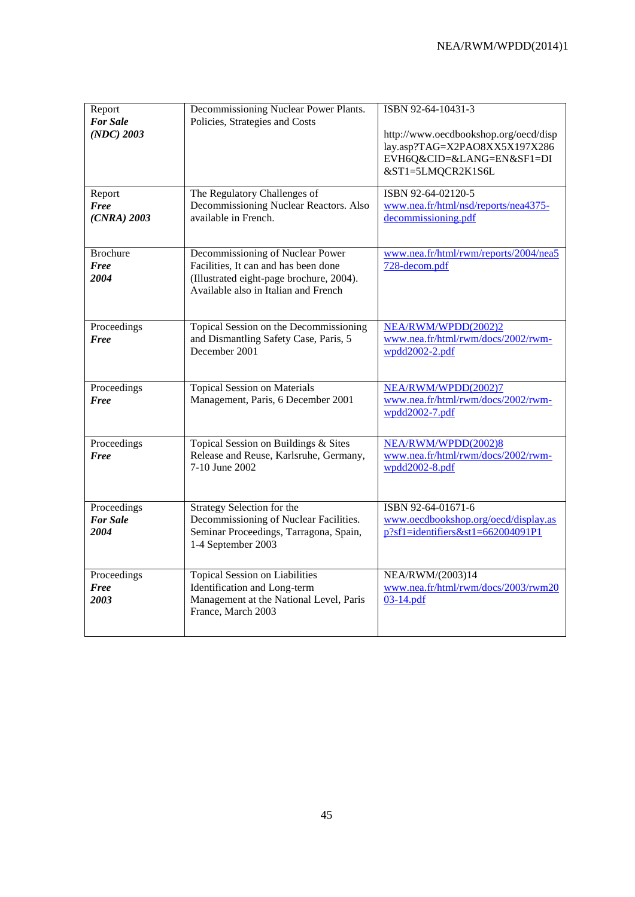| | | |
|---|---|---|
| Report<br>***For Sale***<br>***(NDC) 2003*** | Decommissioning Nuclear Power Plants. Policies, Strategies and Costs | ISBN 92-64-10431-3<br><br>http://www.oecdbookshop.org/oecd/display.asp?TAG=X2PAO8XX5X197X286EVH6Q&CID=&LANG=EN&SF1=DI&ST1=5LMQCR2K1S6L |
| Report<br>***Free***<br>***(CNRA) 2003*** | The Regulatory Challenges of Decommissioning Nuclear Reactors. Also available in French. | ISBN 92-64-02120-5<br>www.nea.fr/html/nsd/reports/nea4375-decommissioning.pdf |
| Brochure<br>***Free***<br>***2004*** | Decommissioning of Nuclear Power Facilities, It can and has been done (Illustrated eight-page brochure, 2004). Available also in Italian and French | www.nea.fr/html/rwm/reports/2004/nea5728-decom.pdf |
| Proceedings<br>***Free*** | Topical Session on the Decommissioning and Dismantling Safety Case, Paris, 5 December 2001 | NEA/RWM/WPDD(2002)2<br>www.nea.fr/html/rwm/docs/2002/rwm-wpdd2002-2.pdf |
| Proceedings<br>***Free*** | Topical Session on Materials Management, Paris, 6 December 2001 | NEA/RWM/WPDD(2002)7<br>www.nea.fr/html/rwm/docs/2002/rwm-wpdd2002-7.pdf |
| Proceedings<br>***Free*** | Topical Session on Buildings & Sites Release and Reuse, Karlsruhe, Germany, 7-10 June 2002 | NEA/RWM/WPDD(2002)8<br>www.nea.fr/html/rwm/docs/2002/rwm-wpdd2002-8.pdf |
| Proceedings<br>***For Sale***<br>***2004*** | Strategy Selection for the Decommissioning of Nuclear Facilities. Seminar Proceedings, Tarragona, Spain, 1-4 September 2003 | ISBN 92-64-01671-6<br>www.oecdbookshop.org/oecd/display.asp?sf1=identifiers&st1=662004091P1 |
| Proceedings<br>***Free***<br>***2003*** | Topical Session on Liabilities Identification and Long-term Management at the National Level, Paris France, March 2003 | NEA/RWM/(2003)14<br>www.nea.fr/html/rwm/docs/2003/rwm2003-14.pdf |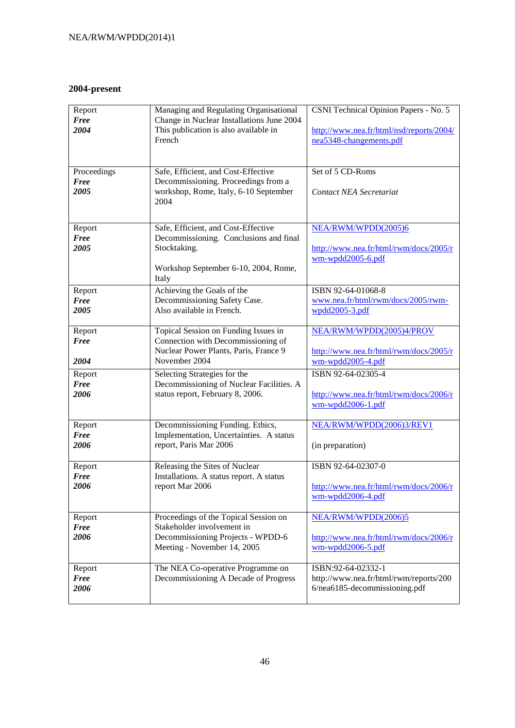## 2004-present

| | | |
|---|---|---|
| Report<br>***Free***<br>***2004*** | Managing and Regulating Organisational Change in Nuclear Installations June 2004 This publication is also available in French | CSNI Technical Opinion Papers - No. 5<br><br>http://www.nea.fr/html/nsd/reports/2004/nea5348-changements.pdf |
| Proceedings<br>***Free***<br>***2005*** | Safe, Efficient, and Cost-Effective Decommissioning. Proceedings from a workshop, Rome, Italy, 6-10 September 2004 | Set of 5 CD-Roms<br><br>*Contact NEA Secretariat* |
| Report<br>***Free***<br>***2005*** | Safe, Efficient, and Cost-Effective Decommissioning. Conclusions and final Stocktaking.<br><br>Workshop September 6-10, 2004, Rome, Italy | NEA/RWM/WPDD(2005)6<br><br>http://www.nea.fr/html/rwm/docs/2005/rwm-wpdd2005-6.pdf |
| Report<br>***Free***<br>***2005*** | Achieving the Goals of the Decommissioning Safety Case. Also available in French. | ISBN 92-64-01068-8<br>www.nea.fr/html/rwm/docs/2005/rwm-wpdd2005-3.pdf |
| Report<br>***Free***<br><br>***2004*** | Topical Session on Funding Issues in Connection with Decommissioning of Nuclear Power Plants, Paris, France 9 November 2004 | NEA/RWM/WPDD(2005)4/PROV<br><br>http://www.nea.fr/html/rwm/docs/2005/rwm-wpdd2005-4.pdf |
| Report<br>***Free***<br>***2006*** | Selecting Strategies for the Decommissioning of Nuclear Facilities. A status report, February 8, 2006. | ISBN 92-64-02305-4<br><br>http://www.nea.fr/html/rwm/docs/2006/rwm-wpdd2006-1.pdf |
| Report<br>***Free***<br>***2006*** | Decommissioning Funding. Ethics, Implementation, Uncertainties. A status report, Paris Mar 2006 | NEA/RWM/WPDD(2006)3/REV1<br><br>(in preparation) |
| Report<br>***Free***<br>***2006*** | Releasing the Sites of Nuclear Installations. A status report. A status report Mar 2006 | ISBN 92-64-02307-0<br><br>http://www.nea.fr/html/rwm/docs/2006/rwm-wpdd2006-4.pdf |
| Report<br>***Free***<br>***2006*** | Proceedings of the Topical Session on Stakeholder involvement in Decommissioning Projects - WPDD-6 Meeting - November 14, 2005 | NEA/RWM/WPDD(2006)5<br><br>http://www.nea.fr/html/rwm/docs/2006/rwm-wpdd2006-5.pdf |
| Report<br>***Free***<br>***2006*** | The NEA Co-operative Programme on Decommissioning A Decade of Progress | ISBN:92-64-02332-1<br>http://www.nea.fr/html/rwm/reports/2006/nea6185-decommissioning.pdf |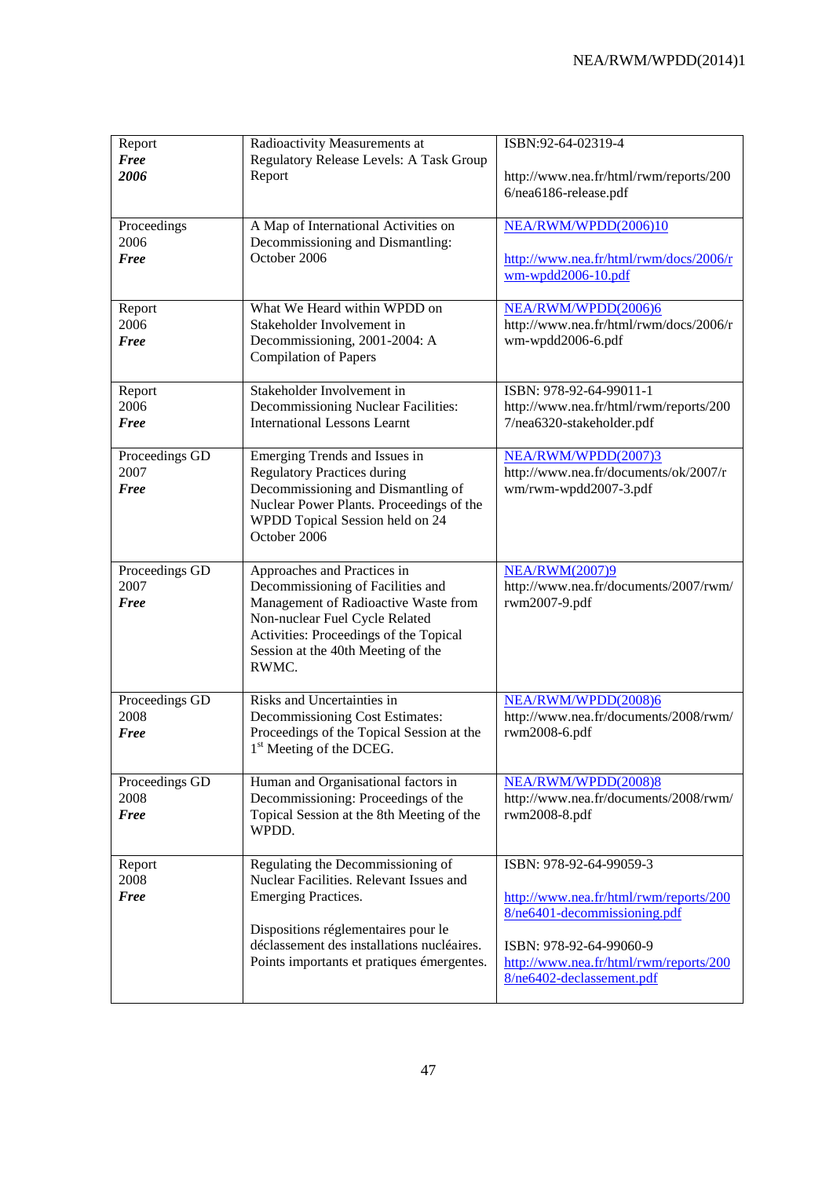| | | |
|---|---|---|
| Report<br>***Free***<br>***2006*** | Radioactivity Measurements at Regulatory Release Levels: A Task Group Report | ISBN:92-64-02319-4<br><br>http://www.nea.fr/html/rwm/reports/2006/nea6186-release.pdf |
| Proceedings<br>2006<br>***Free*** | A Map of International Activities on Decommissioning and Dismantling: October 2006 | NEA/RWM/WPDD(2006)10<br><br>http://www.nea.fr/html/rwm/docs/2006/rwm-wpdd2006-10.pdf |
| Report<br>2006<br>***Free*** | What We Heard within WPDD on Stakeholder Involvement in Decommissioning, 2001-2004: A Compilation of Papers | NEA/RWM/WPDD(2006)6<br>http://www.nea.fr/html/rwm/docs/2006/rwm-wpdd2006-6.pdf |
| Report<br>2006<br>***Free*** | Stakeholder Involvement in Decommissioning Nuclear Facilities: International Lessons Learnt | ISBN: 978-92-64-99011-1<br>http://www.nea.fr/html/rwm/reports/2007/nea6320-stakeholder.pdf |
| Proceedings GD<br>2007<br>***Free*** | Emerging Trends and Issues in Regulatory Practices during Decommissioning and Dismantling of Nuclear Power Plants. Proceedings of the WPDD Topical Session held on 24 October 2006 | NEA/RWM/WPDD(2007)3<br>http://www.nea.fr/documents/ok/2007/rwm/rwm-wpdd2007-3.pdf |
| Proceedings GD<br>2007<br>***Free*** | Approaches and Practices in Decommissioning of Facilities and Management of Radioactive Waste from Non-nuclear Fuel Cycle Related Activities: Proceedings of the Topical Session at the 40th Meeting of the RWMC. | NEA/RWM(2007)9<br>http://www.nea.fr/documents/2007/rwm/rwm2007-9.pdf |
| Proceedings GD<br>2008<br>***Free*** | Risks and Uncertainties in Decommissioning Cost Estimates: Proceedings of the Topical Session at the 1st Meeting of the DCEG. | NEA/RWM/WPDD(2008)6<br>http://www.nea.fr/documents/2008/rwm/rwm2008-6.pdf |
| Proceedings GD<br>2008<br>***Free*** | Human and Organisational factors in Decommissioning: Proceedings of the Topical Session at the 8th Meeting of the WPDD. | NEA/RWM/WPDD(2008)8<br>http://www.nea.fr/documents/2008/rwm/rwm2008-8.pdf |
| Report<br>2008<br>***Free*** | Regulating the Decommissioning of Nuclear Facilities. Relevant Issues and Emerging Practices.<br><br>Dispositions réglementaires pour le déclassement des installations nucléaires. Points importants et pratiques émergentes. | ISBN: 978-92-64-99059-3<br><br>http://www.nea.fr/html/rwm/reports/2008/ne6401-decommissioning.pdf<br><br>ISBN: 978-92-64-99060-9<br>http://www.nea.fr/html/rwm/reports/2008/ne6402-declassement.pdf |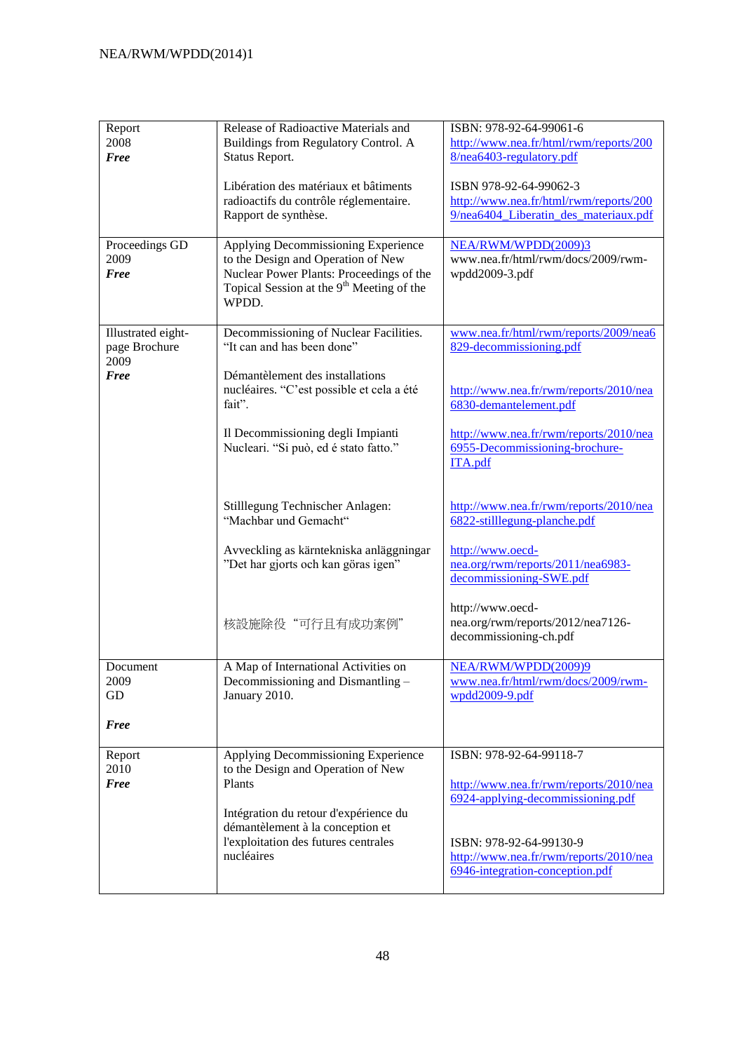| | | |
|---|---|---|
| Report<br>2008<br>***Free*** | Release of Radioactive Materials and Buildings from Regulatory Control. A Status Report.<br><br>Libération des matériaux et bâtiments radioactifs du contrôle réglementaire. Rapport de synthèse. | ISBN: 978-92-64-99061-6<br>http://www.nea.fr/html/rwm/reports/2008/nea6403-regulatory.pdf<br><br>ISBN 978-92-64-99062-3<br>http://www.nea.fr/html/rwm/reports/2009/nea6404_Liberatin_des_materiaux.pdf |
| Proceedings GD<br>2009<br>***Free*** | Applying Decommissioning Experience to the Design and Operation of New Nuclear Power Plants: Proceedings of the Topical Session at the 9th Meeting of the WPDD. | NEA/RWM/WPDD(2009)3<br>www.nea.fr/html/rwm/docs/2009/rwm-wpdd2009-3.pdf |
| Illustrated eight-page Brochure<br>2009<br>***Free*** | Decommissioning of Nuclear Facilities. "It can and has been done"<br><br>Démantèlement des installations nucléaires. "C'est possible et cela a été fait".<br><br>Il Decommissioning degli Impianti Nucleari. "Si può, ed é stato fatto."<br><br>Stilllegung Technischer Anlagen: "Machbar und Gemacht"<br><br>Avveckling as kärntekniska anläggningar "Det har gjorts och kan göras igen"<br><br>核設施除役"可行且有成功案例" | www.nea.fr/html/rwm/reports/2009/nea6829-decommissioning.pdf<br><br>http://www.nea.fr/rwm/reports/2010/nea6830-demantelement.pdf<br><br>http://www.nea.fr/rwm/reports/2010/nea6955-Decommissioning-brochure-ITA.pdf<br><br>http://www.nea.fr/rwm/reports/2010/nea6822-stilllegung-planche.pdf<br><br>http://www.oecd-nea.org/rwm/reports/2011/nea6983-decommissioning-SWE.pdf<br><br>http://www.oecd-nea.org/rwm/reports/2012/nea7126-decommissioning-ch.pdf |
| Document<br>2009<br>GD<br><br>***Free*** | A Map of International Activities on Decommissioning and Dismantling – January 2010. | NEA/RWM/WPDD(2009)9<br>www.nea.fr/html/rwm/docs/2009/rwm-wpdd2009-9.pdf |
| Report<br>2010<br>***Free*** | Applying Decommissioning Experience to the Design and Operation of New Plants<br><br>Intégration du retour d'expérience du démantèlement à la conception et l'exploitation des futures centrales nucléaires | ISBN: 978-92-64-99118-7<br><br>http://www.nea.fr/rwm/reports/2010/nea6924-applying-decommissioning.pdf<br><br>ISBN: 978-92-64-99130-9<br>http://www.nea.fr/rwm/reports/2010/nea6946-integration-conception.pdf |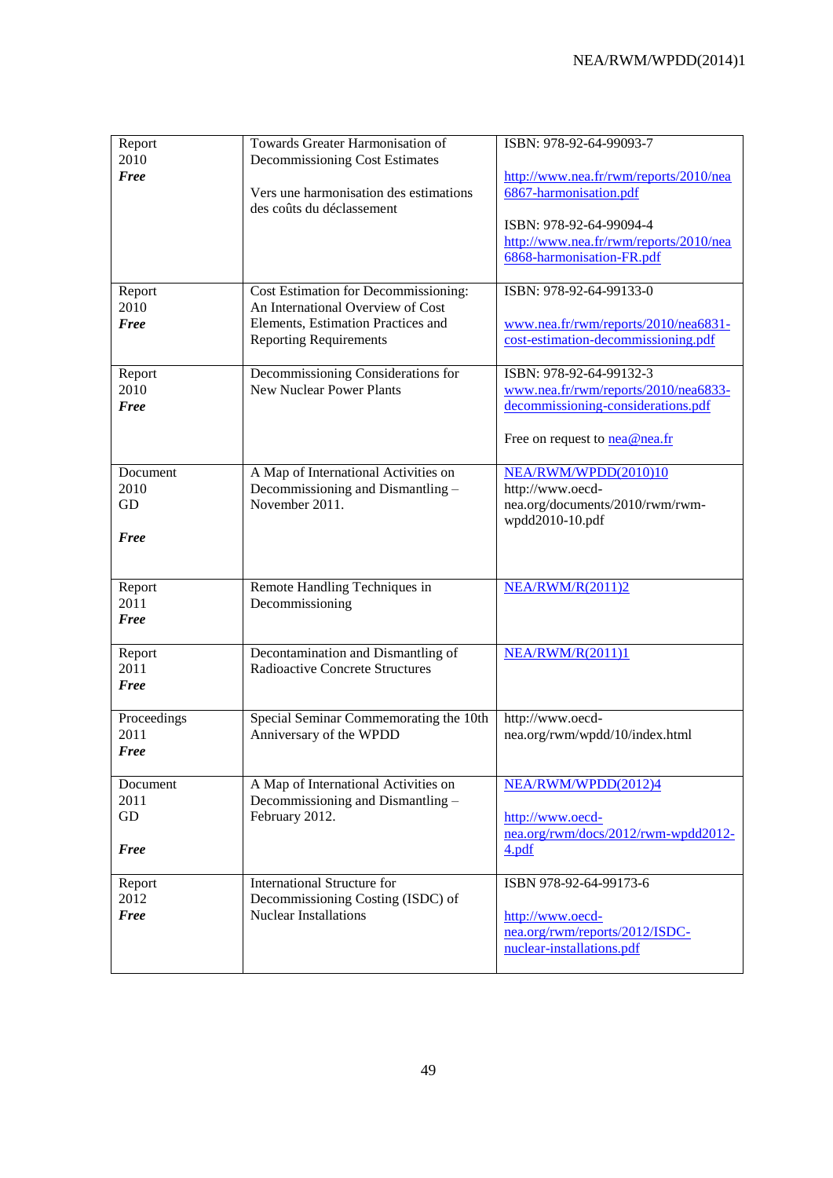| | | |
|---|---|---|
| Report<br>2010<br>***Free*** | Towards Greater Harmonisation of Decommissioning Cost Estimates<br><br>Vers une harmonisation des estimations des coûts du déclassement | ISBN: 978-92-64-99093-7<br><br>http://www.nea.fr/rwm/reports/2010/nea6867-harmonisation.pdf<br><br>ISBN: 978-92-64-99094-4<br>http://www.nea.fr/rwm/reports/2010/nea6868-harmonisation-FR.pdf |
| Report<br>2010<br>***Free*** | Cost Estimation for Decommissioning: An International Overview of Cost Elements, Estimation Practices and Reporting Requirements | ISBN: 978-92-64-99133-0<br><br>www.nea.fr/rwm/reports/2010/nea6831-cost-estimation-decommissioning.pdf |
| Report<br>2010<br>***Free*** | Decommissioning Considerations for New Nuclear Power Plants | ISBN: 978-92-64-99132-3<br>www.nea.fr/rwm/reports/2010/nea6833-decommissioning-considerations.pdf<br><br>Free on request to nea@nea.fr |
| Document<br>2010<br>GD<br><br>***Free*** | A Map of International Activities on Decommissioning and Dismantling – November 2011. | NEA/RWM/WPDD(2010)10<br>http://www.oecd-nea.org/documents/2010/rwm/rwm-wpdd2010-10.pdf |
| Report<br>2011<br>***Free*** | Remote Handling Techniques in Decommissioning | NEA/RWM/R(2011)2 |
| Report<br>2011<br>***Free*** | Decontamination and Dismantling of Radioactive Concrete Structures | NEA/RWM/R(2011)1 |
| Proceedings<br>2011<br>***Free*** | Special Seminar Commemorating the 10th Anniversary of the WPDD | http://www.oecd-nea.org/rwm/wpdd/10/index.html |
| Document<br>2011<br>GD<br><br>***Free*** | A Map of International Activities on Decommissioning and Dismantling – February 2012. | NEA/RWM/WPDD(2012)4<br><br>http://www.oecd-nea.org/rwm/docs/2012/rwm-wpdd2012-4.pdf |
| Report<br>2012<br>***Free*** | International Structure for Decommissioning Costing (ISDC) of Nuclear Installations | ISBN 978-92-64-99173-6<br><br>http://www.oecd-nea.org/rwm/reports/2012/ISDC-nuclear-installations.pdf |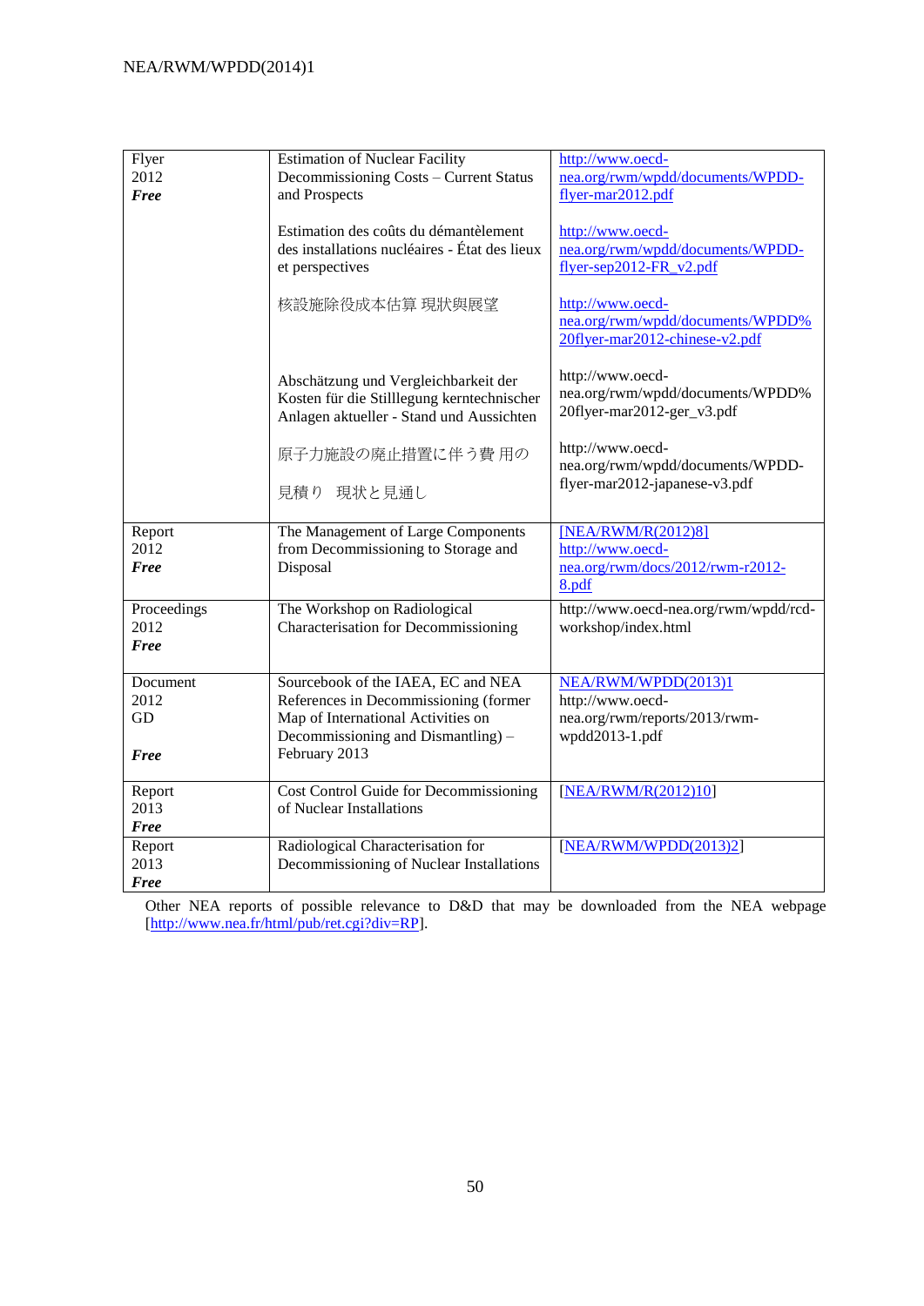| | | |
|---|---|---|
| Flyer<br>2012<br>***Free*** | Estimation of Nuclear Facility Decommissioning Costs – Current Status and Prospects<br><br>Estimation des coûts du démantèlement des installations nucléaires - État des lieux et perspectives<br><br>核設施除役成本估算 現狀與展望<br><br>Abschätzung und Vergleichbarkeit der Kosten für die Stilllegung kerntechnischer Anlagen aktueller - Stand und Aussichten<br><br>原子力施設の廃止措置に伴う費 用の<br><br>見積り　現状と見通し | http://www.oecd-nea.org/rwm/wpdd/documents/WPDD-flyer-mar2012.pdf<br><br>http://www.oecd-nea.org/rwm/wpdd/documents/WPDD-flyer-sep2012-FR_v2.pdf<br><br>http://www.oecd-nea.org/rwm/wpdd/documents/WPDD%20flyer-mar2012-chinese-v2.pdf<br><br>http://www.oecd-nea.org/rwm/wpdd/documents/WPDD%20flyer-mar2012-ger_v3.pdf<br><br>http://www.oecd-nea.org/rwm/wpdd/documents/WPDD-flyer-mar2012-japanese-v3.pdf |
| Report<br>2012<br>***Free*** | The Management of Large Components from Decommissioning to Storage and Disposal | [NEA/RWM/R(2012)8]<br>http://www.oecd-nea.org/rwm/docs/2012/rwm-r2012-8.pdf |
| Proceedings<br>2012<br>***Free*** | The Workshop on Radiological Characterisation for Decommissioning | http://www.oecd-nea.org/rwm/wpdd/rcd-workshop/index.html |
| Document<br>2012<br>GD<br><br>***Free*** | Sourcebook of the IAEA, EC and NEA References in Decommissioning (former Map of International Activities on Decommissioning and Dismantling) – February 2013 | NEA/RWM/WPDD(2013)1<br>http://www.oecd-nea.org/rwm/reports/2013/rwm-wpdd2013-1.pdf |
| Report<br>2013<br>***Free*** | Cost Control Guide for Decommissioning of Nuclear Installations | [NEA/RWM/R(2012)10] |
| Report<br>2013<br>***Free*** | Radiological Characterisation for Decommissioning of Nuclear Installations | [NEA/RWM/WPDD(2013)2] |

Other NEA reports of possible relevance to D&D that may be downloaded from the NEA webpage [http://www.nea.fr/html/pub/ret.cgi?div=RP].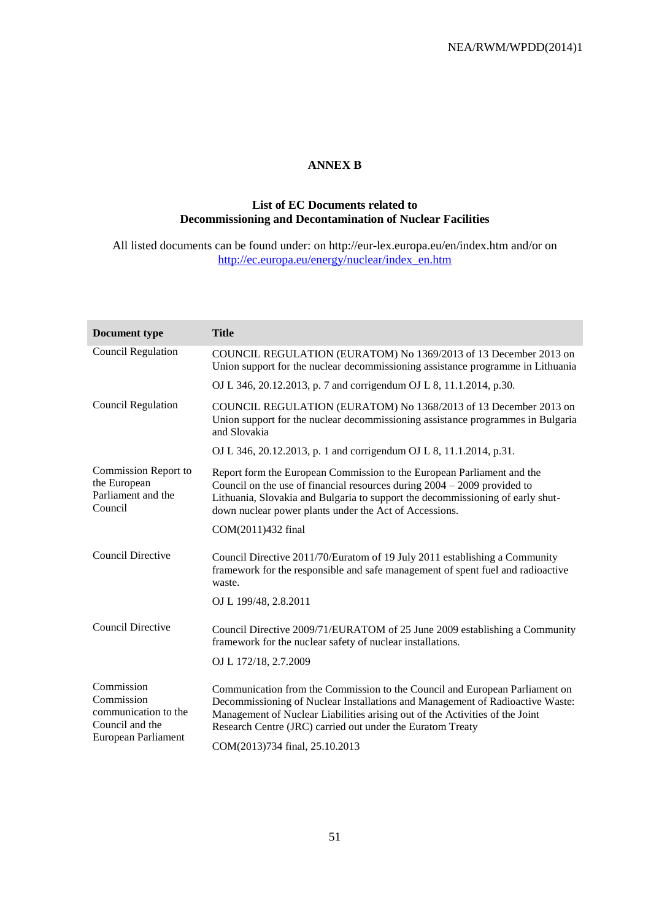# ANNEX B

## List of EC Documents related to Decommissioning and Decontamination of Nuclear Facilities

All listed documents can be found under: on http://eur-lex.europa.eu/en/index.htm and/or on http://ec.europa.eu/energy/nuclear/index_en.htm

| Document type | Title |
|---|---|
| Council Regulation | COUNCIL REGULATION (EURATOM) No 1369/2013 of 13 December 2013 on Union support for the nuclear decommissioning assistance programme in Lithuania<br><br>OJ L 346, 20.12.2013, p. 7 and corrigendum OJ L 8, 11.1.2014, p.30. |
| Council Regulation | COUNCIL REGULATION (EURATOM) No 1368/2013 of 13 December 2013 on Union support for the nuclear decommissioning assistance programmes in Bulgaria and Slovakia<br><br>OJ L 346, 20.12.2013, p. 1 and corrigendum OJ L 8, 11.1.2014, p.31. |
| Commission Report to the European Parliament and the Council | Report form the European Commission to the European Parliament and the Council on the use of financial resources during 2004 – 2009 provided to Lithuania, Slovakia and Bulgaria to support the decommissioning of early shut-down nuclear power plants under the Act of Accessions.<br><br>COM(2011)432 final |
| Council Directive | Council Directive 2011/70/Euratom of 19 July 2011 establishing a Community framework for the responsible and safe management of spent fuel and radioactive waste.<br><br>OJ L 199/48, 2.8.2011 |
| Council Directive | Council Directive 2009/71/EURATOM of 25 June 2009 establishing a Community framework for the nuclear safety of nuclear installations.<br><br>OJ L 172/18, 2.7.2009 |
| Commission Commission communication to the Council and the European Parliament | Communication from the Commission to the Council and European Parliament on Decommissioning of Nuclear Installations and Management of Radioactive Waste: Management of Nuclear Liabilities arising out of the Activities of the Joint Research Centre (JRC) carried out under the Euratom Treaty<br><br>COM(2013)734 final, 25.10.2013 |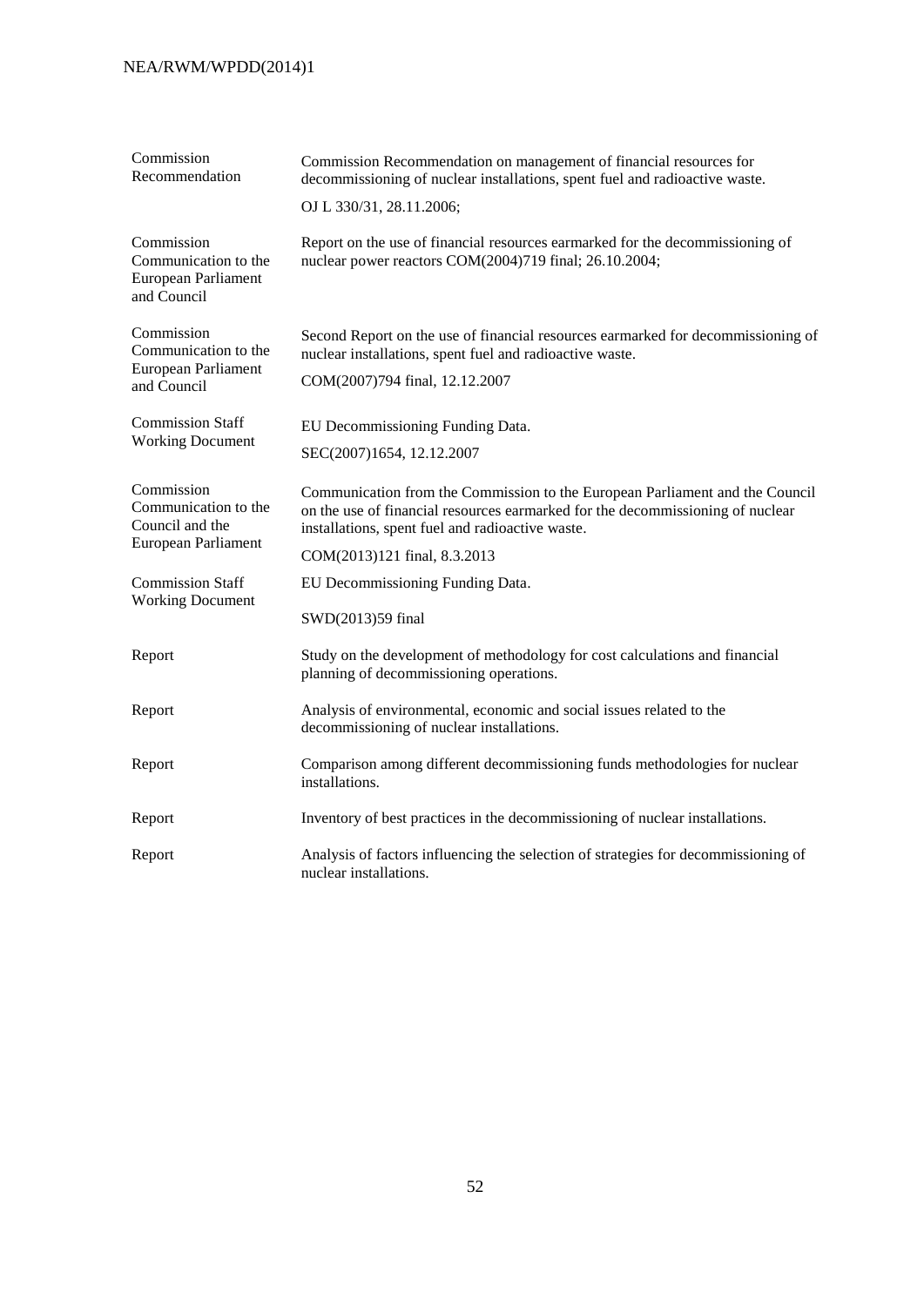| | |
|---|---|
| Commission Recommendation | Commission Recommendation on management of financial resources for decommissioning of nuclear installations, spent fuel and radioactive waste. OJ L 330/31, 28.11.2006; |
| Commission Communication to the European Parliament and Council | Report on the use of financial resources earmarked for the decommissioning of nuclear power reactors COM(2004)719 final; 26.10.2004; |
| Commission Communication to the European Parliament and Council | Second Report on the use of financial resources earmarked for decommissioning of nuclear installations, spent fuel and radioactive waste. COM(2007)794 final, 12.12.2007 |
| Commission Staff Working Document | EU Decommissioning Funding Data. SEC(2007)1654, 12.12.2007 |
| Commission Communication to the Council and the European Parliament | Communication from the Commission to the European Parliament and the Council on the use of financial resources earmarked for the decommissioning of nuclear installations, spent fuel and radioactive waste. COM(2013)121 final, 8.3.2013 |
| Commission Staff Working Document | EU Decommissioning Funding Data. SWD(2013)59 final |
| Report | Study on the development of methodology for cost calculations and financial planning of decommissioning operations. |
| Report | Analysis of environmental, economic and social issues related to the decommissioning of nuclear installations. |
| Report | Comparison among different decommissioning funds methodologies for nuclear installations. |
| Report | Inventory of best practices in the decommissioning of nuclear installations. |
| Report | Analysis of factors influencing the selection of strategies for decommissioning of nuclear installations. |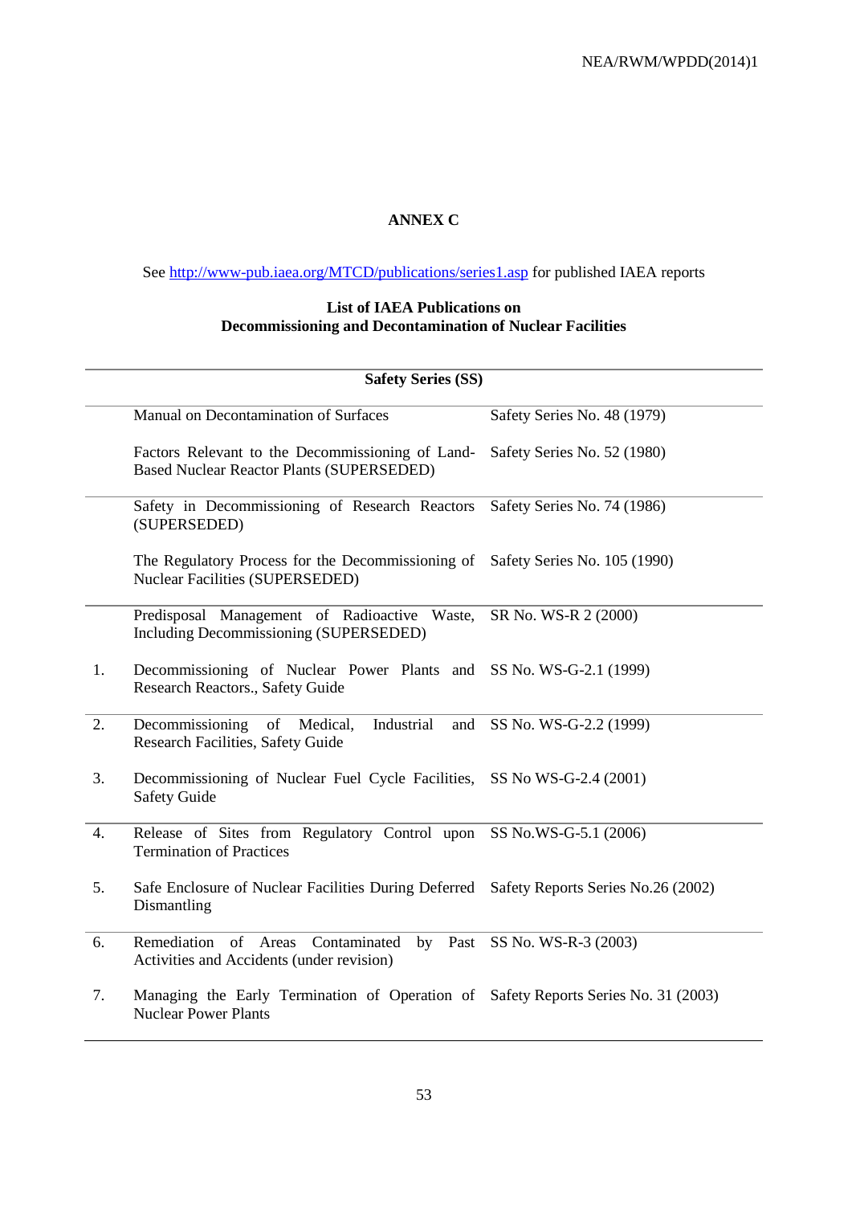# ANNEX C

See http://www-pub.iaea.org/MTCD/publications/series1.asp for published IAEA reports

**List of IAEA Publications on**
**Decommissioning and Decontamination of Nuclear Facilities**

| | **Safety Series (SS)** | |
|---|---|---|
| | Manual on Decontamination of Surfaces | Safety Series No. 48 (1979) |
| | Factors Relevant to the Decommissioning of Land-Based Nuclear Reactor Plants (SUPERSEDED) | Safety Series No. 52 (1980) |
| | Safety in Decommissioning of Research Reactors (SUPERSEDED) | Safety Series No. 74 (1986) |
| | The Regulatory Process for the Decommissioning of Nuclear Facilities (SUPERSEDED) | Safety Series No. 105 (1990) |
| | Predisposal Management of Radioactive Waste, Including Decommissioning (SUPERSEDED) | SR No. WS-R 2 (2000) |
| 1. | Decommissioning of Nuclear Power Plants and Research Reactors., Safety Guide | SS No. WS-G-2.1 (1999) |
| 2. | Decommissioning of Medical, Industrial and Research Facilities, Safety Guide | SS No. WS-G-2.2 (1999) |
| 3. | Decommissioning of Nuclear Fuel Cycle Facilities, Safety Guide | SS No WS-G-2.4 (2001) |
| 4. | Release of Sites from Regulatory Control upon Termination of Practices | SS No.WS-G-5.1 (2006) |
| 5. | Safe Enclosure of Nuclear Facilities During Deferred Dismantling | Safety Reports Series No.26 (2002) |
| 6. | Remediation of Areas Contaminated by Past Activities and Accidents (under revision) | SS No. WS-R-3 (2003) |
| 7. | Managing the Early Termination of Operation of Nuclear Power Plants | Safety Reports Series No. 31 (2003) |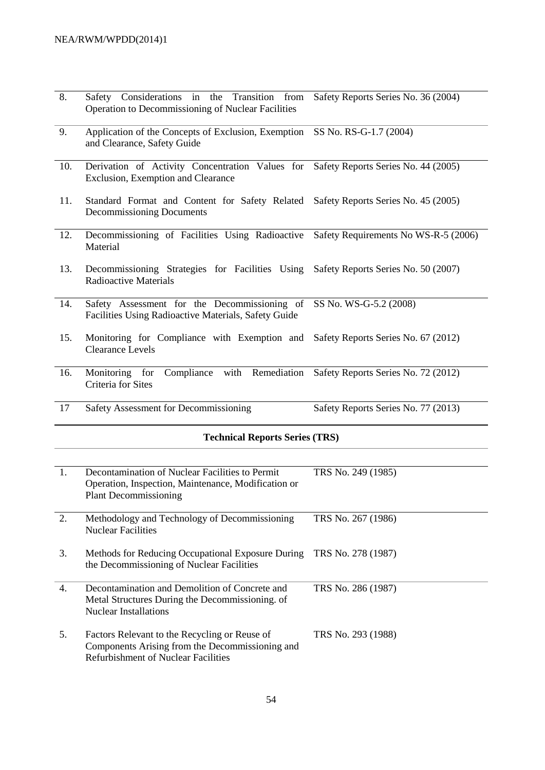| | | |
|---|---|---|
| 8. | Safety Considerations in the Transition from Operation to Decommissioning of Nuclear Facilities | Safety Reports Series No. 36 (2004) |
| 9. | Application of the Concepts of Exclusion, Exemption and Clearance, Safety Guide | SS No. RS-G-1.7 (2004) |
| 10. | Derivation of Activity Concentration Values for Exclusion, Exemption and Clearance | Safety Reports Series No. 44 (2005) |
| 11. | Standard Format and Content for Safety Related Decommissioning Documents | Safety Reports Series No. 45 (2005) |
| 12. | Decommissioning of Facilities Using Radioactive Material | Safety Requirements No WS-R-5 (2006) |
| 13. | Decommissioning Strategies for Facilities Using Radioactive Materials | Safety Reports Series No. 50 (2007) |
| 14. | Safety Assessment for the Decommissioning of Facilities Using Radioactive Materials, Safety Guide | SS No. WS-G-5.2 (2008) |
| 15. | Monitoring for Compliance with Exemption and Clearance Levels | Safety Reports Series No. 67 (2012) |
| 16. | Monitoring for Compliance with Remediation Criteria for Sites | Safety Reports Series No. 72 (2012) |
| 17 | Safety Assessment for Decommissioning | Safety Reports Series No. 77 (2013) |

**Technical Reports Series (TRS)**

| | | |
|---|---|---|
| 1. | Decontamination of Nuclear Facilities to Permit Operation, Inspection, Maintenance, Modification or Plant Decommissioning | TRS No. 249 (1985) |
| 2. | Methodology and Technology of Decommissioning Nuclear Facilities | TRS No. 267 (1986) |
| 3. | Methods for Reducing Occupational Exposure During the Decommissioning of Nuclear Facilities | TRS No. 278 (1987) |
| 4. | Decontamination and Demolition of Concrete and Metal Structures During the Decommissioning. of Nuclear Installations | TRS No. 286 (1987) |
| 5. | Factors Relevant to the Recycling or Reuse of Components Arising from the Decommissioning and Refurbishment of Nuclear Facilities | TRS No. 293 (1988) |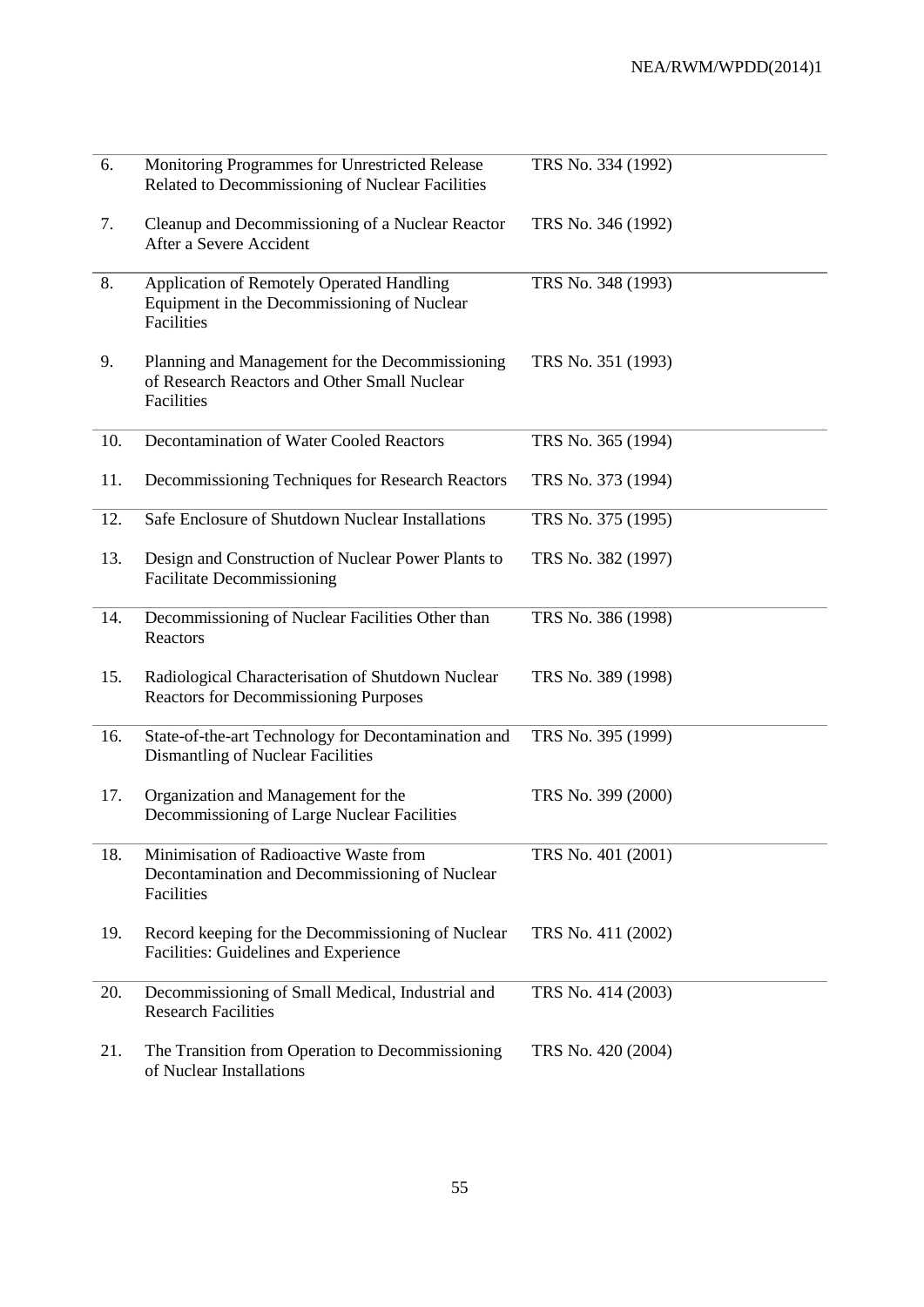| | | |
|---|---|---|
| 6. | Monitoring Programmes for Unrestricted Release Related to Decommissioning of Nuclear Facilities | TRS No. 334 (1992) |
| 7. | Cleanup and Decommissioning of a Nuclear Reactor After a Severe Accident | TRS No. 346 (1992) |
| 8. | Application of Remotely Operated Handling Equipment in the Decommissioning of Nuclear Facilities | TRS No. 348 (1993) |
| 9. | Planning and Management for the Decommissioning of Research Reactors and Other Small Nuclear Facilities | TRS No. 351 (1993) |
| 10. | Decontamination of Water Cooled Reactors | TRS No. 365 (1994) |
| 11. | Decommissioning Techniques for Research Reactors | TRS No. 373 (1994) |
| 12. | Safe Enclosure of Shutdown Nuclear Installations | TRS No. 375 (1995) |
| 13. | Design and Construction of Nuclear Power Plants to Facilitate Decommissioning | TRS No. 382 (1997) |
| 14. | Decommissioning of Nuclear Facilities Other than Reactors | TRS No. 386 (1998) |
| 15. | Radiological Characterisation of Shutdown Nuclear Reactors for Decommissioning Purposes | TRS No. 389 (1998) |
| 16. | State-of-the-art Technology for Decontamination and Dismantling of Nuclear Facilities | TRS No. 395 (1999) |
| 17. | Organization and Management for the Decommissioning of Large Nuclear Facilities | TRS No. 399 (2000) |
| 18. | Minimisation of Radioactive Waste from Decontamination and Decommissioning of Nuclear Facilities | TRS No. 401 (2001) |
| 19. | Record keeping for the Decommissioning of Nuclear Facilities: Guidelines and Experience | TRS No. 411 (2002) |
| 20. | Decommissioning of Small Medical, Industrial and Research Facilities | TRS No. 414 (2003) |
| 21. | The Transition from Operation to Decommissioning of Nuclear Installations | TRS No. 420 (2004) |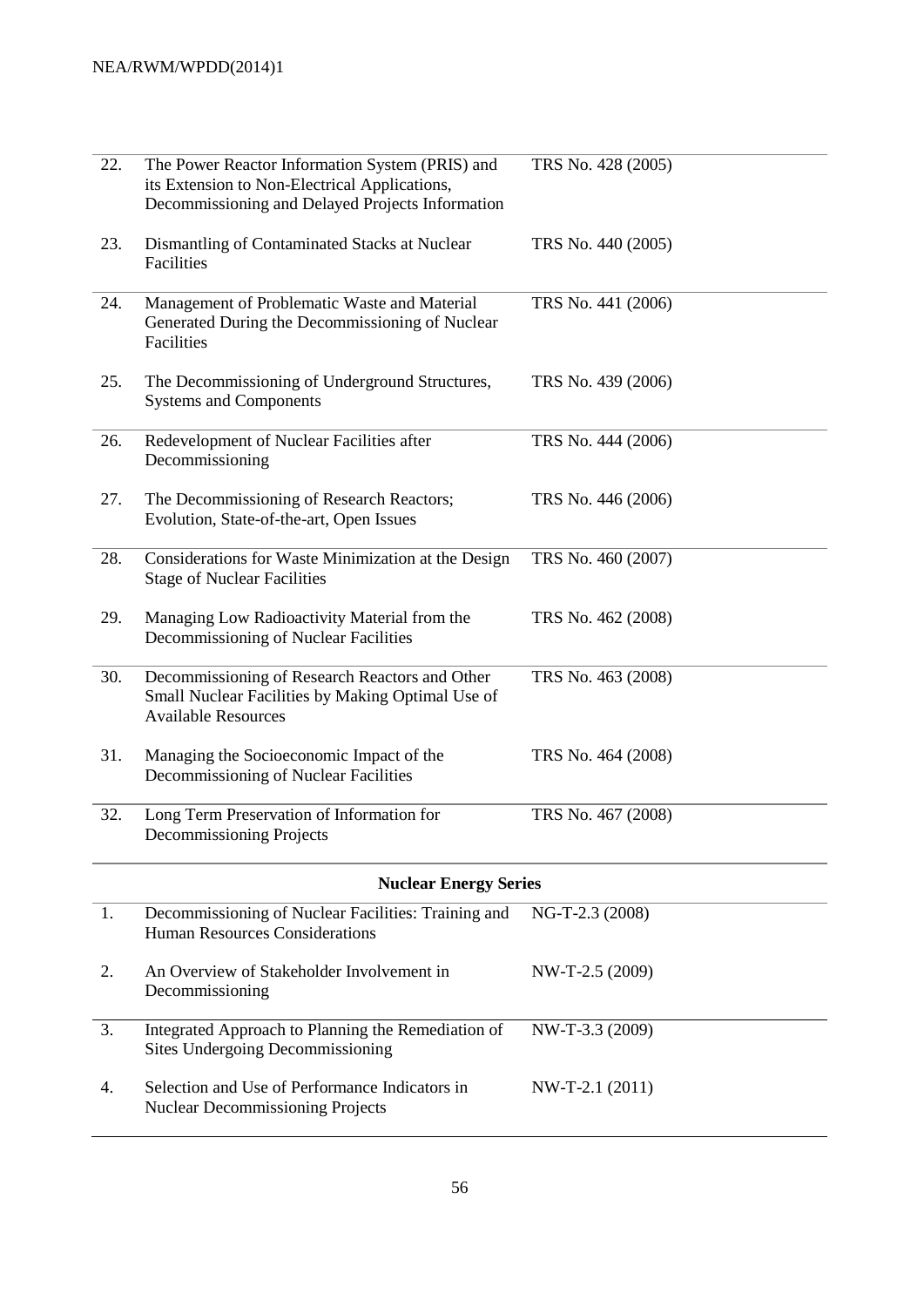| | | |
|---|---|---|
| 22. | The Power Reactor Information System (PRIS) and its Extension to Non-Electrical Applications, Decommissioning and Delayed Projects Information | TRS No. 428 (2005) |
| 23. | Dismantling of Contaminated Stacks at Nuclear Facilities | TRS No. 440 (2005) |
| 24. | Management of Problematic Waste and Material Generated During the Decommissioning of Nuclear Facilities | TRS No. 441 (2006) |
| 25. | The Decommissioning of Underground Structures, Systems and Components | TRS No. 439 (2006) |
| 26. | Redevelopment of Nuclear Facilities after Decommissioning | TRS No. 444 (2006) |
| 27. | The Decommissioning of Research Reactors; Evolution, State-of-the-art, Open Issues | TRS No. 446 (2006) |
| 28. | Considerations for Waste Minimization at the Design Stage of Nuclear Facilities | TRS No. 460 (2007) |
| 29. | Managing Low Radioactivity Material from the Decommissioning of Nuclear Facilities | TRS No. 462 (2008) |
| 30. | Decommissioning of Research Reactors and Other Small Nuclear Facilities by Making Optimal Use of Available Resources | TRS No. 463 (2008) |
| 31. | Managing the Socioeconomic Impact of the Decommissioning of Nuclear Facilities | TRS No. 464 (2008) |
| 32. | Long Term Preservation of Information for Decommissioning Projects | TRS No. 467 (2008) |
| | **Nuclear Energy Series** | |
| 1. | Decommissioning of Nuclear Facilities: Training and Human Resources Considerations | NG-T-2.3 (2008) |
| 2. | An Overview of Stakeholder Involvement in Decommissioning | NW-T-2.5 (2009) |
| 3. | Integrated Approach to Planning the Remediation of Sites Undergoing Decommissioning | NW-T-3.3 (2009) |
| 4. | Selection and Use of Performance Indicators in Nuclear Decommissioning Projects | NW-T-2.1 (2011) |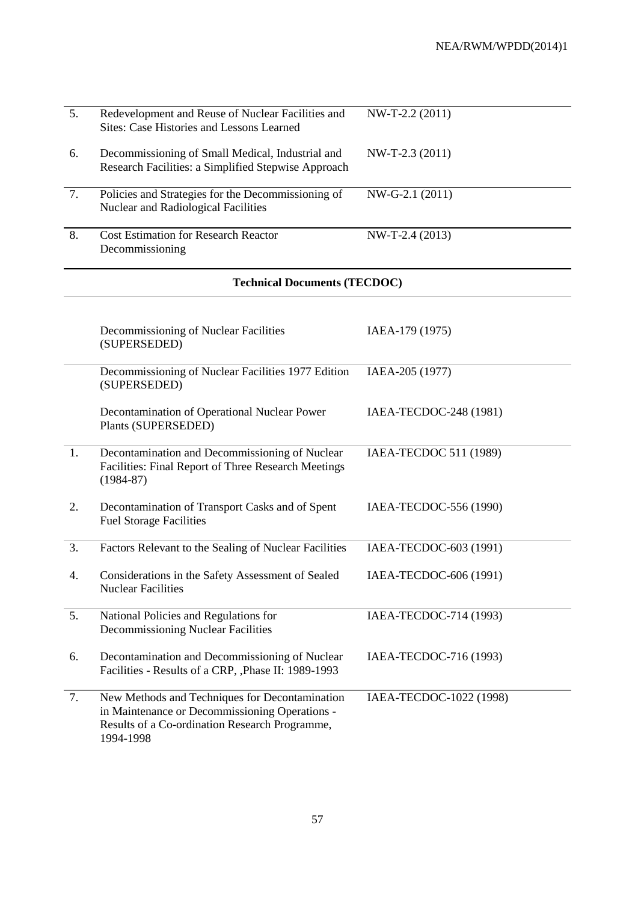| | | |
|---|---|---|
| 5. | Redevelopment and Reuse of Nuclear Facilities and Sites: Case Histories and Lessons Learned | NW-T-2.2 (2011) |
| 6. | Decommissioning of Small Medical, Industrial and Research Facilities: a Simplified Stepwise Approach | NW-T-2.3 (2011) |
| 7. | Policies and Strategies for the Decommissioning of Nuclear and Radiological Facilities | NW-G-2.1 (2011) |
| 8. | Cost Estimation for Research Reactor Decommissioning | NW-T-2.4 (2013) |

**Technical Documents (TECDOC)**

| | | |
|---|---|---|
| | Decommissioning of Nuclear Facilities (SUPERSEDED) | IAEA-179 (1975) |
| | Decommissioning of Nuclear Facilities 1977 Edition (SUPERSEDED) | IAEA-205 (1977) |
| | Decontamination of Operational Nuclear Power Plants (SUPERSEDED) | IAEA-TECDOC-248 (1981) |
| 1. | Decontamination and Decommissioning of Nuclear Facilities: Final Report of Three Research Meetings (1984-87) | IAEA-TECDOC 511 (1989) |
| 2. | Decontamination of Transport Casks and of Spent Fuel Storage Facilities | IAEA-TECDOC-556 (1990) |
| 3. | Factors Relevant to the Sealing of Nuclear Facilities | IAEA-TECDOC-603 (1991) |
| 4. | Considerations in the Safety Assessment of Sealed Nuclear Facilities | IAEA-TECDOC-606 (1991) |
| 5. | National Policies and Regulations for Decommissioning Nuclear Facilities | IAEA-TECDOC-714 (1993) |
| 6. | Decontamination and Decommissioning of Nuclear Facilities - Results of a CRP, ,Phase II: 1989-1993 | IAEA-TECDOC-716 (1993) |
| 7. | New Methods and Techniques for Decontamination in Maintenance or Decommissioning Operations - Results of a Co-ordination Research Programme, 1994-1998 | IAEA-TECDOC-1022 (1998) |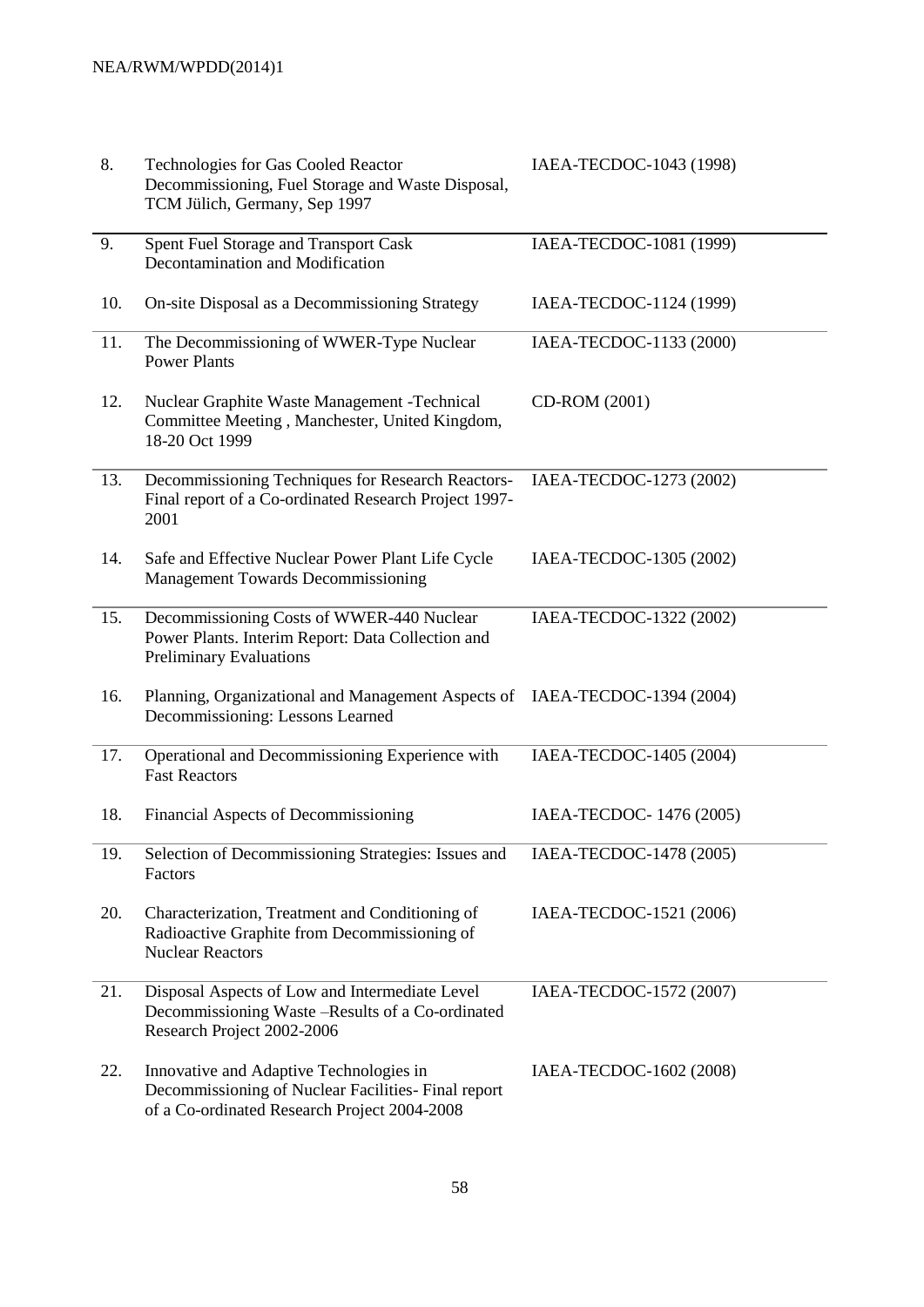| | | |
|---|---|---|
| 8. | Technologies for Gas Cooled Reactor Decommissioning, Fuel Storage and Waste Disposal, TCM Jülich, Germany, Sep 1997 | IAEA-TECDOC-1043 (1998) |
| 9. | Spent Fuel Storage and Transport Cask Decontamination and Modification | IAEA-TECDOC-1081 (1999) |
| 10. | On-site Disposal as a Decommissioning Strategy | IAEA-TECDOC-1124 (1999) |
| 11. | The Decommissioning of WWER-Type Nuclear Power Plants | IAEA-TECDOC-1133 (2000) |
| 12. | Nuclear Graphite Waste Management -Technical Committee Meeting , Manchester, United Kingdom, 18-20 Oct 1999 | CD-ROM (2001) |
| 13. | Decommissioning Techniques for Research Reactors- Final report of a Co-ordinated Research Project 1997-2001 | IAEA-TECDOC-1273 (2002) |
| 14. | Safe and Effective Nuclear Power Plant Life Cycle Management Towards Decommissioning | IAEA-TECDOC-1305 (2002) |
| 15. | Decommissioning Costs of WWER-440 Nuclear Power Plants. Interim Report: Data Collection and Preliminary Evaluations | IAEA-TECDOC-1322 (2002) |
| 16. | Planning, Organizational and Management Aspects of Decommissioning: Lessons Learned | IAEA-TECDOC-1394 (2004) |
| 17. | Operational and Decommissioning Experience with Fast Reactors | IAEA-TECDOC-1405 (2004) |
| 18. | Financial Aspects of Decommissioning | IAEA-TECDOC- 1476 (2005) |
| 19. | Selection of Decommissioning Strategies: Issues and Factors | IAEA-TECDOC-1478 (2005) |
| 20. | Characterization, Treatment and Conditioning of Radioactive Graphite from Decommissioning of Nuclear Reactors | IAEA-TECDOC-1521 (2006) |
| 21. | Disposal Aspects of Low and Intermediate Level Decommissioning Waste –Results of a Co-ordinated Research Project 2002-2006 | IAEA-TECDOC-1572 (2007) |
| 22. | Innovative and Adaptive Technologies in Decommissioning of Nuclear Facilities- Final report of a Co-ordinated Research Project 2004-2008 | IAEA-TECDOC-1602 (2008) |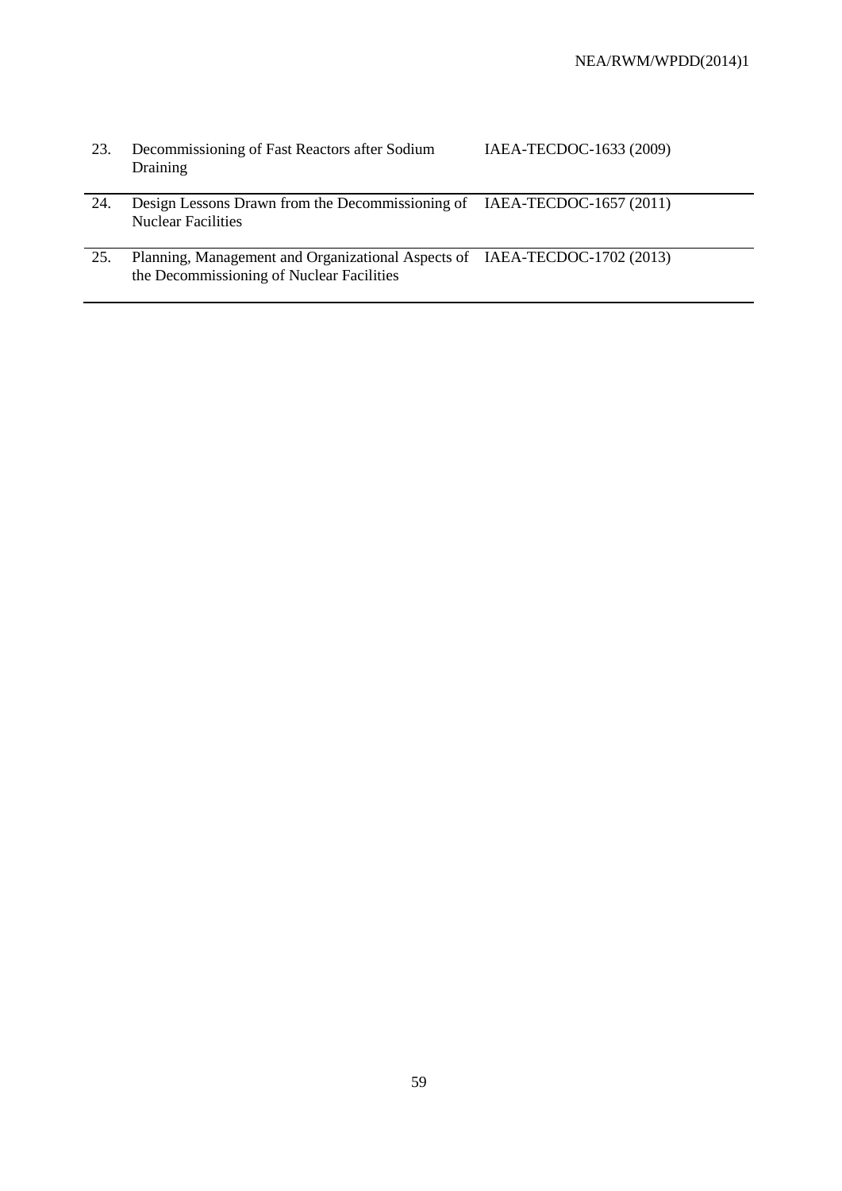| | | |
|---|---|---|
| 23. | Decommissioning of Fast Reactors after Sodium Draining | IAEA-TECDOC-1633 (2009) |
| 24. | Design Lessons Drawn from the Decommissioning of Nuclear Facilities | IAEA-TECDOC-1657 (2011) |
| 25. | Planning, Management and Organizational Aspects of the Decommissioning of Nuclear Facilities | IAEA-TECDOC-1702 (2013) |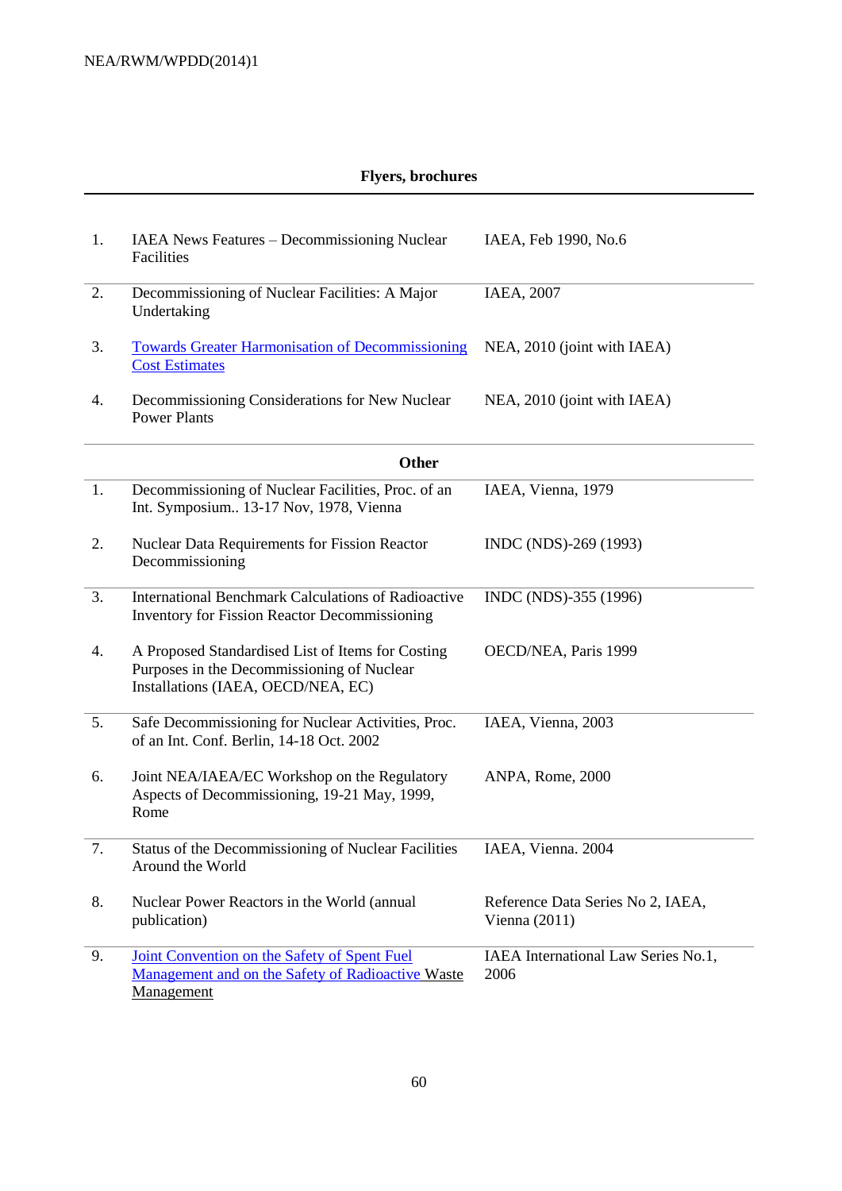**Flyers, brochures**

| | | |
|---|---|---|
| 1. | IAEA News Features – Decommissioning Nuclear Facilities | IAEA, Feb 1990, No.6 |
| 2. | Decommissioning of Nuclear Facilities: A Major Undertaking | IAEA, 2007 |
| 3. | Towards Greater Harmonisation of Decommissioning Cost Estimates | NEA, 2010 (joint with IAEA) |
| 4. | Decommissioning Considerations for New Nuclear Power Plants | NEA, 2010 (joint with IAEA) |

**Other**

| | | |
|---|---|---|
| 1. | Decommissioning of Nuclear Facilities, Proc. of an Int. Symposium.. 13-17 Nov, 1978, Vienna | IAEA, Vienna, 1979 |
| 2. | Nuclear Data Requirements for Fission Reactor Decommissioning | INDC (NDS)-269 (1993) |
| 3. | International Benchmark Calculations of Radioactive Inventory for Fission Reactor Decommissioning | INDC (NDS)-355 (1996) |
| 4. | A Proposed Standardised List of Items for Costing Purposes in the Decommissioning of Nuclear Installations (IAEA, OECD/NEA, EC) | OECD/NEA, Paris 1999 |
| 5. | Safe Decommissioning for Nuclear Activities, Proc. of an Int. Conf. Berlin, 14-18 Oct. 2002 | IAEA, Vienna, 2003 |
| 6. | Joint NEA/IAEA/EC Workshop on the Regulatory Aspects of Decommissioning, 19-21 May, 1999, Rome | ANPA, Rome, 2000 |
| 7. | Status of the Decommissioning of Nuclear Facilities Around the World | IAEA, Vienna. 2004 |
| 8. | Nuclear Power Reactors in the World (annual publication) | Reference Data Series No 2, IAEA, Vienna (2011) |
| 9. | Joint Convention on the Safety of Spent Fuel Management and on the Safety of Radioactive Waste Management | IAEA International Law Series No.1, 2006 |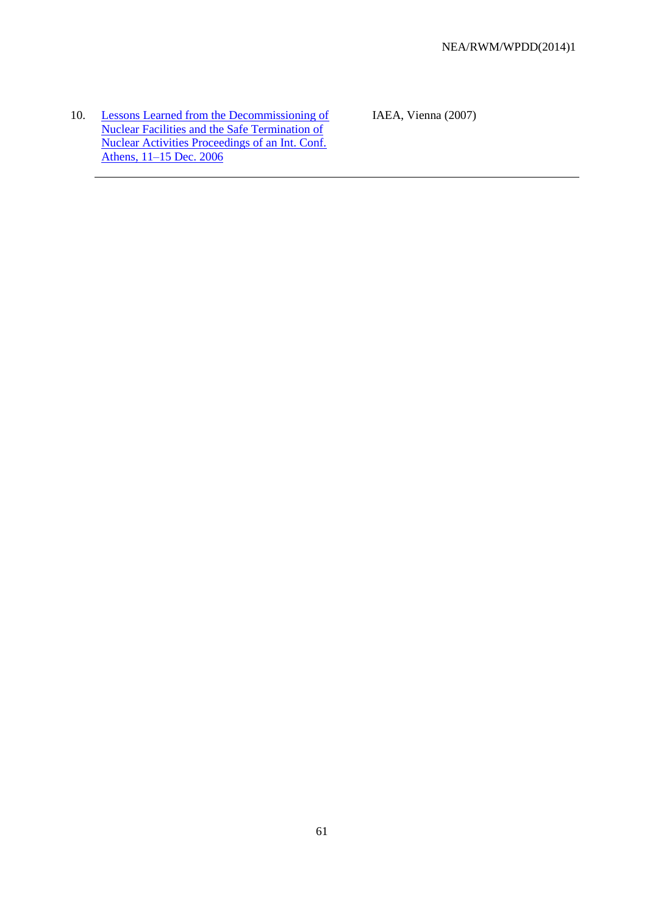| | | |
|---|---|---|
| 10. | Lessons Learned from the Decommissioning of Nuclear Facilities and the Safe Termination of Nuclear Activities Proceedings of an Int. Conf. Athens, 11–15 Dec. 2006 | IAEA, Vienna (2007) |